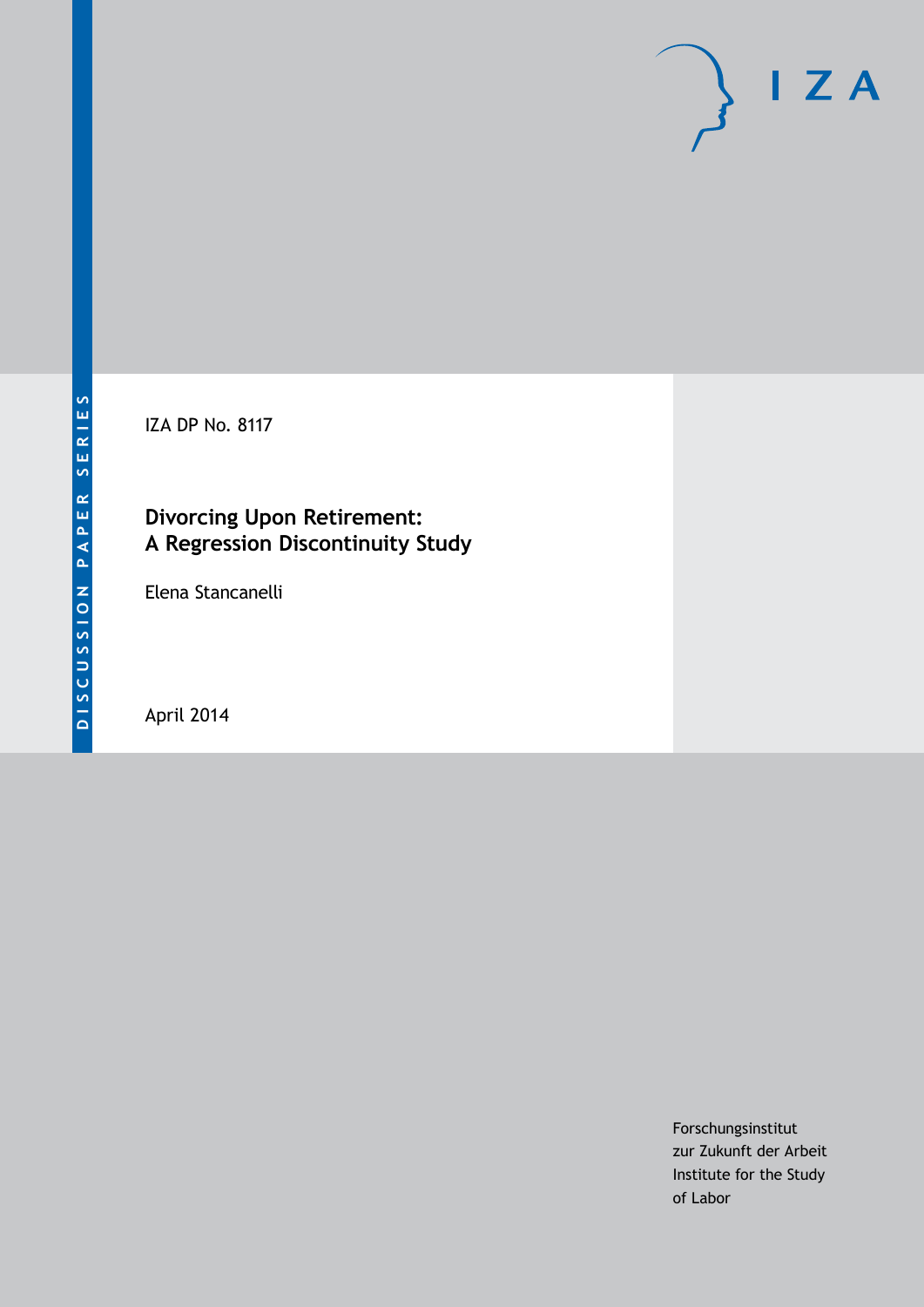DISCUSSION PAPER SERIES

IZA DP No. 8117

# Divorcing Upon Retirement: A Regression Discontinuity Study

Elena Stancanelli

April 2014

Forschungsinstitut
zur Zukunft der Arbeit
Institute for the Study
of Labor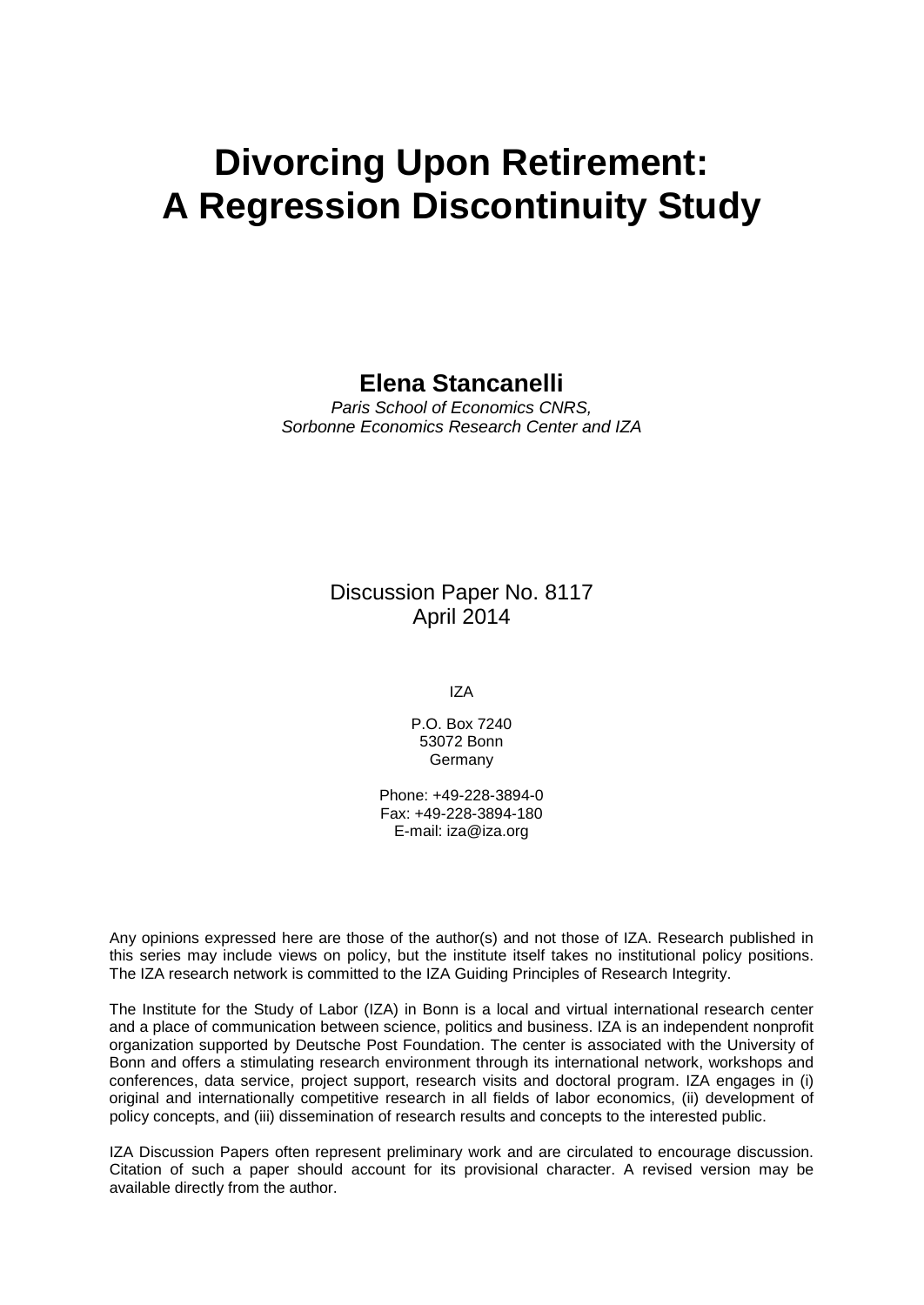# Divorcing Upon Retirement: A Regression Discontinuity Study

**Elena Stancanelli**

*Paris School of Economics CNRS,*
*Sorbonne Economics Research Center and IZA*

Discussion Paper No. 8117
April 2014

IZA

P.O. Box 7240
53072 Bonn
Germany

Phone: +49-228-3894-0
Fax: +49-228-3894-180
E-mail: iza@iza.org

Any opinions expressed here are those of the author(s) and not those of IZA. Research published in this series may include views on policy, but the institute itself takes no institutional policy positions. The IZA research network is committed to the IZA Guiding Principles of Research Integrity.

The Institute for the Study of Labor (IZA) in Bonn is a local and virtual international research center and a place of communication between science, politics and business. IZA is an independent nonprofit organization supported by Deutsche Post Foundation. The center is associated with the University of Bonn and offers a stimulating research environment through its international network, workshops and conferences, data service, project support, research visits and doctoral program. IZA engages in (i) original and internationally competitive research in all fields of labor economics, (ii) development of policy concepts, and (iii) dissemination of research results and concepts to the interested public.

IZA Discussion Papers often represent preliminary work and are circulated to encourage discussion. Citation of such a paper should account for its provisional character. A revised version may be available directly from the author.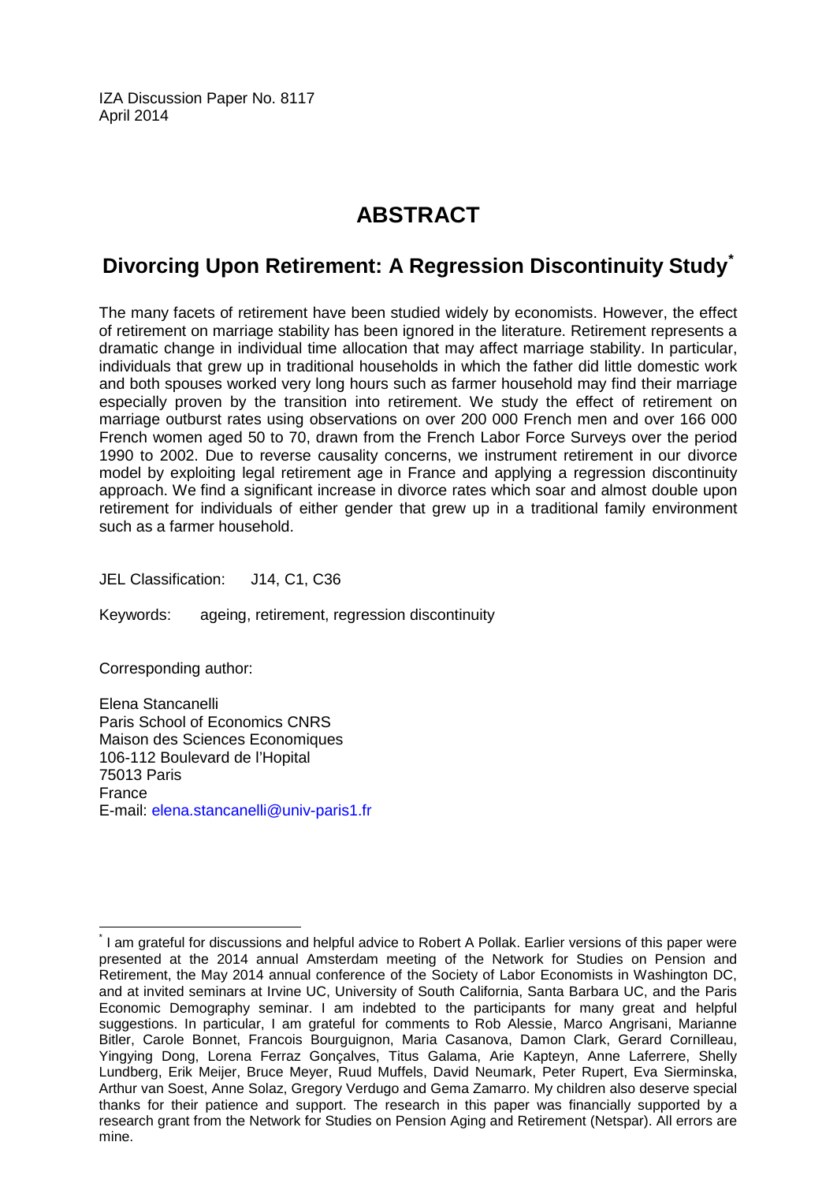IZA Discussion Paper No. 8117
April 2014

# ABSTRACT

## Divorcing Upon Retirement: A Regression Discontinuity Study*

The many facets of retirement have been studied widely by economists. However, the effect of retirement on marriage stability has been ignored in the literature. Retirement represents a dramatic change in individual time allocation that may affect marriage stability. In particular, individuals that grew up in traditional households in which the father did little domestic work and both spouses worked very long hours such as farmer household may find their marriage especially proven by the transition into retirement. We study the effect of retirement on marriage outburst rates using observations on over 200 000 French men and over 166 000 French women aged 50 to 70, drawn from the French Labor Force Surveys over the period 1990 to 2002. Due to reverse causality concerns, we instrument retirement in our divorce model by exploiting legal retirement age in France and applying a regression discontinuity approach. We find a significant increase in divorce rates which soar and almost double upon retirement for individuals of either gender that grew up in a traditional family environment such as a farmer household.

JEL Classification: J14, C1, C36

Keywords: ageing, retirement, regression discontinuity

Corresponding author:

Elena Stancanelli
Paris School of Economics CNRS
Maison des Sciences Economiques
106-112 Boulevard de l'Hopital
75013 Paris
France
E-mail: elena.stancanelli@univ-paris1.fr

---

* I am grateful for discussions and helpful advice to Robert A Pollak. Earlier versions of this paper were presented at the 2014 annual Amsterdam meeting of the Network for Studies on Pension and Retirement, the May 2014 annual conference of the Society of Labor Economists in Washington DC, and at invited seminars at Irvine UC, University of South California, Santa Barbara UC, and the Paris Economic Demography seminar. I am indebted to the participants for many great and helpful suggestions. In particular, I am grateful for comments to Rob Alessie, Marco Angrisani, Marianne Bitler, Carole Bonnet, Francois Bourguignon, Maria Casanova, Damon Clark, Gerard Cornilleau, Yingying Dong, Lorena Ferraz Gonçalves, Titus Galama, Arie Kapteyn, Anne Laferrere, Shelly Lundberg, Erik Meijer, Bruce Meyer, Ruud Muffels, David Neumark, Peter Rupert, Eva Sierminska, Arthur van Soest, Anne Solaz, Gregory Verdugo and Gema Zamarro. My children also deserve special thanks for their patience and support. The research in this paper was financially supported by a research grant from the Network for Studies on Pension Aging and Retirement (Netspar). All errors are mine.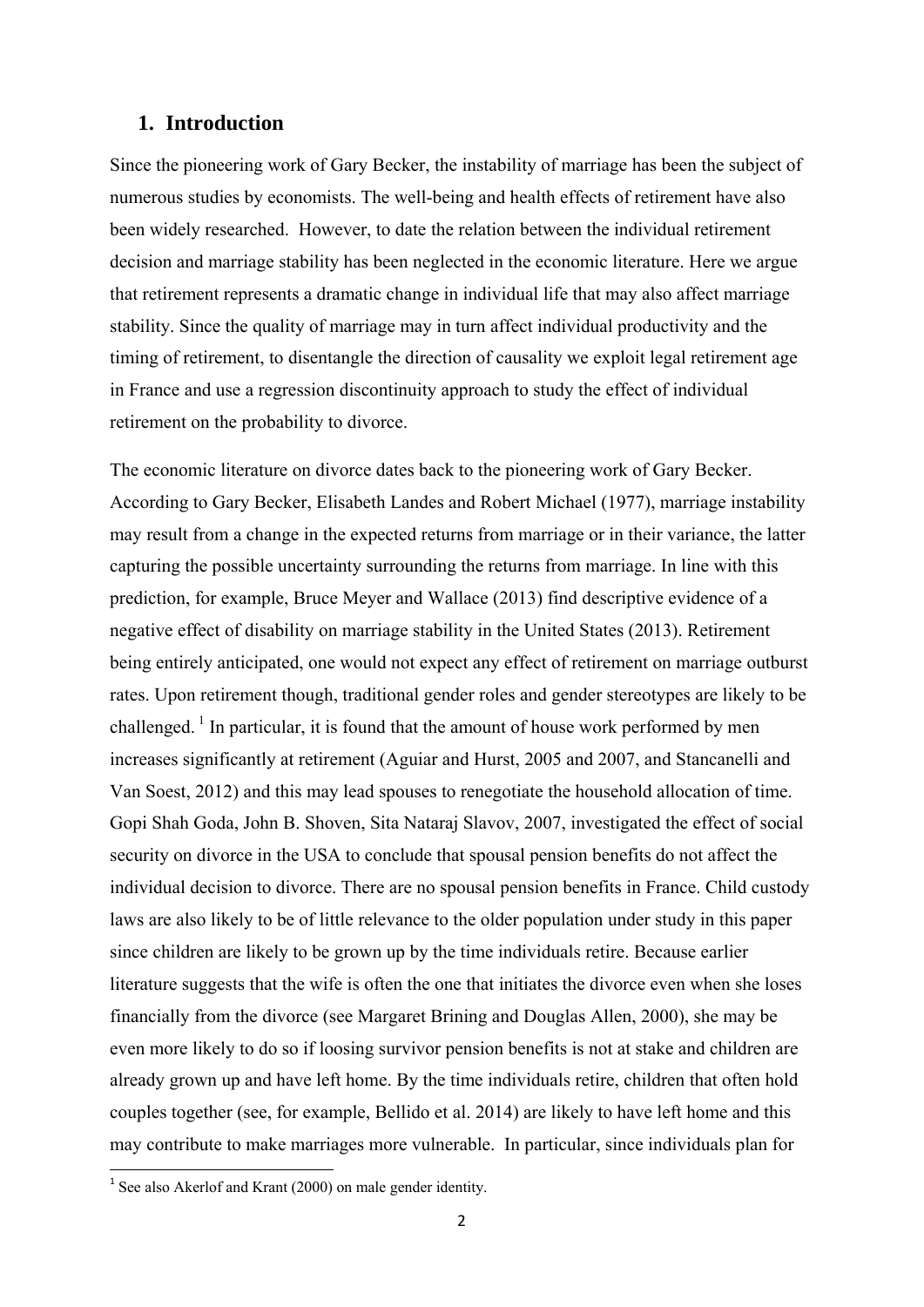## 1. Introduction

Since the pioneering work of Gary Becker, the instability of marriage has been the subject of numerous studies by economists. The well-being and health effects of retirement have also been widely researched. However, to date the relation between the individual retirement decision and marriage stability has been neglected in the economic literature. Here we argue that retirement represents a dramatic change in individual life that may also affect marriage stability. Since the quality of marriage may in turn affect individual productivity and the timing of retirement, to disentangle the direction of causality we exploit legal retirement age in France and use a regression discontinuity approach to study the effect of individual retirement on the probability to divorce.

The economic literature on divorce dates back to the pioneering work of Gary Becker. According to Gary Becker, Elisabeth Landes and Robert Michael (1977), marriage instability may result from a change in the expected returns from marriage or in their variance, the latter capturing the possible uncertainty surrounding the returns from marriage. In line with this prediction, for example, Bruce Meyer and Wallace (2013) find descriptive evidence of a negative effect of disability on marriage stability in the United States (2013). Retirement being entirely anticipated, one would not expect any effect of retirement on marriage outburst rates. Upon retirement though, traditional gender roles and gender stereotypes are likely to be challenged. [1] In particular, it is found that the amount of house work performed by men increases significantly at retirement (Aguiar and Hurst, 2005 and 2007, and Stancanelli and Van Soest, 2012) and this may lead spouses to renegotiate the household allocation of time. Gopi Shah Goda, John B. Shoven, Sita Nataraj Slavov, 2007, investigated the effect of social security on divorce in the USA to conclude that spousal pension benefits do not affect the individual decision to divorce. There are no spousal pension benefits in France. Child custody laws are also likely to be of little relevance to the older population under study in this paper since children are likely to be grown up by the time individuals retire. Because earlier literature suggests that the wife is often the one that initiates the divorce even when she loses financially from the divorce (see Margaret Brining and Douglas Allen, 2000), she may be even more likely to do so if loosing survivor pension benefits is not at stake and children are already grown up and have left home. By the time individuals retire, children that often hold couples together (see, for example, Bellido et al. 2014) are likely to have left home and this may contribute to make marriages more vulnerable. In particular, since individuals plan for

[1] See also Akerlof and Krant (2000) on male gender identity.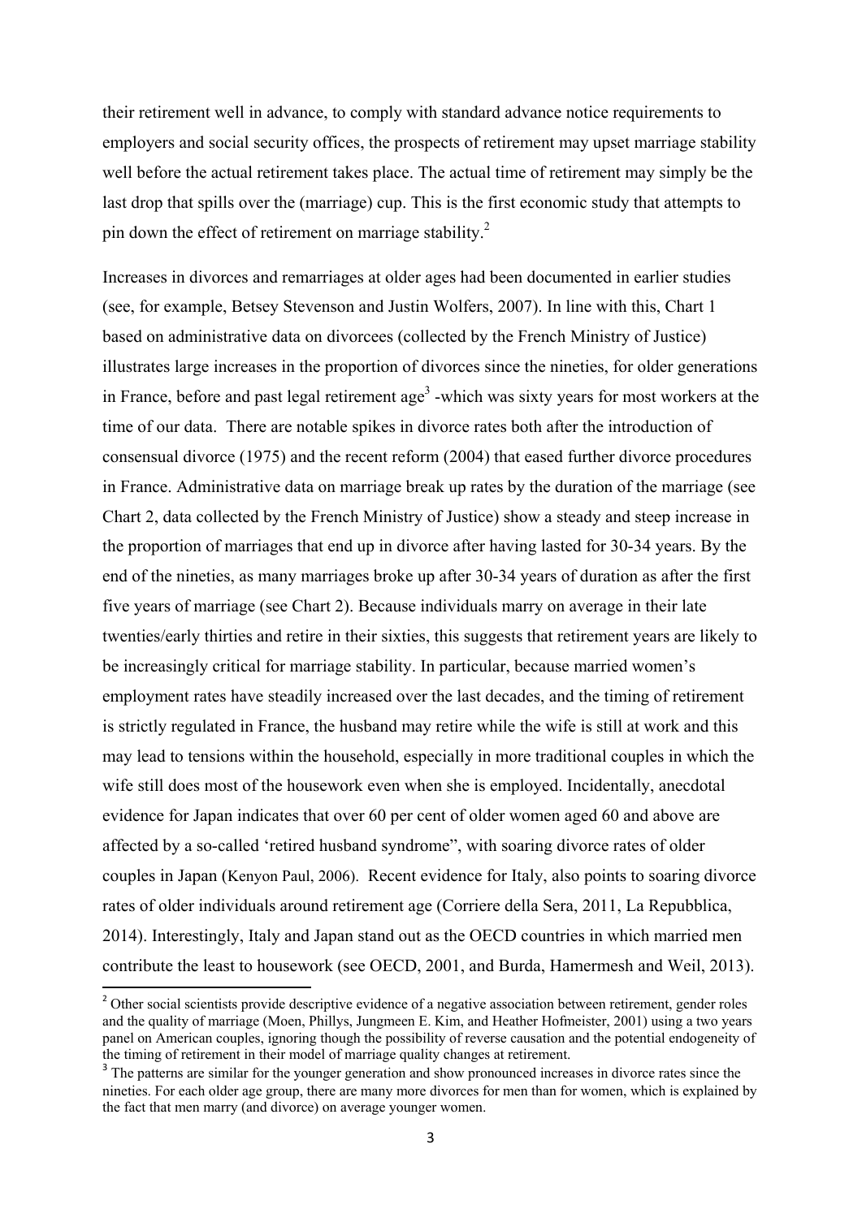their retirement well in advance, to comply with standard advance notice requirements to employers and social security offices, the prospects of retirement may upset marriage stability well before the actual retirement takes place. The actual time of retirement may simply be the last drop that spills over the (marriage) cup. This is the first economic study that attempts to pin down the effect of retirement on marriage stability.[2]

Increases in divorces and remarriages at older ages had been documented in earlier studies (see, for example, Betsey Stevenson and Justin Wolfers, 2007). In line with this, Chart 1 based on administrative data on divorcees (collected by the French Ministry of Justice) illustrates large increases in the proportion of divorces since the nineties, for older generations in France, before and past legal retirement age[3] -which was sixty years for most workers at the time of our data. There are notable spikes in divorce rates both after the introduction of consensual divorce (1975) and the recent reform (2004) that eased further divorce procedures in France. Administrative data on marriage break up rates by the duration of the marriage (see Chart 2, data collected by the French Ministry of Justice) show a steady and steep increase in the proportion of marriages that end up in divorce after having lasted for 30-34 years. By the end of the nineties, as many marriages broke up after 30-34 years of duration as after the first five years of marriage (see Chart 2). Because individuals marry on average in their late twenties/early thirties and retire in their sixties, this suggests that retirement years are likely to be increasingly critical for marriage stability. In particular, because married women's employment rates have steadily increased over the last decades, and the timing of retirement is strictly regulated in France, the husband may retire while the wife is still at work and this may lead to tensions within the household, especially in more traditional couples in which the wife still does most of the housework even when she is employed. Incidentally, anecdotal evidence for Japan indicates that over 60 per cent of older women aged 60 and above are affected by a so-called 'retired husband syndrome", with soaring divorce rates of older couples in Japan (Kenyon Paul, 2006). Recent evidence for Italy, also points to soaring divorce rates of older individuals around retirement age (Corriere della Sera, 2011, La Repubblica, 2014). Interestingly, Italy and Japan stand out as the OECD countries in which married men contribute the least to housework (see OECD, 2001, and Burda, Hamermesh and Weil, 2013).

[2] Other social scientists provide descriptive evidence of a negative association between retirement, gender roles and the quality of marriage (Moen, Phillys, Jungmeen E. Kim, and Heather Hofmeister, 2001) using a two years panel on American couples, ignoring though the possibility of reverse causation and the potential endogeneity of the timing of retirement in their model of marriage quality changes at retirement.

[3] The patterns are similar for the younger generation and show pronounced increases in divorce rates since the nineties. For each older age group, there are many more divorces for men than for women, which is explained by the fact that men marry (and divorce) on average younger women.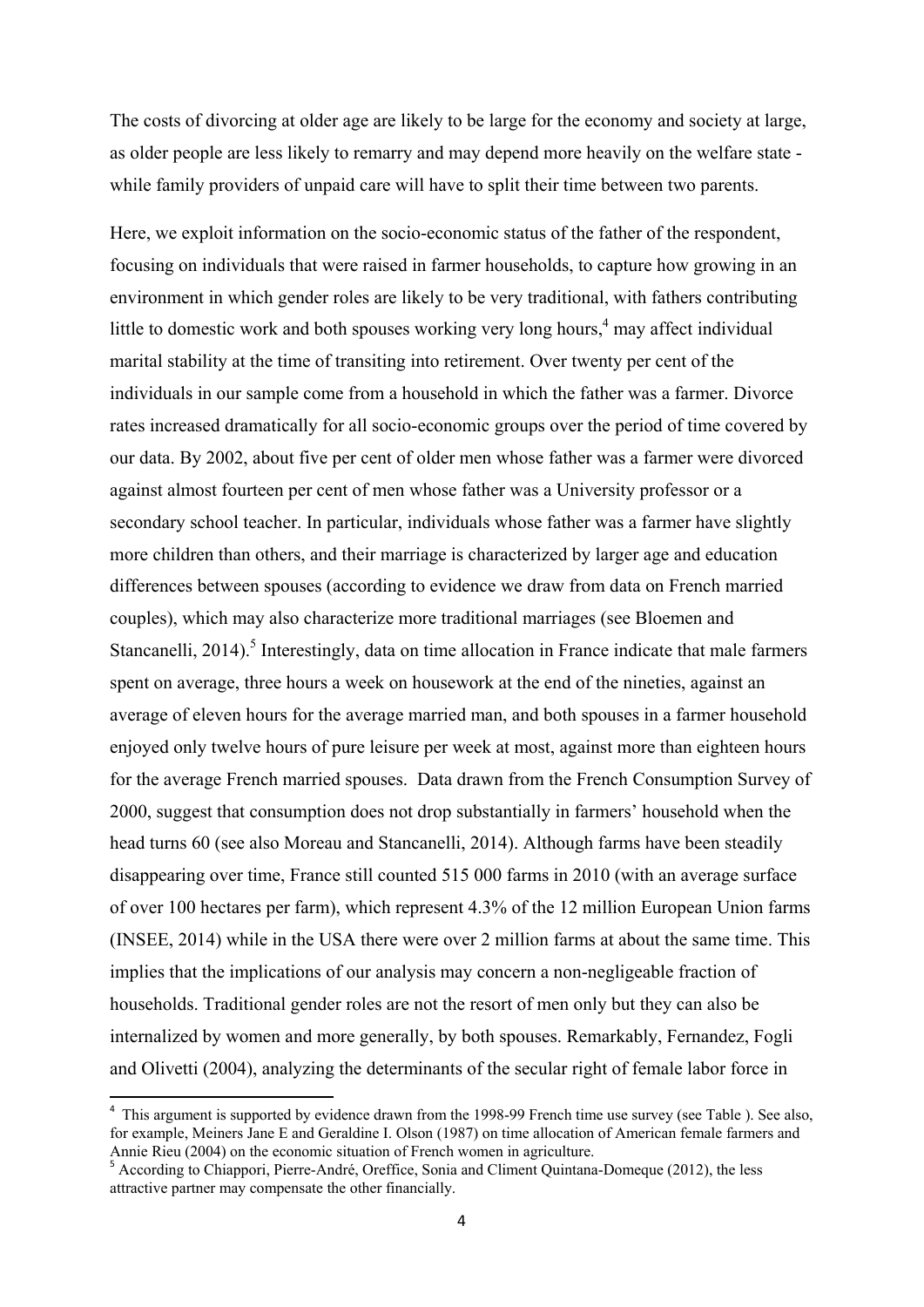The costs of divorcing at older age are likely to be large for the economy and society at large, as older people are less likely to remarry and may depend more heavily on the welfare state - while family providers of unpaid care will have to split their time between two parents.

Here, we exploit information on the socio-economic status of the father of the respondent, focusing on individuals that were raised in farmer households, to capture how growing in an environment in which gender roles are likely to be very traditional, with fathers contributing little to domestic work and both spouses working very long hours,[4] may affect individual marital stability at the time of transiting into retirement. Over twenty per cent of the individuals in our sample come from a household in which the father was a farmer. Divorce rates increased dramatically for all socio-economic groups over the period of time covered by our data. By 2002, about five per cent of older men whose father was a farmer were divorced against almost fourteen per cent of men whose father was a University professor or a secondary school teacher. In particular, individuals whose father was a farmer have slightly more children than others, and their marriage is characterized by larger age and education differences between spouses (according to evidence we draw from data on French married couples), which may also characterize more traditional marriages (see Bloemen and Stancanelli, 2014).[5] Interestingly, data on time allocation in France indicate that male farmers spent on average, three hours a week on housework at the end of the nineties, against an average of eleven hours for the average married man, and both spouses in a farmer household enjoyed only twelve hours of pure leisure per week at most, against more than eighteen hours for the average French married spouses. Data drawn from the French Consumption Survey of 2000, suggest that consumption does not drop substantially in farmers' household when the head turns 60 (see also Moreau and Stancanelli, 2014). Although farms have been steadily disappearing over time, France still counted 515 000 farms in 2010 (with an average surface of over 100 hectares per farm), which represent 4.3% of the 12 million European Union farms (INSEE, 2014) while in the USA there were over 2 million farms at about the same time. This implies that the implications of our analysis may concern a non-negligeable fraction of households. Traditional gender roles are not the resort of men only but they can also be internalized by women and more generally, by both spouses. Remarkably, Fernandez, Fogli and Olivetti (2004), analyzing the determinants of the secular right of female labor force in

[4] This argument is supported by evidence drawn from the 1998-99 French time use survey (see Table ). See also, for example, Meiners Jane E and Geraldine I. Olson (1987) on time allocation of American female farmers and Annie Rieu (2004) on the economic situation of French women in agriculture.

[5] According to Chiappori, Pierre-André, Oreffice, Sonia and Climent Quintana-Domeque (2012), the less attractive partner may compensate the other financially.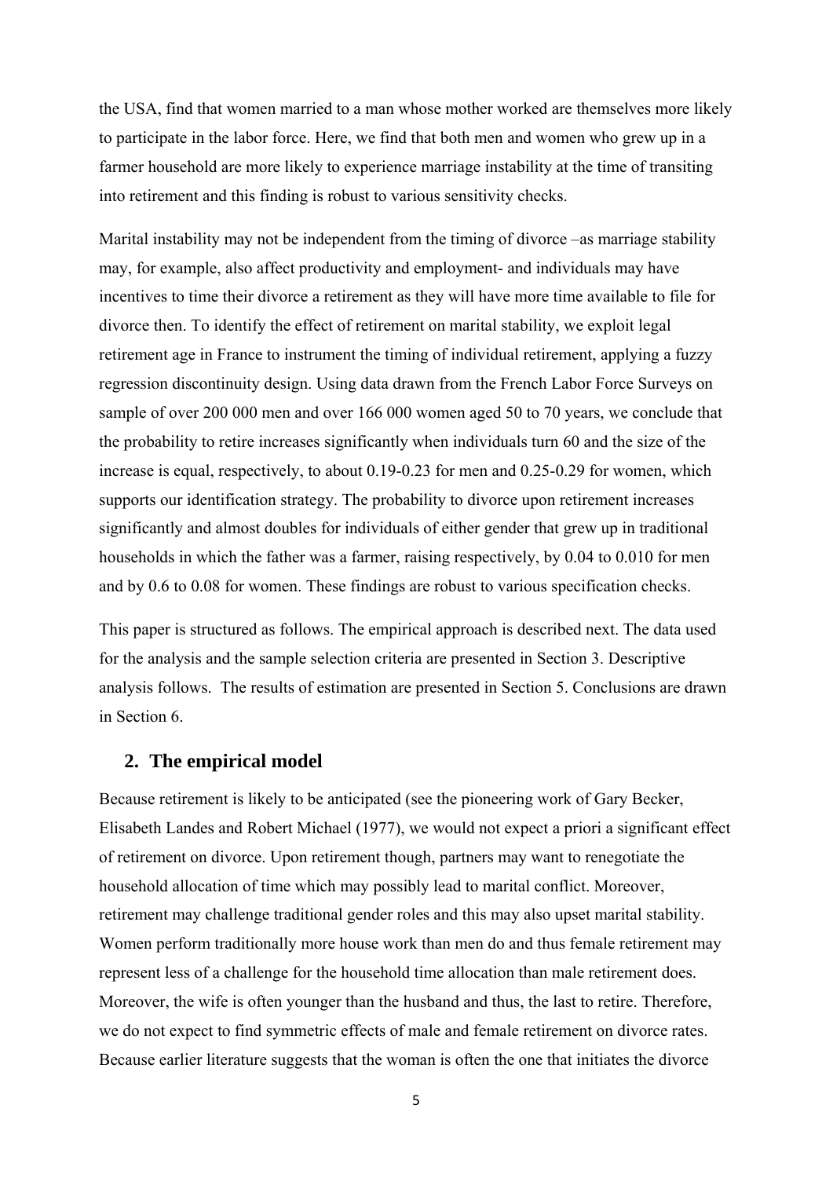the USA, find that women married to a man whose mother worked are themselves more likely to participate in the labor force. Here, we find that both men and women who grew up in a farmer household are more likely to experience marriage instability at the time of transiting into retirement and this finding is robust to various sensitivity checks.

Marital instability may not be independent from the timing of divorce –as marriage stability may, for example, also affect productivity and employment- and individuals may have incentives to time their divorce a retirement as they will have more time available to file for divorce then. To identify the effect of retirement on marital stability, we exploit legal retirement age in France to instrument the timing of individual retirement, applying a fuzzy regression discontinuity design. Using data drawn from the French Labor Force Surveys on sample of over 200 000 men and over 166 000 women aged 50 to 70 years, we conclude that the probability to retire increases significantly when individuals turn 60 and the size of the increase is equal, respectively, to about 0.19-0.23 for men and 0.25-0.29 for women, which supports our identification strategy. The probability to divorce upon retirement increases significantly and almost doubles for individuals of either gender that grew up in traditional households in which the father was a farmer, raising respectively, by 0.04 to 0.010 for men and by 0.6 to 0.08 for women. These findings are robust to various specification checks.

This paper is structured as follows. The empirical approach is described next. The data used for the analysis and the sample selection criteria are presented in Section 3. Descriptive analysis follows. The results of estimation are presented in Section 5. Conclusions are drawn in Section 6.

## 2. The empirical model

Because retirement is likely to be anticipated (see the pioneering work of Gary Becker, Elisabeth Landes and Robert Michael (1977), we would not expect a priori a significant effect of retirement on divorce. Upon retirement though, partners may want to renegotiate the household allocation of time which may possibly lead to marital conflict. Moreover, retirement may challenge traditional gender roles and this may also upset marital stability. Women perform traditionally more house work than men do and thus female retirement may represent less of a challenge for the household time allocation than male retirement does. Moreover, the wife is often younger than the husband and thus, the last to retire. Therefore, we do not expect to find symmetric effects of male and female retirement on divorce rates. Because earlier literature suggests that the woman is often the one that initiates the divorce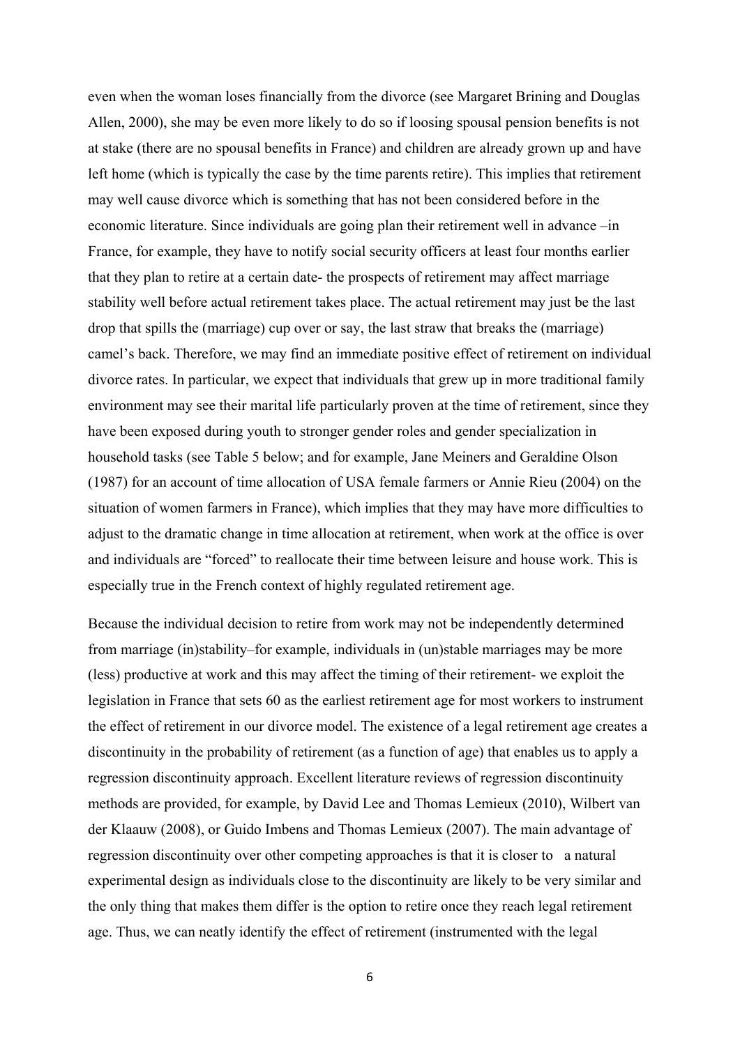even when the woman loses financially from the divorce (see Margaret Brining and Douglas Allen, 2000), she may be even more likely to do so if loosing spousal pension benefits is not at stake (there are no spousal benefits in France) and children are already grown up and have left home (which is typically the case by the time parents retire). This implies that retirement may well cause divorce which is something that has not been considered before in the economic literature. Since individuals are going plan their retirement well in advance –in France, for example, they have to notify social security officers at least four months earlier that they plan to retire at a certain date- the prospects of retirement may affect marriage stability well before actual retirement takes place. The actual retirement may just be the last drop that spills the (marriage) cup over or say, the last straw that breaks the (marriage) camel's back. Therefore, we may find an immediate positive effect of retirement on individual divorce rates. In particular, we expect that individuals that grew up in more traditional family environment may see their marital life particularly proven at the time of retirement, since they have been exposed during youth to stronger gender roles and gender specialization in household tasks (see Table 5 below; and for example, Jane Meiners and Geraldine Olson (1987) for an account of time allocation of USA female farmers or Annie Rieu (2004) on the situation of women farmers in France), which implies that they may have more difficulties to adjust to the dramatic change in time allocation at retirement, when work at the office is over and individuals are "forced" to reallocate their time between leisure and house work. This is especially true in the French context of highly regulated retirement age.

Because the individual decision to retire from work may not be independently determined from marriage (in)stability–for example, individuals in (un)stable marriages may be more (less) productive at work and this may affect the timing of their retirement- we exploit the legislation in France that sets 60 as the earliest retirement age for most workers to instrument the effect of retirement in our divorce model. The existence of a legal retirement age creates a discontinuity in the probability of retirement (as a function of age) that enables us to apply a regression discontinuity approach. Excellent literature reviews of regression discontinuity methods are provided, for example, by David Lee and Thomas Lemieux (2010), Wilbert van der Klaauw (2008), or Guido Imbens and Thomas Lemieux (2007). The main advantage of regression discontinuity over other competing approaches is that it is closer to a natural experimental design as individuals close to the discontinuity are likely to be very similar and the only thing that makes them differ is the option to retire once they reach legal retirement age. Thus, we can neatly identify the effect of retirement (instrumented with the legal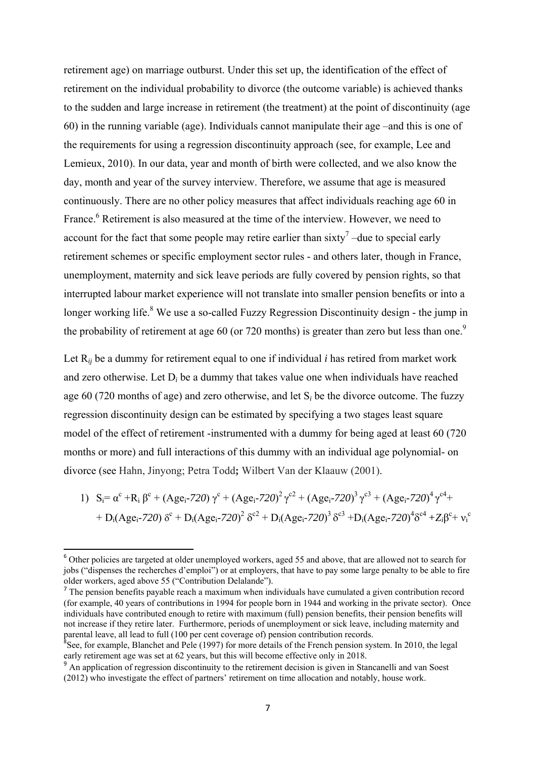retirement age) on marriage outburst. Under this set up, the identification of the effect of retirement on the individual probability to divorce (the outcome variable) is achieved thanks to the sudden and large increase in retirement (the treatment) at the point of discontinuity (age 60) in the running variable (age). Individuals cannot manipulate their age –and this is one of the requirements for using a regression discontinuity approach (see, for example, Lee and Lemieux, 2010). In our data, year and month of birth were collected, and we also know the day, month and year of the survey interview. Therefore, we assume that age is measured continuously. There are no other policy measures that affect individuals reaching age 60 in France.[6] Retirement is also measured at the time of the interview. However, we need to account for the fact that some people may retire earlier than sixty[7] –due to special early retirement schemes or specific employment sector rules - and others later, though in France, unemployment, maternity and sick leave periods are fully covered by pension rights, so that interrupted labour market experience will not translate into smaller pension benefits or into a longer working life.[8] We use a so-called Fuzzy Regression Discontinuity design - the jump in the probability of retirement at age 60 (or 720 months) is greater than zero but less than one.[9]

Let $R_{ij}$ be a dummy for retirement equal to one if individual *i* has retired from market work and zero otherwise. Let $D_i$ be a dummy that takes value one when individuals have reached age 60 (720 months of age) and zero otherwise, and let $S_i$ be the divorce outcome. The fuzzy regression discontinuity design can be estimated by specifying a two stages least square model of the effect of retirement -instrumented with a dummy for being aged at least 60 (720 months or more) and full interactions of this dummy with an individual age polynomial- on divorce (see Hahn, Jinyong; Petra Todd**;** Wilbert Van der Klaauw (2001).

1) $$S_i = \alpha^c + R_i \beta^c + (Age_i - 720)\gamma^c + (Age_i - 720)^2 \gamma^{c2} + (Age_i - 720)^3 \gamma^{c3} + (Age_i - 720)^4 \gamma^{c4} + D_i(Age_i - 720)\delta^c + D_i(Age_i - 720)^2 \delta^{c2} + D_i(Age_i - 720)^3 \delta^{c3} + D_i(Age_i - 720)^4 \delta^{c4} + Z_i\beta^c + \nu_i^c$$

---

[6] Other policies are targeted at older unemployed workers, aged 55 and above, that are allowed not to search for jobs ("dispenses the recherches d'emploi") or at employers, that have to pay some large penalty to be able to fire older workers, aged above 55 ("Contribution Delalande").

[7] The pension benefits payable reach a maximum when individuals have cumulated a given contribution record (for example, 40 years of contributions in 1994 for people born in 1944 and working in the private sector). Once individuals have contributed enough to retire with maximum (full) pension benefits, their pension benefits will not increase if they retire later. Furthermore, periods of unemployment or sick leave, including maternity and parental leave, all lead to full (100 per cent coverage of) pension contribution records.

[8] See, for example, Blanchet and Pele (1997) for more details of the French pension system. In 2010, the legal early retirement age was set at 62 years, but this will become effective only in 2018.

[9] An application of regression discontinuity to the retirement decision is given in Stancanelli and van Soest (2012) who investigate the effect of partners' retirement on time allocation and notably, house work.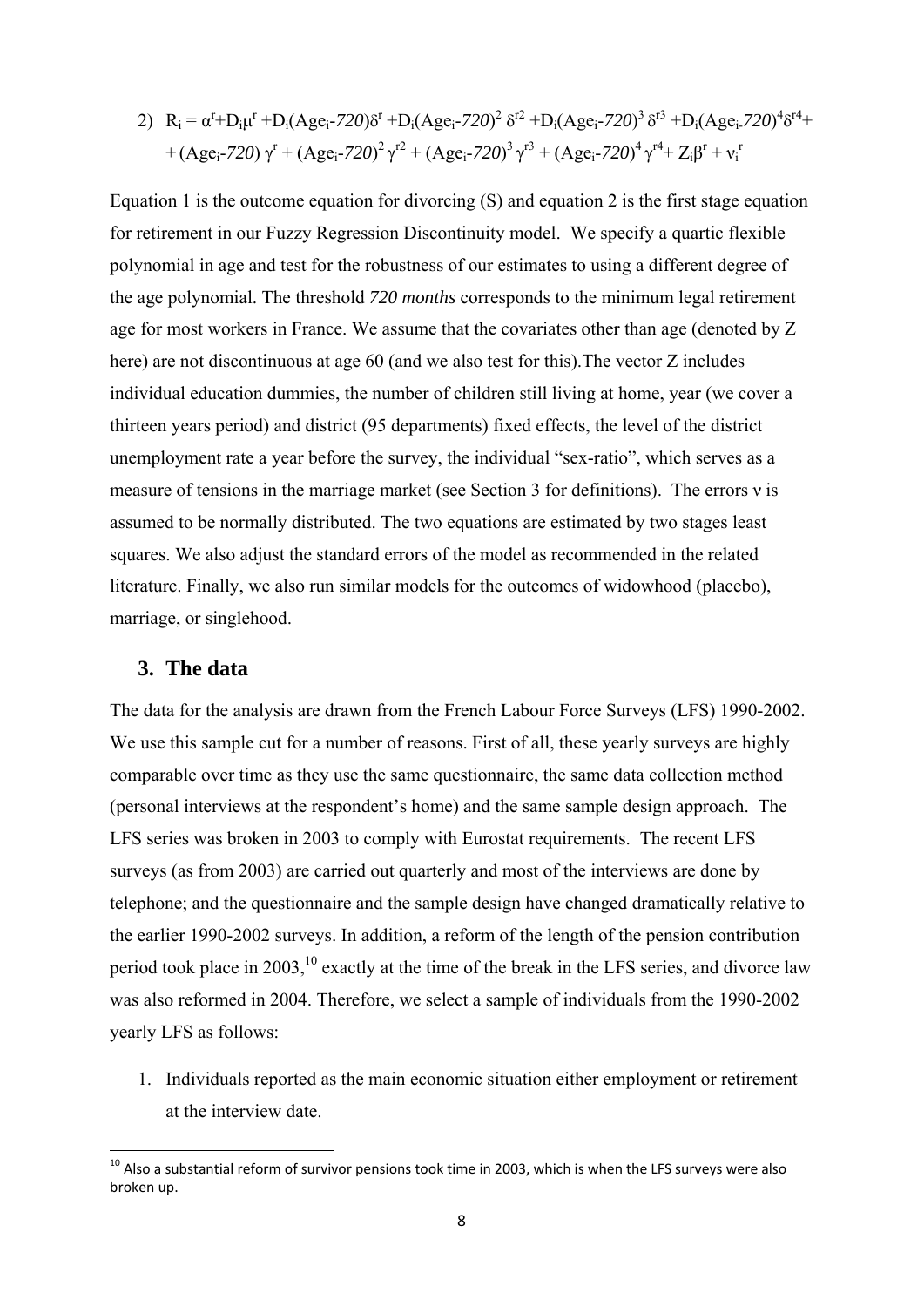2) $R_i = \alpha^r + D_i\mu^r + D_i(Age_i\text{-}720)\delta^r + D_i(Age_i\text{-}720)^2 \delta^{r2} + D_i(Age_i\text{-}720)^3 \delta^{r3} + D_i(Age_i\text{-}720)^4\delta^{r4} + (Age_i\text{-}720)\gamma^r + (Age_i\text{-}720)^2 \gamma^{r2} + (Age_i\text{-}720)^3 \gamma^{r3} + (Age_i\text{-}720)^4 \gamma^{r4} + Z_i\beta^r + \nu_i^r$

Equation 1 is the outcome equation for divorcing (S) and equation 2 is the first stage equation for retirement in our Fuzzy Regression Discontinuity model. We specify a quartic flexible polynomial in age and test for the robustness of our estimates to using a different degree of the age polynomial. The threshold *720 months* corresponds to the minimum legal retirement age for most workers in France. We assume that the covariates other than age (denoted by Z here) are not discontinuous at age 60 (and we also test for this).The vector Z includes individual education dummies, the number of children still living at home, year (we cover a thirteen years period) and district (95 departments) fixed effects, the level of the district unemployment rate a year before the survey, the individual "sex-ratio", which serves as a measure of tensions in the marriage market (see Section 3 for definitions). The errors $\nu$ is assumed to be normally distributed. The two equations are estimated by two stages least squares. We also adjust the standard errors of the model as recommended in the related literature. Finally, we also run similar models for the outcomes of widowhood (placebo), marriage, or singlehood.

## 3. The data

The data for the analysis are drawn from the French Labour Force Surveys (LFS) 1990-2002. We use this sample cut for a number of reasons. First of all, these yearly surveys are highly comparable over time as they use the same questionnaire, the same data collection method (personal interviews at the respondent's home) and the same sample design approach. The LFS series was broken in 2003 to comply with Eurostat requirements. The recent LFS surveys (as from 2003) are carried out quarterly and most of the interviews are done by telephone; and the questionnaire and the sample design have changed dramatically relative to the earlier 1990-2002 surveys. In addition, a reform of the length of the pension contribution period took place in 2003,[10] exactly at the time of the break in the LFS series, and divorce law was also reformed in 2004. Therefore, we select a sample of individuals from the 1990-2002 yearly LFS as follows:

1. Individuals reported as the main economic situation either employment or retirement at the interview date.

[10] Also a substantial reform of survivor pensions took time in 2003, which is when the LFS surveys were also broken up.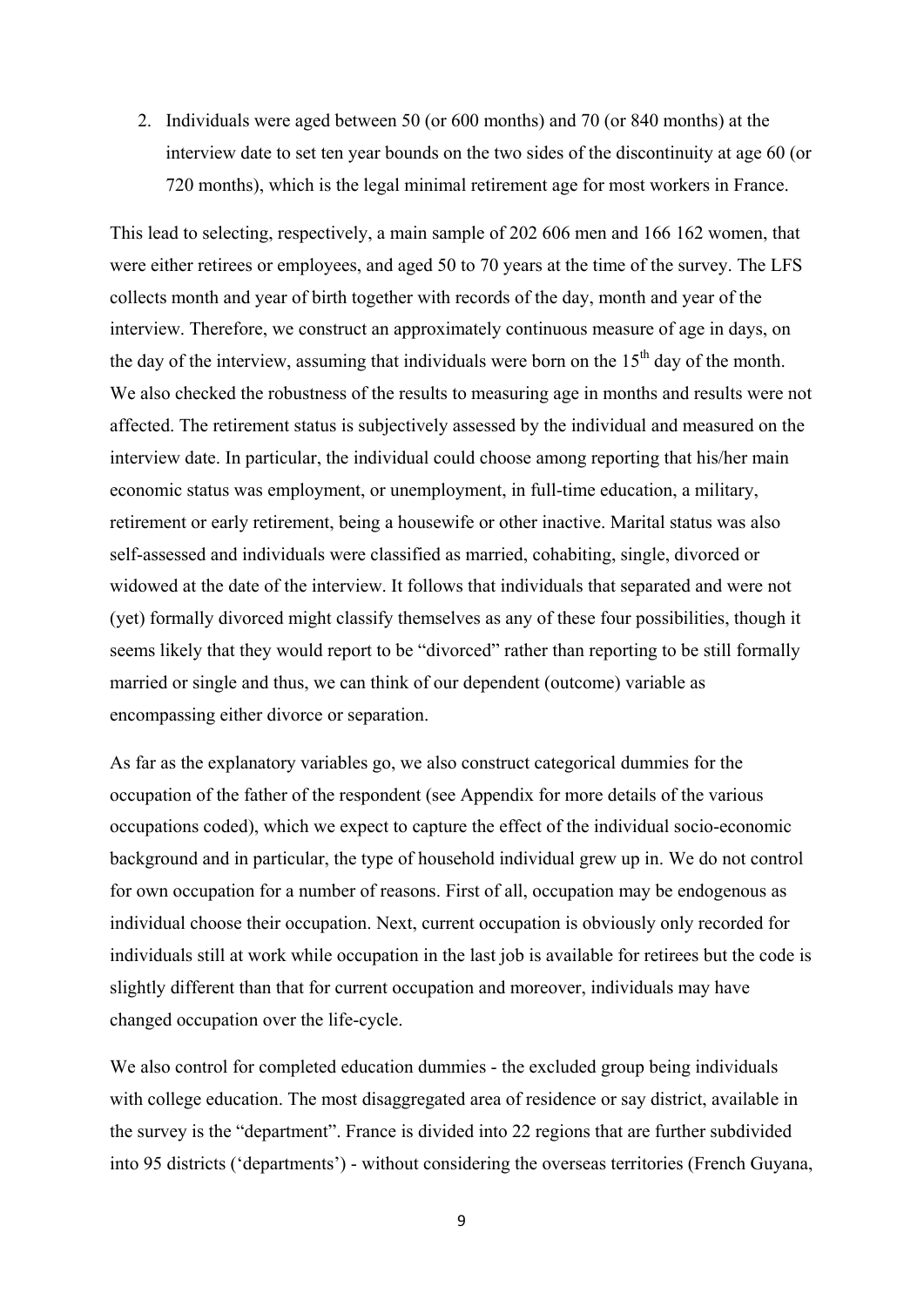2. Individuals were aged between 50 (or 600 months) and 70 (or 840 months) at the interview date to set ten year bounds on the two sides of the discontinuity at age 60 (or 720 months), which is the legal minimal retirement age for most workers in France.

This lead to selecting, respectively, a main sample of 202 606 men and 166 162 women, that were either retirees or employees, and aged 50 to 70 years at the time of the survey. The LFS collects month and year of birth together with records of the day, month and year of the interview. Therefore, we construct an approximately continuous measure of age in days, on the day of the interview, assuming that individuals were born on the 15$^{th}$ day of the month. We also checked the robustness of the results to measuring age in months and results were not affected. The retirement status is subjectively assessed by the individual and measured on the interview date. In particular, the individual could choose among reporting that his/her main economic status was employment, or unemployment, in full-time education, a military, retirement or early retirement, being a housewife or other inactive. Marital status was also self-assessed and individuals were classified as married, cohabiting, single, divorced or widowed at the date of the interview. It follows that individuals that separated and were not (yet) formally divorced might classify themselves as any of these four possibilities, though it seems likely that they would report to be "divorced" rather than reporting to be still formally married or single and thus, we can think of our dependent (outcome) variable as encompassing either divorce or separation.

As far as the explanatory variables go, we also construct categorical dummies for the occupation of the father of the respondent (see Appendix for more details of the various occupations coded), which we expect to capture the effect of the individual socio-economic background and in particular, the type of household individual grew up in. We do not control for own occupation for a number of reasons. First of all, occupation may be endogenous as individual choose their occupation. Next, current occupation is obviously only recorded for individuals still at work while occupation in the last job is available for retirees but the code is slightly different than that for current occupation and moreover, individuals may have changed occupation over the life-cycle.

We also control for completed education dummies - the excluded group being individuals with college education. The most disaggregated area of residence or say district, available in the survey is the "department". France is divided into 22 regions that are further subdivided into 95 districts ('departments') - without considering the overseas territories (French Guyana,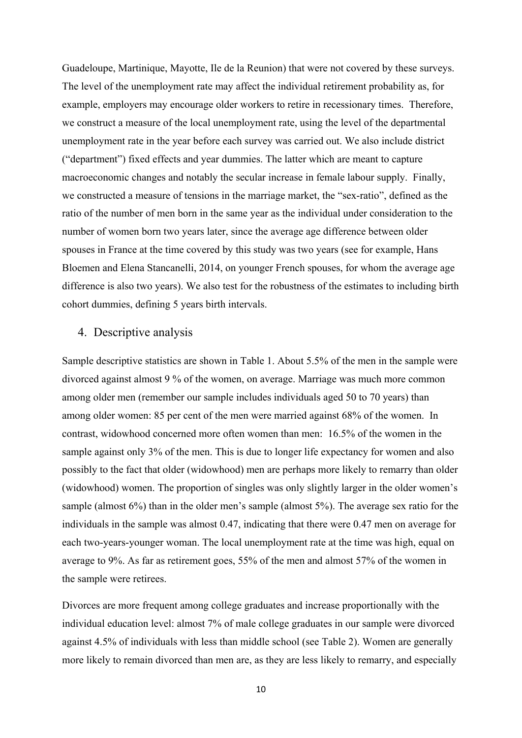Guadeloupe, Martinique, Mayotte, Ile de la Reunion) that were not covered by these surveys. The level of the unemployment rate may affect the individual retirement probability as, for example, employers may encourage older workers to retire in recessionary times. Therefore, we construct a measure of the local unemployment rate, using the level of the departmental unemployment rate in the year before each survey was carried out. We also include district ("department") fixed effects and year dummies. The latter which are meant to capture macroeconomic changes and notably the secular increase in female labour supply. Finally, we constructed a measure of tensions in the marriage market, the "sex-ratio", defined as the ratio of the number of men born in the same year as the individual under consideration to the number of women born two years later, since the average age difference between older spouses in France at the time covered by this study was two years (see for example, Hans Bloemen and Elena Stancanelli, 2014, on younger French spouses, for whom the average age difference is also two years). We also test for the robustness of the estimates to including birth cohort dummies, defining 5 years birth intervals.

## 4. Descriptive analysis

Sample descriptive statistics are shown in Table 1. About 5.5% of the men in the sample were divorced against almost 9 % of the women, on average. Marriage was much more common among older men (remember our sample includes individuals aged 50 to 70 years) than among older women: 85 per cent of the men were married against 68% of the women. In contrast, widowhood concerned more often women than men: 16.5% of the women in the sample against only 3% of the men. This is due to longer life expectancy for women and also possibly to the fact that older (widowhood) men are perhaps more likely to remarry than older (widowhood) women. The proportion of singles was only slightly larger in the older women's sample (almost 6%) than in the older men's sample (almost 5%). The average sex ratio for the individuals in the sample was almost 0.47, indicating that there were 0.47 men on average for each two-years-younger woman. The local unemployment rate at the time was high, equal on average to 9%. As far as retirement goes, 55% of the men and almost 57% of the women in the sample were retirees.

Divorces are more frequent among college graduates and increase proportionally with the individual education level: almost 7% of male college graduates in our sample were divorced against 4.5% of individuals with less than middle school (see Table 2). Women are generally more likely to remain divorced than men are, as they are less likely to remarry, and especially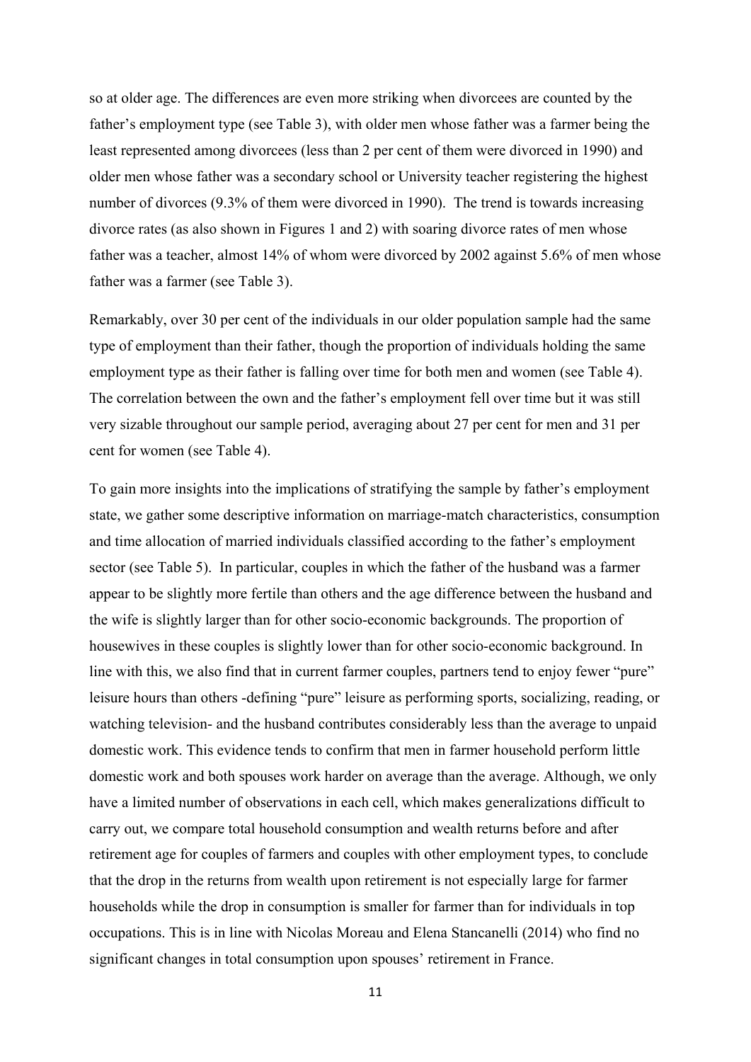so at older age. The differences are even more striking when divorcees are counted by the father's employment type (see Table 3), with older men whose father was a farmer being the least represented among divorcees (less than 2 per cent of them were divorced in 1990) and older men whose father was a secondary school or University teacher registering the highest number of divorces (9.3% of them were divorced in 1990). The trend is towards increasing divorce rates (as also shown in Figures 1 and 2) with soaring divorce rates of men whose father was a teacher, almost 14% of whom were divorced by 2002 against 5.6% of men whose father was a farmer (see Table 3).

Remarkably, over 30 per cent of the individuals in our older population sample had the same type of employment than their father, though the proportion of individuals holding the same employment type as their father is falling over time for both men and women (see Table 4). The correlation between the own and the father's employment fell over time but it was still very sizable throughout our sample period, averaging about 27 per cent for men and 31 per cent for women (see Table 4).

To gain more insights into the implications of stratifying the sample by father's employment state, we gather some descriptive information on marriage-match characteristics, consumption and time allocation of married individuals classified according to the father's employment sector (see Table 5). In particular, couples in which the father of the husband was a farmer appear to be slightly more fertile than others and the age difference between the husband and the wife is slightly larger than for other socio-economic backgrounds. The proportion of housewives in these couples is slightly lower than for other socio-economic background. In line with this, we also find that in current farmer couples, partners tend to enjoy fewer "pure" leisure hours than others -defining "pure" leisure as performing sports, socializing, reading, or watching television- and the husband contributes considerably less than the average to unpaid domestic work. This evidence tends to confirm that men in farmer household perform little domestic work and both spouses work harder on average than the average. Although, we only have a limited number of observations in each cell, which makes generalizations difficult to carry out, we compare total household consumption and wealth returns before and after retirement age for couples of farmers and couples with other employment types, to conclude that the drop in the returns from wealth upon retirement is not especially large for farmer households while the drop in consumption is smaller for farmer than for individuals in top occupations. This is in line with Nicolas Moreau and Elena Stancanelli (2014) who find no significant changes in total consumption upon spouses' retirement in France.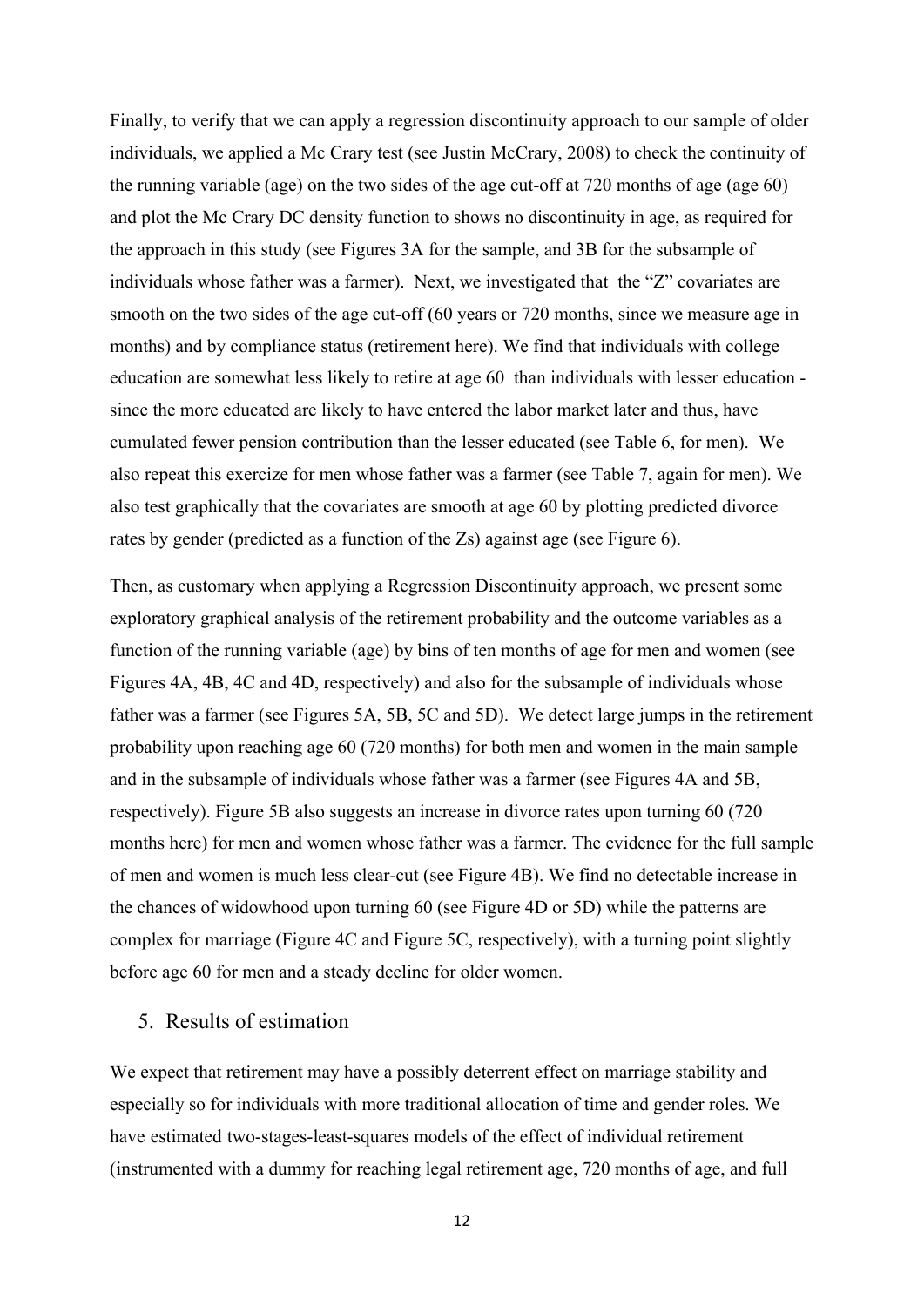Finally, to verify that we can apply a regression discontinuity approach to our sample of older individuals, we applied a Mc Crary test (see Justin McCrary, 2008) to check the continuity of the running variable (age) on the two sides of the age cut-off at 720 months of age (age 60) and plot the Mc Crary DC density function to shows no discontinuity in age, as required for the approach in this study (see Figures 3A for the sample, and 3B for the subsample of individuals whose father was a farmer). Next, we investigated that the "Z" covariates are smooth on the two sides of the age cut-off (60 years or 720 months, since we measure age in months) and by compliance status (retirement here). We find that individuals with college education are somewhat less likely to retire at age 60 than individuals with lesser education - since the more educated are likely to have entered the labor market later and thus, have cumulated fewer pension contribution than the lesser educated (see Table 6, for men). We also repeat this exercize for men whose father was a farmer (see Table 7, again for men). We also test graphically that the covariates are smooth at age 60 by plotting predicted divorce rates by gender (predicted as a function of the Zs) against age (see Figure 6).

Then, as customary when applying a Regression Discontinuity approach, we present some exploratory graphical analysis of the retirement probability and the outcome variables as a function of the running variable (age) by bins of ten months of age for men and women (see Figures 4A, 4B, 4C and 4D, respectively) and also for the subsample of individuals whose father was a farmer (see Figures 5A, 5B, 5C and 5D). We detect large jumps in the retirement probability upon reaching age 60 (720 months) for both men and women in the main sample and in the subsample of individuals whose father was a farmer (see Figures 4A and 5B, respectively). Figure 5B also suggests an increase in divorce rates upon turning 60 (720 months here) for men and women whose father was a farmer. The evidence for the full sample of men and women is much less clear-cut (see Figure 4B). We find no detectable increase in the chances of widowhood upon turning 60 (see Figure 4D or 5D) while the patterns are complex for marriage (Figure 4C and Figure 5C, respectively), with a turning point slightly before age 60 for men and a steady decline for older women.

## 5. Results of estimation

We expect that retirement may have a possibly deterrent effect on marriage stability and especially so for individuals with more traditional allocation of time and gender roles. We have estimated two-stages-least-squares models of the effect of individual retirement (instrumented with a dummy for reaching legal retirement age, 720 months of age, and full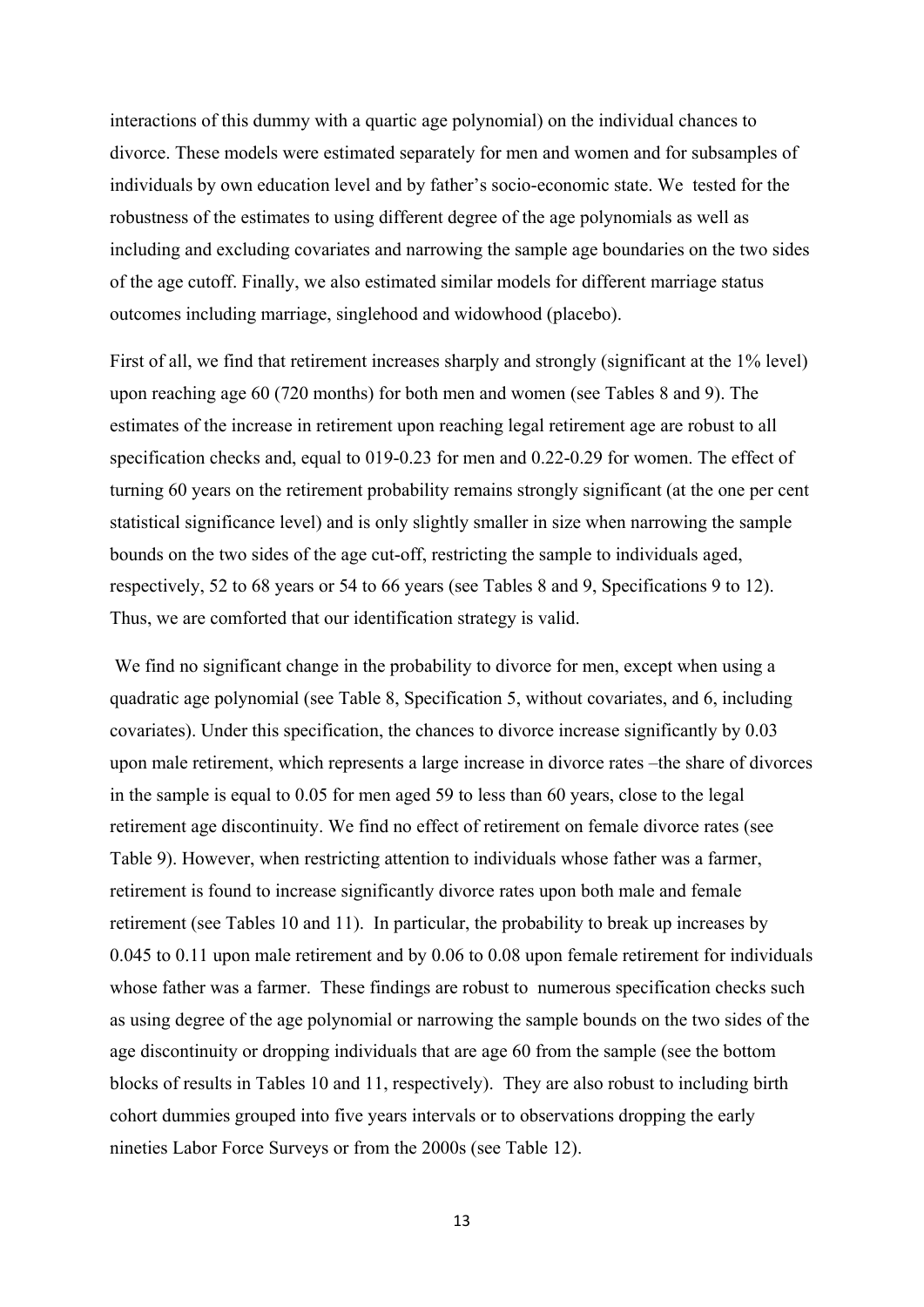interactions of this dummy with a quartic age polynomial) on the individual chances to divorce. These models were estimated separately for men and women and for subsamples of individuals by own education level and by father's socio-economic state. We tested for the robustness of the estimates to using different degree of the age polynomials as well as including and excluding covariates and narrowing the sample age boundaries on the two sides of the age cutoff. Finally, we also estimated similar models for different marriage status outcomes including marriage, singlehood and widowhood (placebo).

First of all, we find that retirement increases sharply and strongly (significant at the 1% level) upon reaching age 60 (720 months) for both men and women (see Tables 8 and 9). The estimates of the increase in retirement upon reaching legal retirement age are robust to all specification checks and, equal to 019-0.23 for men and 0.22-0.29 for women. The effect of turning 60 years on the retirement probability remains strongly significant (at the one per cent statistical significance level) and is only slightly smaller in size when narrowing the sample bounds on the two sides of the age cut-off, restricting the sample to individuals aged, respectively, 52 to 68 years or 54 to 66 years (see Tables 8 and 9, Specifications 9 to 12). Thus, we are comforted that our identification strategy is valid.

We find no significant change in the probability to divorce for men, except when using a quadratic age polynomial (see Table 8, Specification 5, without covariates, and 6, including covariates). Under this specification, the chances to divorce increase significantly by 0.03 upon male retirement, which represents a large increase in divorce rates –the share of divorces in the sample is equal to 0.05 for men aged 59 to less than 60 years, close to the legal retirement age discontinuity. We find no effect of retirement on female divorce rates (see Table 9). However, when restricting attention to individuals whose father was a farmer, retirement is found to increase significantly divorce rates upon both male and female retirement (see Tables 10 and 11). In particular, the probability to break up increases by 0.045 to 0.11 upon male retirement and by 0.06 to 0.08 upon female retirement for individuals whose father was a farmer. These findings are robust to numerous specification checks such as using degree of the age polynomial or narrowing the sample bounds on the two sides of the age discontinuity or dropping individuals that are age 60 from the sample (see the bottom blocks of results in Tables 10 and 11, respectively). They are also robust to including birth cohort dummies grouped into five years intervals or to observations dropping the early nineties Labor Force Surveys or from the 2000s (see Table 12).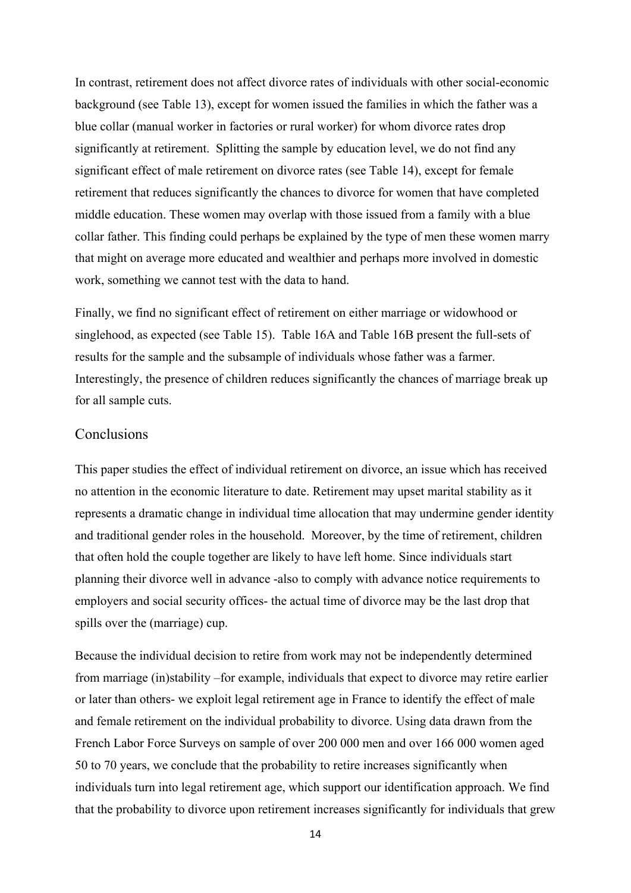In contrast, retirement does not affect divorce rates of individuals with other social-economic background (see Table 13), except for women issued the families in which the father was a blue collar (manual worker in factories or rural worker) for whom divorce rates drop significantly at retirement. Splitting the sample by education level, we do not find any significant effect of male retirement on divorce rates (see Table 14), except for female retirement that reduces significantly the chances to divorce for women that have completed middle education. These women may overlap with those issued from a family with a blue collar father. This finding could perhaps be explained by the type of men these women marry that might on average more educated and wealthier and perhaps more involved in domestic work, something we cannot test with the data to hand.

Finally, we find no significant effect of retirement on either marriage or widowhood or singlehood, as expected (see Table 15). Table 16A and Table 16B present the full-sets of results for the sample and the subsample of individuals whose father was a farmer. Interestingly, the presence of children reduces significantly the chances of marriage break up for all sample cuts.

## Conclusions

This paper studies the effect of individual retirement on divorce, an issue which has received no attention in the economic literature to date. Retirement may upset marital stability as it represents a dramatic change in individual time allocation that may undermine gender identity and traditional gender roles in the household. Moreover, by the time of retirement, children that often hold the couple together are likely to have left home. Since individuals start planning their divorce well in advance -also to comply with advance notice requirements to employers and social security offices- the actual time of divorce may be the last drop that spills over the (marriage) cup.

Because the individual decision to retire from work may not be independently determined from marriage (in)stability –for example, individuals that expect to divorce may retire earlier or later than others- we exploit legal retirement age in France to identify the effect of male and female retirement on the individual probability to divorce. Using data drawn from the French Labor Force Surveys on sample of over 200 000 men and over 166 000 women aged 50 to 70 years, we conclude that the probability to retire increases significantly when individuals turn into legal retirement age, which support our identification approach. We find that the probability to divorce upon retirement increases significantly for individuals that grew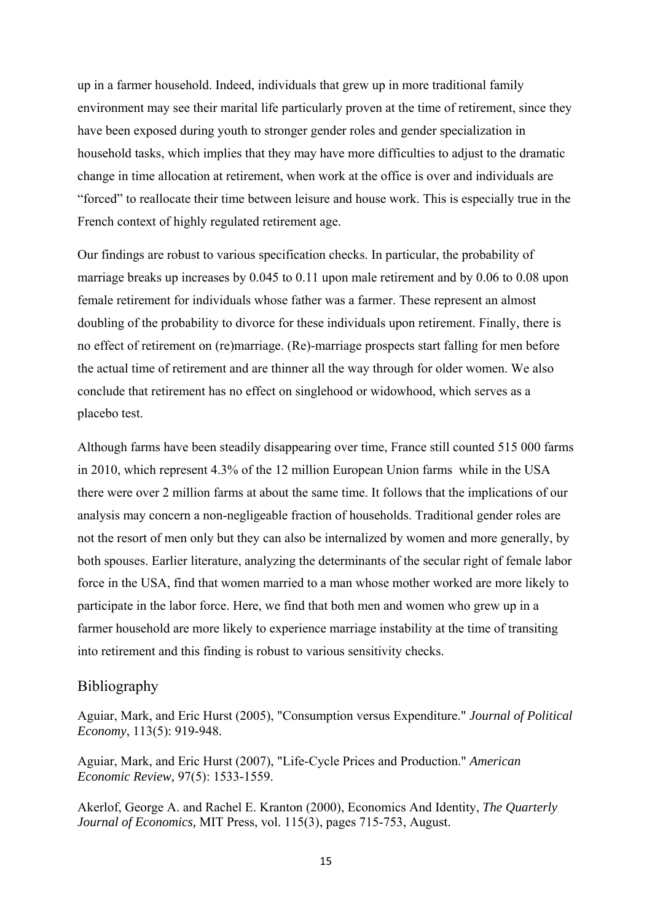up in a farmer household. Indeed, individuals that grew up in more traditional family environment may see their marital life particularly proven at the time of retirement, since they have been exposed during youth to stronger gender roles and gender specialization in household tasks, which implies that they may have more difficulties to adjust to the dramatic change in time allocation at retirement, when work at the office is over and individuals are "forced" to reallocate their time between leisure and house work. This is especially true in the French context of highly regulated retirement age.

Our findings are robust to various specification checks. In particular, the probability of marriage breaks up increases by 0.045 to 0.11 upon male retirement and by 0.06 to 0.08 upon female retirement for individuals whose father was a farmer. These represent an almost doubling of the probability to divorce for these individuals upon retirement. Finally, there is no effect of retirement on (re)marriage. (Re)-marriage prospects start falling for men before the actual time of retirement and are thinner all the way through for older women. We also conclude that retirement has no effect on singlehood or widowhood, which serves as a placebo test.

Although farms have been steadily disappearing over time, France still counted 515 000 farms in 2010, which represent 4.3% of the 12 million European Union farms while in the USA there were over 2 million farms at about the same time. It follows that the implications of our analysis may concern a non-negligeable fraction of households. Traditional gender roles are not the resort of men only but they can also be internalized by women and more generally, by both spouses. Earlier literature, analyzing the determinants of the secular right of female labor force in the USA, find that women married to a man whose mother worked are more likely to participate in the labor force. Here, we find that both men and women who grew up in a farmer household are more likely to experience marriage instability at the time of transiting into retirement and this finding is robust to various sensitivity checks.

## Bibliography

Aguiar, Mark, and Eric Hurst (2005), "Consumption versus Expenditure." *Journal of Political Economy*, 113(5): 919-948.

Aguiar, Mark, and Eric Hurst (2007), "Life-Cycle Prices and Production." *American Economic Review,* 97(5): 1533-1559.

Akerlof, George A. and Rachel E. Kranton (2000), Economics And Identity, *The Quarterly Journal of Economics,* MIT Press, vol. 115(3), pages 715-753, August.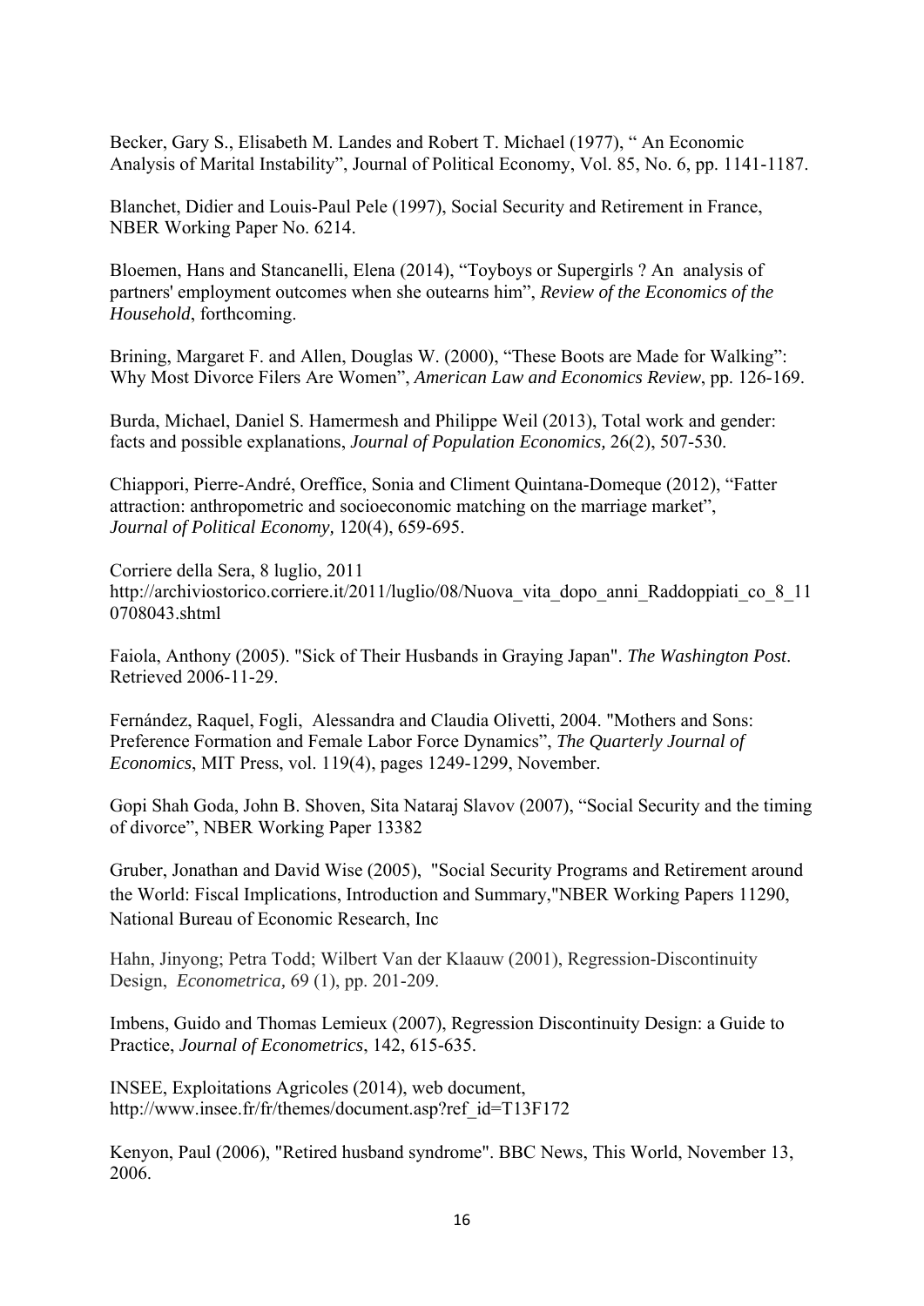Becker, Gary S., Elisabeth M. Landes and Robert T. Michael (1977), " An Economic Analysis of Marital Instability", Journal of Political Economy, Vol. 85, No. 6, pp. 1141-1187.

Blanchet, Didier and Louis-Paul Pele (1997), Social Security and Retirement in France, NBER Working Paper No. 6214.

Bloemen, Hans and Stancanelli, Elena (2014), "Toyboys or Supergirls ? An analysis of partners' employment outcomes when she outearns him", *Review of the Economics of the Household*, forthcoming.

Brining, Margaret F. and Allen, Douglas W. (2000), "These Boots are Made for Walking": Why Most Divorce Filers Are Women", *American Law and Economics Review*, pp. 126-169.

Burda, Michael, Daniel S. Hamermesh and Philippe Weil (2013), Total work and gender: facts and possible explanations, *Journal of Population Economics,* 26(2), 507-530.

Chiappori, Pierre-André, Oreffice, Sonia and Climent Quintana-Domeque (2012), "Fatter attraction: anthropometric and socioeconomic matching on the marriage market", *Journal of Political Economy,* 120(4), 659-695.

Corriere della Sera, 8 luglio, 2011
http://archiviostorico.corriere.it/2011/luglio/08/Nuova_vita_dopo_anni_Raddoppiati_co_8_110708043.shtml

Faiola, Anthony (2005). "Sick of Their Husbands in Graying Japan". *The Washington Post*. Retrieved 2006-11-29.

Fernández, Raquel, Fogli, Alessandra and Claudia Olivetti, 2004. "Mothers and Sons: Preference Formation and Female Labor Force Dynamics", *The Quarterly Journal of Economics*, MIT Press, vol. 119(4), pages 1249-1299, November.

Gopi Shah Goda, John B. Shoven, Sita Nataraj Slavov (2007), "Social Security and the timing of divorce", NBER Working Paper 13382

Gruber, Jonathan and David Wise (2005), "Social Security Programs and Retirement around the World: Fiscal Implications, Introduction and Summary,"NBER Working Papers 11290, National Bureau of Economic Research, Inc

Hahn, Jinyong; Petra Todd; Wilbert Van der Klaauw (2001), Regression-Discontinuity Design, *Econometrica,* 69 (1), pp. 201-209.

Imbens, Guido and Thomas Lemieux (2007), Regression Discontinuity Design: a Guide to Practice, *Journal of Econometrics*, 142, 615-635.

INSEE, Exploitations Agricoles (2014), web document, http://www.insee.fr/fr/themes/document.asp?ref_id=T13F172

Kenyon, Paul (2006), "Retired husband syndrome". BBC News, This World, November 13, 2006.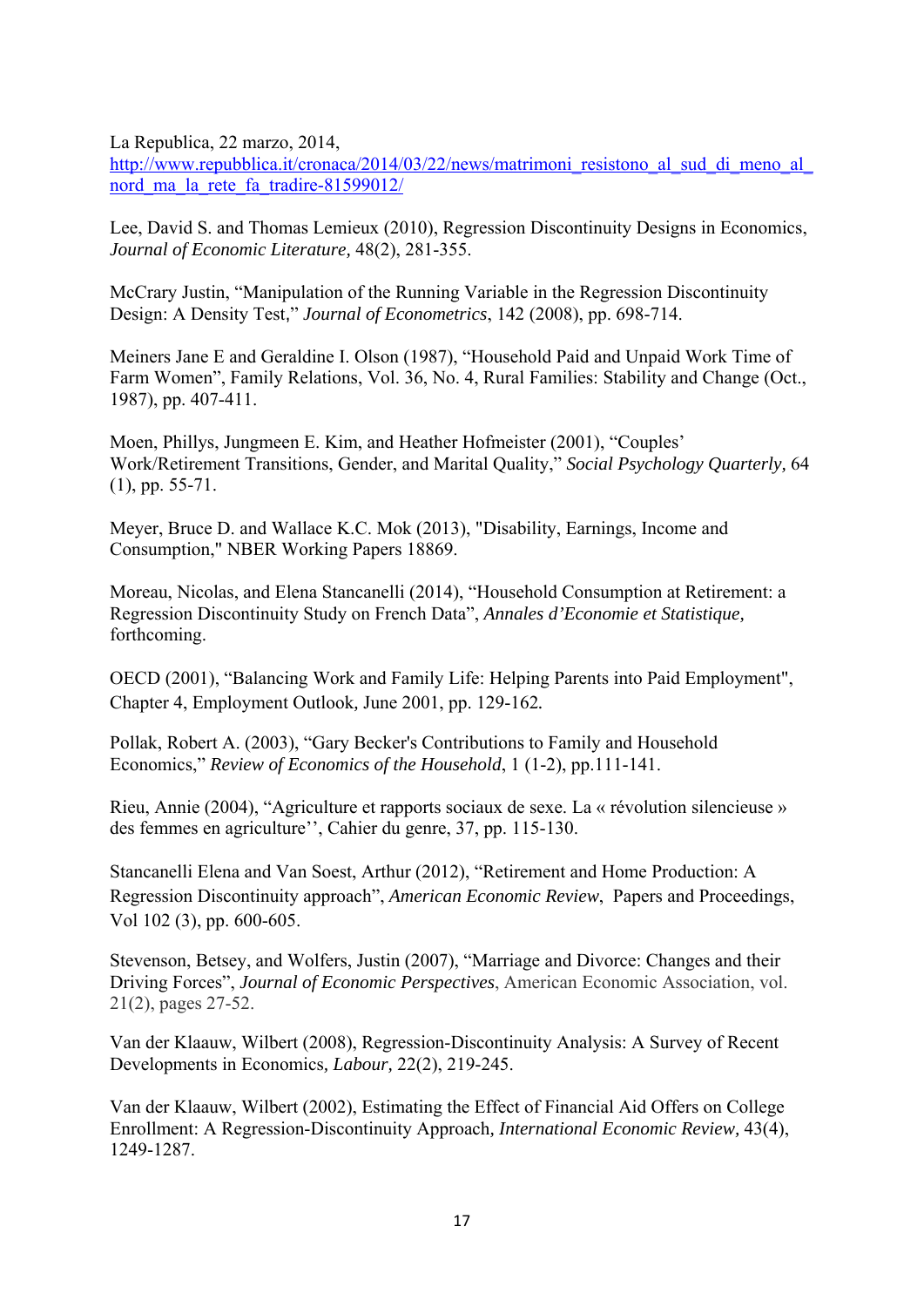La Republica, 22 marzo, 2014, http://www.repubblica.it/cronaca/2014/03/22/news/matrimoni_resistono_al_sud_di_meno_al_nord_ma_la_rete_fa_tradire-81599012/

Lee, David S. and Thomas Lemieux (2010), Regression Discontinuity Designs in Economics, *Journal of Economic Literature,* 48(2), 281-355.

McCrary Justin, "Manipulation of the Running Variable in the Regression Discontinuity Design: A Density Test," *Journal of Econometrics*, 142 (2008), pp. 698-714.

Meiners Jane E and Geraldine I. Olson (1987), "Household Paid and Unpaid Work Time of Farm Women", Family Relations, Vol. 36, No. 4, Rural Families: Stability and Change (Oct., 1987), pp. 407-411.

Moen, Phillys, Jungmeen E. Kim, and Heather Hofmeister (2001), "Couples' Work/Retirement Transitions, Gender, and Marital Quality," *Social Psychology Quarterly,* 64 (1), pp. 55-71.

Meyer, Bruce D. and Wallace K.C. Mok (2013), "Disability, Earnings, Income and Consumption," NBER Working Papers 18869.

Moreau, Nicolas, and Elena Stancanelli (2014), "Household Consumption at Retirement: a Regression Discontinuity Study on French Data", *Annales d'Economie et Statistique,* forthcoming.

OECD (2001), "Balancing Work and Family Life: Helping Parents into Paid Employment", Chapter 4, Employment Outlook*,* June 2001, pp. 129-162*.*

Pollak, Robert A. (2003), "Gary Becker's Contributions to Family and Household Economics," *Review of Economics of the Household*, 1 (1-2), pp.111-141.

Rieu, Annie (2004), "Agriculture et rapports sociaux de sexe. La « révolution silencieuse » des femmes en agriculture'', Cahier du genre, 37, pp. 115-130.

Stancanelli Elena and Van Soest, Arthur (2012), "Retirement and Home Production: A Regression Discontinuity approach", *American Economic Review*, Papers and Proceedings, Vol 102 (3), pp. 600-605.

Stevenson, Betsey, and Wolfers, Justin (2007), "Marriage and Divorce: Changes and their Driving Forces", *Journal of Economic Perspectives*, American Economic Association, vol. 21(2), pages 27-52.

Van der Klaauw, Wilbert (2008), Regression-Discontinuity Analysis: A Survey of Recent Developments in Economics*, Labour,* 22(2), 219-245.

Van der Klaauw, Wilbert (2002), Estimating the Effect of Financial Aid Offers on College Enrollment: A Regression-Discontinuity Approach*, International Economic Review,* 43(4), 1249-1287.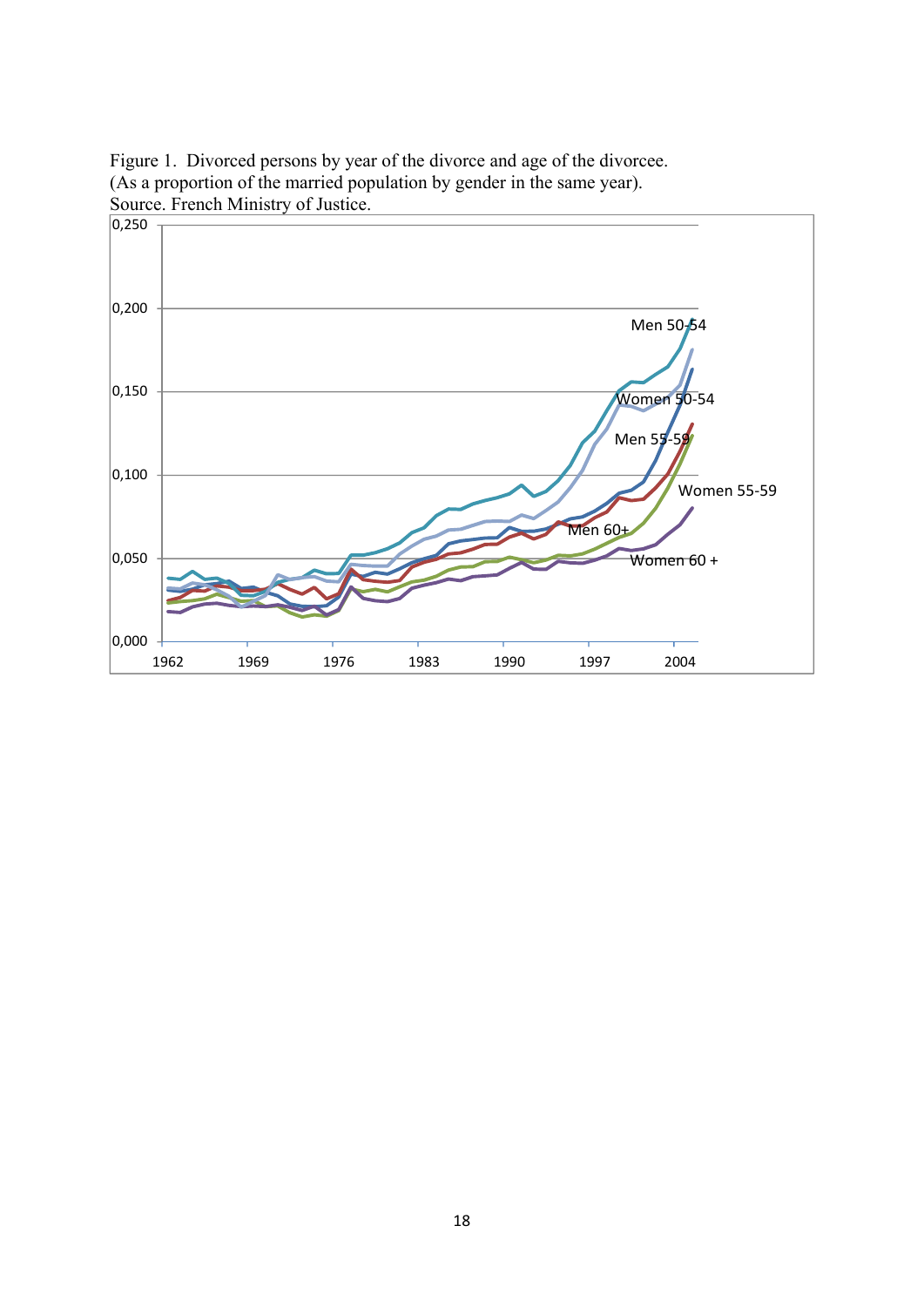Figure 1. Divorced persons by year of the divorce and age of the divorcee.
(As a proportion of the married population by gender in the same year).
Source. French Ministry of Justice.

0,250
0,200
0,150
0,100
0,050
0,000

1962
1969
1976
1983
1990
1997
2004

Men 50-54
Women 50-54
Men 55-59
Women 55-59
Men 60+
Women 60 +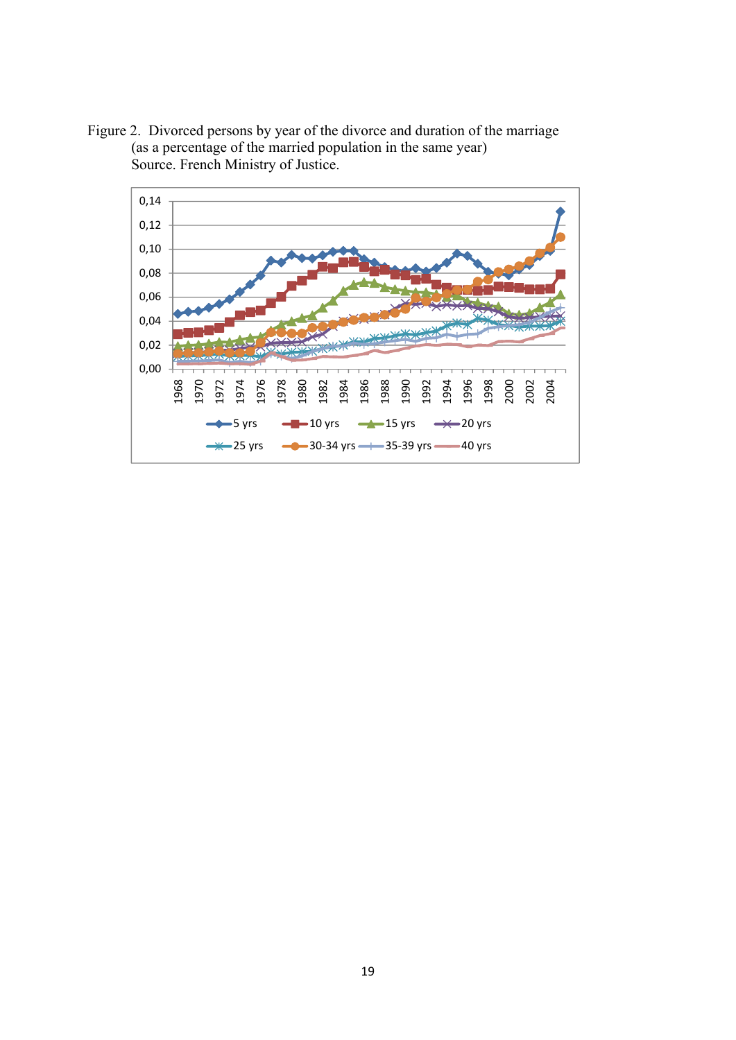Figure 2. Divorced persons by year of the divorce and duration of the marriage
(as a percentage of the married population in the same year)
Source. French Ministry of Justice.

0,14
0,12
0,10
0,08
0,06
0,04
0,02
0,00

1968
1970
1972
1974
1976
1978
1980
1982
1984
1986
1988
1990
1992
1994
1996
1998
2000
2002
2004

5 yrs
10 yrs
15 yrs
20 yrs
25 yrs
30-34 yrs
35-39 yrs
40 yrs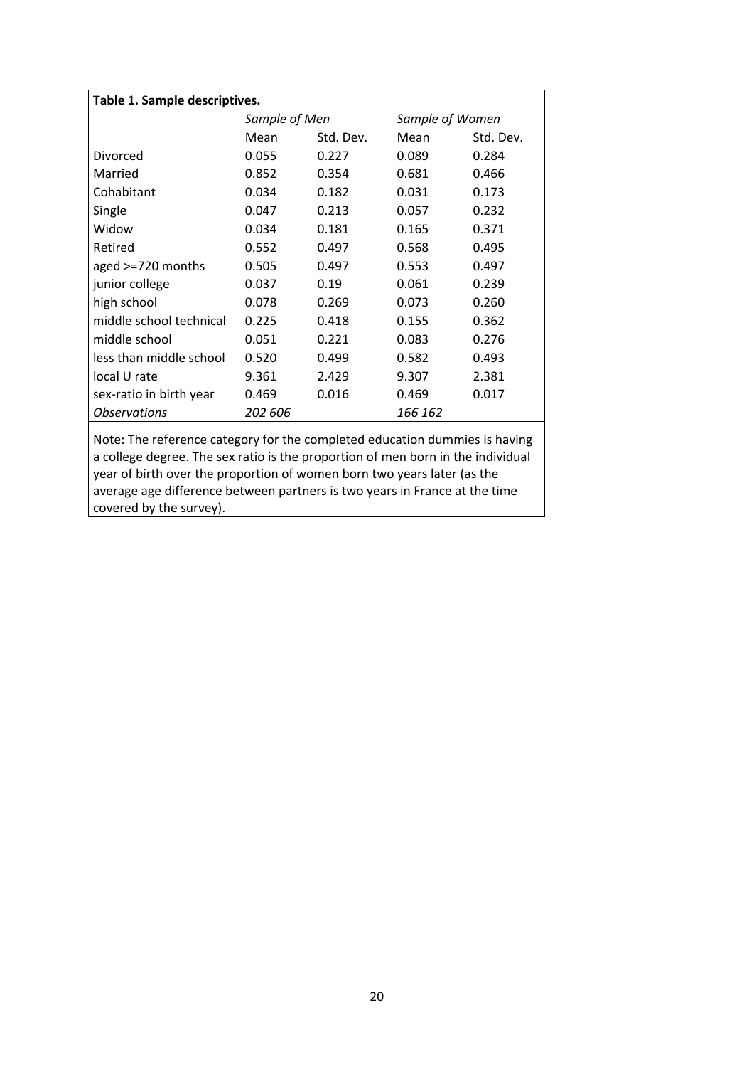**Table 1. Sample descriptives.**

| | *Sample of Men* | | *Sample of Women* | |
|---|---|---|---|---|
| | Mean | Std. Dev. | Mean | Std. Dev. |
| Divorced | 0.055 | 0.227 | 0.089 | 0.284 |
| Married | 0.852 | 0.354 | 0.681 | 0.466 |
| Cohabitant | 0.034 | 0.182 | 0.031 | 0.173 |
| Single | 0.047 | 0.213 | 0.057 | 0.232 |
| Widow | 0.034 | 0.181 | 0.165 | 0.371 |
| Retired | 0.552 | 0.497 | 0.568 | 0.495 |
| aged >=720 months | 0.505 | 0.497 | 0.553 | 0.497 |
| junior college | 0.037 | 0.19 | 0.061 | 0.239 |
| high school | 0.078 | 0.269 | 0.073 | 0.260 |
| middle school technical | 0.225 | 0.418 | 0.155 | 0.362 |
| middle school | 0.051 | 0.221 | 0.083 | 0.276 |
| less than middle school | 0.520 | 0.499 | 0.582 | 0.493 |
| local U rate | 9.361 | 2.429 | 9.307 | 2.381 |
| sex-ratio in birth year | 0.469 | 0.016 | 0.469 | 0.017 |
| *Observations* | *202 606* | | *166 162* | |

Note: The reference category for the completed education dummies is having a college degree. The sex ratio is the proportion of men born in the individual year of birth over the proportion of women born two years later (as the average age difference between partners is two years in France at the time covered by the survey).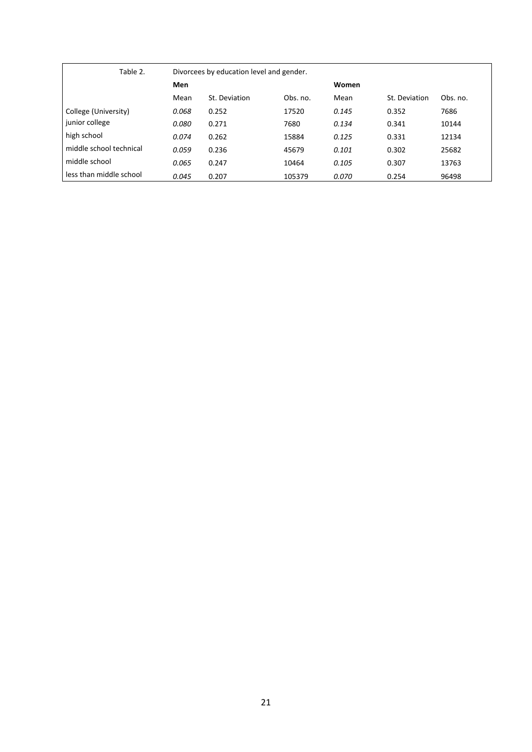| Table 2. | Divorcees by education level and gender. | | | | | |
|---|---|---|---|---|---|---|
| | **Men** | | | **Women** | | |
| | Mean | St. Deviation | Obs. no. | Mean | St. Deviation | Obs. no. |
| College (University) | *0.068* | 0.252 | 17520 | *0.145* | 0.352 | 7686 |
| junior college | *0.080* | 0.271 | 7680 | *0.134* | 0.341 | 10144 |
| high school | *0.074* | 0.262 | 15884 | *0.125* | 0.331 | 12134 |
| middle school technical | *0.059* | 0.236 | 45679 | *0.101* | 0.302 | 25682 |
| middle school | *0.065* | 0.247 | 10464 | *0.105* | 0.307 | 13763 |
| less than middle school | *0.045* | 0.207 | 105379 | *0.070* | 0.254 | 96498 |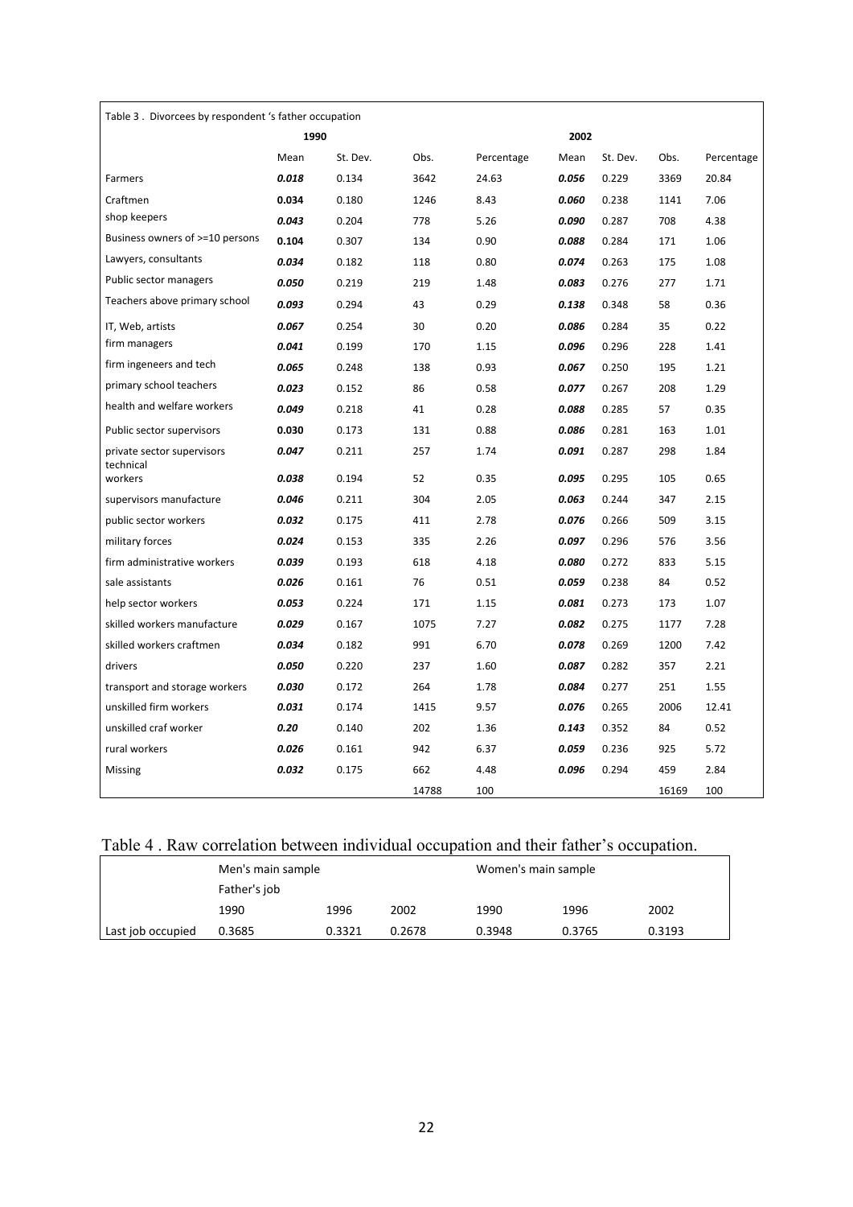Table 3 . Divorcees by respondent 's father occupation

| | 1990 | | | | 2002 | | | |
|---|---|---|---|---|---|---|---|---|
| | Mean | St. Dev. | Obs. | Percentage | Mean | St. Dev. | Obs. | Percentage |
| Farmers | ***0.018*** | 0.134 | 3642 | 24.63 | ***0.056*** | 0.229 | 3369 | 20.84 |
| Craftmen | **0.034** | 0.180 | 1246 | 8.43 | ***0.060*** | 0.238 | 1141 | 7.06 |
| shop keepers | ***0.043*** | 0.204 | 778 | 5.26 | ***0.090*** | 0.287 | 708 | 4.38 |
| Business owners of >=10 persons | **0.104** | 0.307 | 134 | 0.90 | ***0.088*** | 0.284 | 171 | 1.06 |
| Lawyers, consultants | ***0.034*** | 0.182 | 118 | 0.80 | ***0.074*** | 0.263 | 175 | 1.08 |
| Public sector managers | ***0.050*** | 0.219 | 219 | 1.48 | ***0.083*** | 0.276 | 277 | 1.71 |
| Teachers above primary school | ***0.093*** | 0.294 | 43 | 0.29 | ***0.138*** | 0.348 | 58 | 0.36 |
| IT, Web, artists | ***0.067*** | 0.254 | 30 | 0.20 | ***0.086*** | 0.284 | 35 | 0.22 |
| firm managers | ***0.041*** | 0.199 | 170 | 1.15 | ***0.096*** | 0.296 | 228 | 1.41 |
| firm ingeneers and tech | ***0.065*** | 0.248 | 138 | 0.93 | ***0.067*** | 0.250 | 195 | 1.21 |
| primary school teachers | ***0.023*** | 0.152 | 86 | 0.58 | ***0.077*** | 0.267 | 208 | 1.29 |
| health and welfare workers | ***0.049*** | 0.218 | 41 | 0.28 | ***0.088*** | 0.285 | 57 | 0.35 |
| Public sector supervisors | **0.030** | 0.173 | 131 | 0.88 | ***0.086*** | 0.281 | 163 | 1.01 |
| private sector supervisors | ***0.047*** | 0.211 | 257 | 1.74 | ***0.091*** | 0.287 | 298 | 1.84 |
| technical workers | ***0.038*** | 0.194 | 52 | 0.35 | ***0.095*** | 0.295 | 105 | 0.65 |
| supervisors manufacture | ***0.046*** | 0.211 | 304 | 2.05 | ***0.063*** | 0.244 | 347 | 2.15 |
| public sector workers | ***0.032*** | 0.175 | 411 | 2.78 | ***0.076*** | 0.266 | 509 | 3.15 |
| military forces | ***0.024*** | 0.153 | 335 | 2.26 | ***0.097*** | 0.296 | 576 | 3.56 |
| firm administrative workers | ***0.039*** | 0.193 | 618 | 4.18 | ***0.080*** | 0.272 | 833 | 5.15 |
| sale assistants | ***0.026*** | 0.161 | 76 | 0.51 | ***0.059*** | 0.238 | 84 | 0.52 |
| help sector workers | ***0.053*** | 0.224 | 171 | 1.15 | ***0.081*** | 0.273 | 173 | 1.07 |
| skilled workers manufacture | ***0.029*** | 0.167 | 1075 | 7.27 | ***0.082*** | 0.275 | 1177 | 7.28 |
| skilled workers craftmen | ***0.034*** | 0.182 | 991 | 6.70 | ***0.078*** | 0.269 | 1200 | 7.42 |
| drivers | ***0.050*** | 0.220 | 237 | 1.60 | ***0.087*** | 0.282 | 357 | 2.21 |
| transport and storage workers | ***0.030*** | 0.172 | 264 | 1.78 | ***0.084*** | 0.277 | 251 | 1.55 |
| unskilled firm workers | ***0.031*** | 0.174 | 1415 | 9.57 | ***0.076*** | 0.265 | 2006 | 12.41 |
| unskilled craf worker | ***0.20*** | 0.140 | 202 | 1.36 | ***0.143*** | 0.352 | 84 | 0.52 |
| rural workers | ***0.026*** | 0.161 | 942 | 6.37 | ***0.059*** | 0.236 | 925 | 5.72 |
| Missing | ***0.032*** | 0.175 | 662 | 4.48 | ***0.096*** | 0.294 | 459 | 2.84 |
| | | | 14788 | 100 | | | 16169 | 100 |

Table 4 . Raw correlation between individual occupation and their father's occupation.

| | Men's main sample | | | Women's main sample | | |
|---|---|---|---|---|---|---|
| | Father's job | | | | | |
| | 1990 | 1996 | 2002 | 1990 | 1996 | 2002 |
| Last job occupied | 0.3685 | 0.3321 | 0.2678 | 0.3948 | 0.3765 | 0.3193 |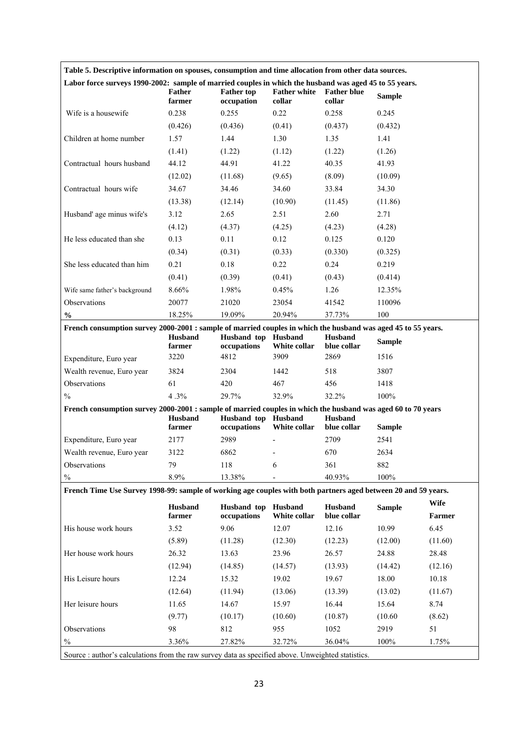**Table 5. Descriptive information on spouses, consumption and time allocation from other data sources.**

**Labor force surveys 1990-2002: sample of married couples in which the husband was aged 45 to 55 years.**

| | Father farmer | Father top occupation | Father white collar | Father blue collar | Sample |
|---|---|---|---|---|---|
| Wife is a housewife | 0.238 | 0.255 | 0.22 | 0.258 | 0.245 |
| | (0.426) | (0.436) | (0.41) | (0.437) | (0.432) |
| Children at home number | 1.57 | 1.44 | 1.30 | 1.35 | 1.41 |
| | (1.41) | (1.22) | (1.12) | (1.22) | (1.26) |
| Contractual hours husband | 44.12 | 44.91 | 41.22 | 40.35 | 41.93 |
| | (12.02) | (11.68) | (9.65) | (8.09) | (10.09) |
| Contractual hours wife | 34.67 | 34.46 | 34.60 | 33.84 | 34.30 |
| | (13.38) | (12.14) | (10.90) | (11.45) | (11.86) |
| Husband' age minus wife's | 3.12 | 2.65 | 2.51 | 2.60 | 2.71 |
| | (4.12) | (4.37) | (4.25) | (4.23) | (4.28) |
| He less educated than she | 0.13 | 0.11 | 0.12 | 0.125 | 0.120 |
| | (0.34) | (0.31) | (0.33) | (0.330) | (0.325) |
| She less educated than him | 0.21 | 0.18 | 0.22 | 0.24 | 0.219 |
| | (0.41) | (0.39) | (0.41) | (0.43) | (0.414) |
| Wife same father's background | 8.66% | 1.98% | 0.45% | 1.26 | 12.35% |
| Observations | 20077 | 21020 | 23054 | 41542 | 110096 |
| **%** | 18.25% | 19.09% | 20.94% | 37.73% | 100 |

**French consumption survey 2000-2001 : sample of married couples in which the husband was aged 45 to 55 years.**

| | Husband farmer | Husband top occupations | Husband White collar | Husband blue collar | Sample |
|---|---|---|---|---|---|
| Expenditure, Euro year | 3220 | 4812 | 3909 | 2869 | 1516 |
| Wealth revenue, Euro year | 3824 | 2304 | 1442 | 518 | 3807 |
| Observations | 61 | 420 | 467 | 456 | 1418 |
| % | 4 .3% | 29.7% | 32.9% | 32.2% | 100% |

**French consumption survey 2000-2001 : sample of married couples in which the husband was aged 60 to 70 years**

| | Husband farmer | Husband top occupations | Husband White collar | Husband blue collar | Sample |
|---|---|---|---|---|---|
| Expenditure, Euro year | 2177 | 2989 | - | 2709 | 2541 |
| Wealth revenue, Euro year | 3122 | 6862 | - | 670 | 2634 |
| Observations | 79 | 118 | 6 | 361 | 882 |
| % | 8.9% | 13.38% | - | 40.93% | 100% |

**French Time Use Survey 1998-99: sample of working age couples with both partners aged between 20 and 59 years.**

| | Husband farmer | Husband top occupations | Husband White collar | Husband blue collar | Sample | Wife Farmer |
|---|---|---|---|---|---|---|
| His house work hours | 3.52 | 9.06 | 12.07 | 12.16 | 10.99 | 6.45 |
| | (5.89) | (11.28) | (12.30) | (12.23) | (12.00) | (11.60) |
| Her house work hours | 26.32 | 13.63 | 23.96 | 26.57 | 24.88 | 28.48 |
| | (12.94) | (14.85) | (14.57) | (13.93) | (14.42) | (12.16) |
| His Leisure hours | 12.24 | 15.32 | 19.02 | 19.67 | 18.00 | 10.18 |
| | (12.64) | (11.94) | (13.06) | (13.39) | (13.02) | (11.67) |
| Her leisure hours | 11.65 | 14.67 | 15.97 | 16.44 | 15.64 | 8.74 |
| | (9.77) | (10.17) | (10.60) | (10.87) | (10.60 | (8.62) |
| Observations | 98 | 812 | 955 | 1052 | 2919 | 51 |
| % | 3.36% | 27.82% | 32.72% | 36.04% | 100% | 1.75% |

Source : author's calculations from the raw survey data as specified above. Unweighted statistics.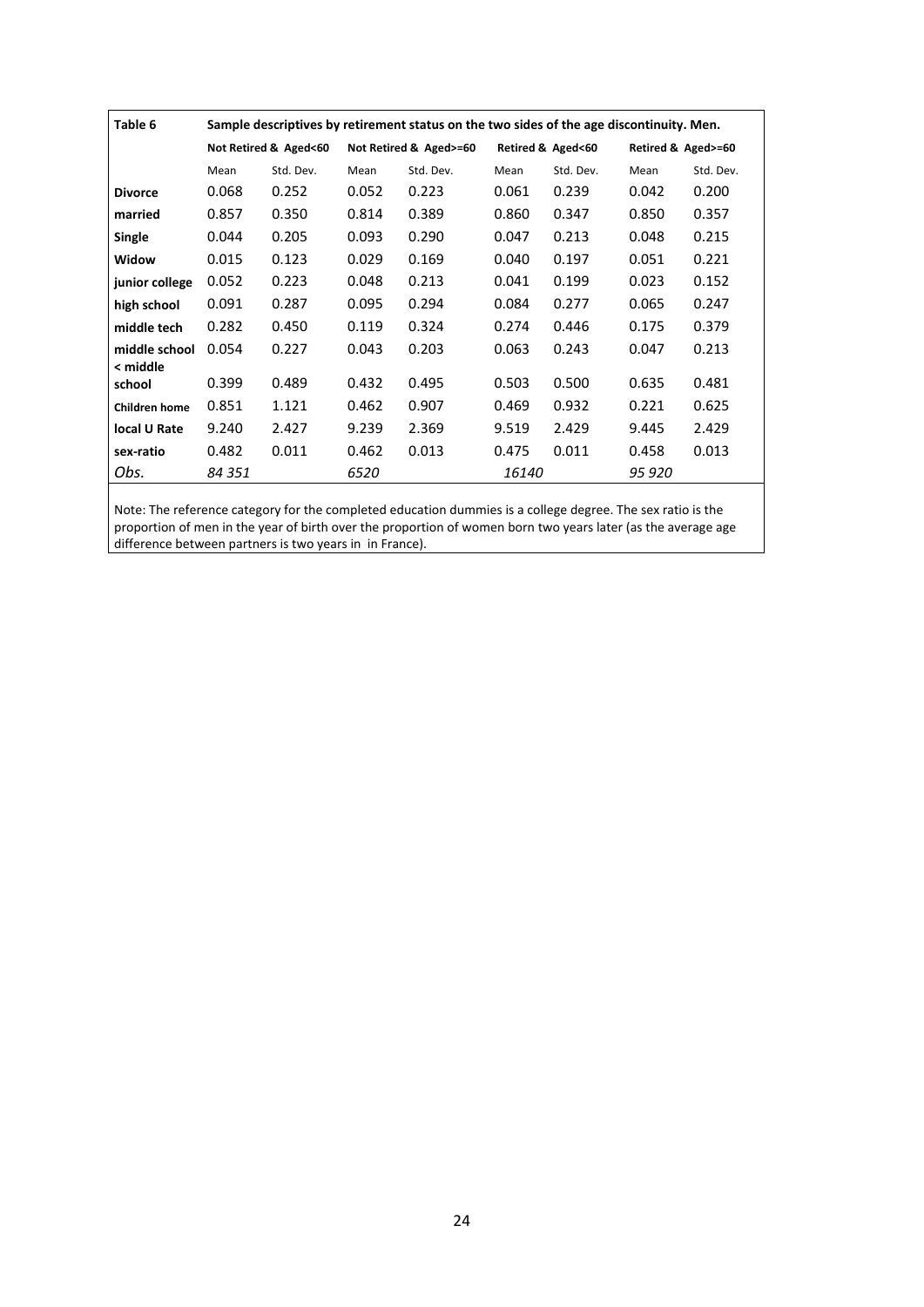| Table 6 | Sample descriptives by retirement status on the two sides of the age discontinuity. Men. | | | | | | | |
|---|---|---|---|---|---|---|---|---|
| | Not Retired & Aged<60 | | Not Retired & Aged>=60 | | Retired & Aged<60 | | Retired & Aged>=60 | |
| | Mean | Std. Dev. | Mean | Std. Dev. | Mean | Std. Dev. | Mean | Std. Dev. |
| **Divorce** | 0.068 | 0.252 | 0.052 | 0.223 | 0.061 | 0.239 | 0.042 | 0.200 |
| **married** | 0.857 | 0.350 | 0.814 | 0.389 | 0.860 | 0.347 | 0.850 | 0.357 |
| **Single** | 0.044 | 0.205 | 0.093 | 0.290 | 0.047 | 0.213 | 0.048 | 0.215 |
| **Widow** | 0.015 | 0.123 | 0.029 | 0.169 | 0.040 | 0.197 | 0.051 | 0.221 |
| **junior college** | 0.052 | 0.223 | 0.048 | 0.213 | 0.041 | 0.199 | 0.023 | 0.152 |
| **high school** | 0.091 | 0.287 | 0.095 | 0.294 | 0.084 | 0.277 | 0.065 | 0.247 |
| **middle tech** | 0.282 | 0.450 | 0.119 | 0.324 | 0.274 | 0.446 | 0.175 | 0.379 |
| **middle school** | 0.054 | 0.227 | 0.043 | 0.203 | 0.063 | 0.243 | 0.047 | 0.213 |
| **< middle school** | 0.399 | 0.489 | 0.432 | 0.495 | 0.503 | 0.500 | 0.635 | 0.481 |
| **Children home** | 0.851 | 1.121 | 0.462 | 0.907 | 0.469 | 0.932 | 0.221 | 0.625 |
| **local U Rate** | 9.240 | 2.427 | 9.239 | 2.369 | 9.519 | 2.429 | 9.445 | 2.429 |
| **sex-ratio** | 0.482 | 0.011 | 0.462 | 0.013 | 0.475 | 0.011 | 0.458 | 0.013 |
| *Obs.* | *84 351* | | *6520* | | *16140* | | *95 920* | |

Note: The reference category for the completed education dummies is a college degree. The sex ratio is the proportion of men in the year of birth over the proportion of women born two years later (as the average age difference between partners is two years in in France).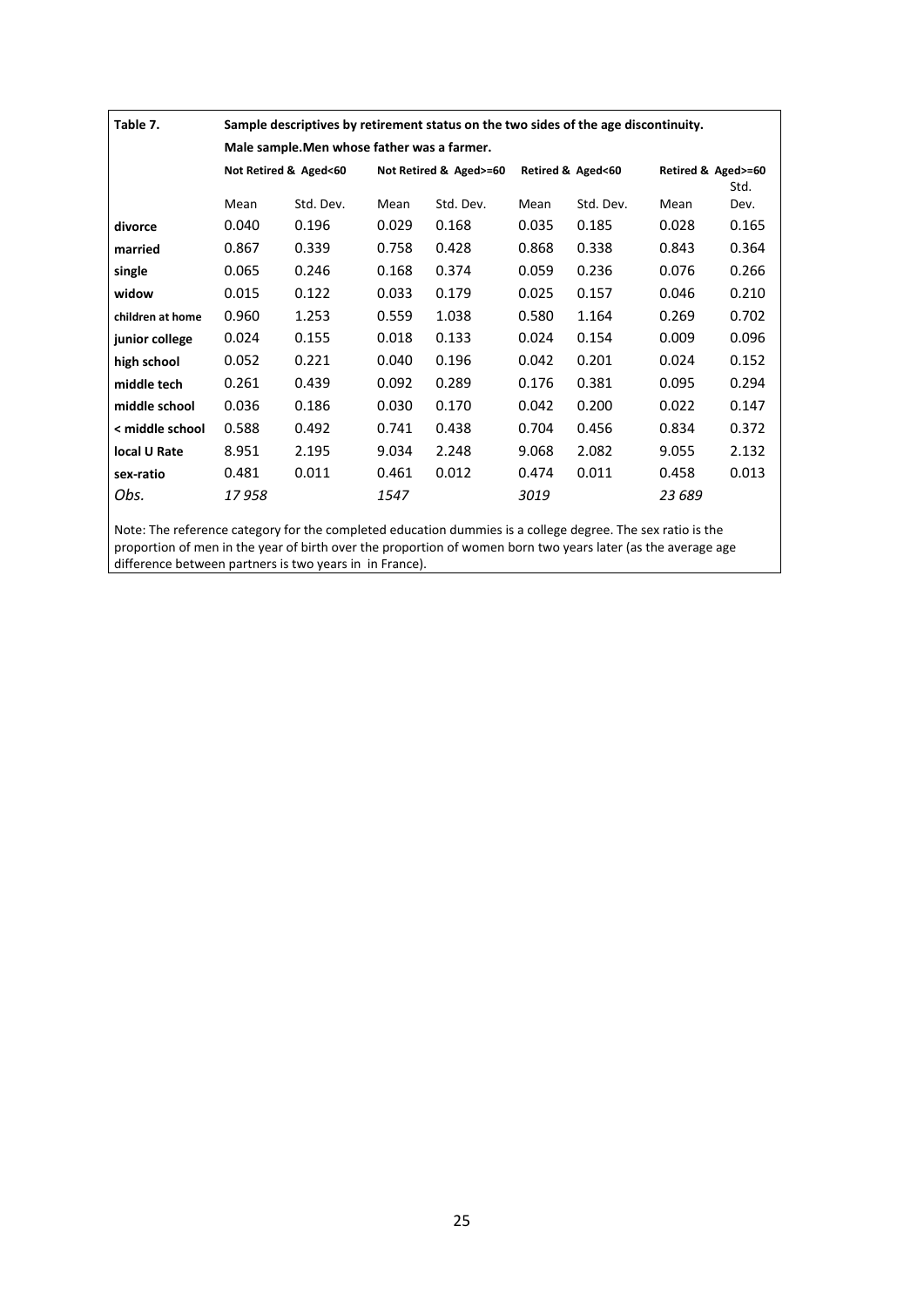**Table 7.** **Sample descriptives by retirement status on the two sides of the age discontinuity.**

**Male sample.Men whose father was a farmer.**

| | Not Retired & Aged<60 | | Not Retired & Aged>=60 | | Retired & Aged<60 | | Retired & Aged>=60 | |
|---|---|---|---|---|---|---|---|---|
| | Mean | Std. Dev. | Mean | Std. Dev. | Mean | Std. Dev. | Mean | Std. Dev. |
| **divorce** | 0.040 | 0.196 | 0.029 | 0.168 | 0.035 | 0.185 | 0.028 | 0.165 |
| **married** | 0.867 | 0.339 | 0.758 | 0.428 | 0.868 | 0.338 | 0.843 | 0.364 |
| **single** | 0.065 | 0.246 | 0.168 | 0.374 | 0.059 | 0.236 | 0.076 | 0.266 |
| **widow** | 0.015 | 0.122 | 0.033 | 0.179 | 0.025 | 0.157 | 0.046 | 0.210 |
| **children at home** | 0.960 | 1.253 | 0.559 | 1.038 | 0.580 | 1.164 | 0.269 | 0.702 |
| **junior college** | 0.024 | 0.155 | 0.018 | 0.133 | 0.024 | 0.154 | 0.009 | 0.096 |
| **high school** | 0.052 | 0.221 | 0.040 | 0.196 | 0.042 | 0.201 | 0.024 | 0.152 |
| **middle tech** | 0.261 | 0.439 | 0.092 | 0.289 | 0.176 | 0.381 | 0.095 | 0.294 |
| **middle school** | 0.036 | 0.186 | 0.030 | 0.170 | 0.042 | 0.200 | 0.022 | 0.147 |
| **< middle school** | 0.588 | 0.492 | 0.741 | 0.438 | 0.704 | 0.456 | 0.834 | 0.372 |
| **local U Rate** | 8.951 | 2.195 | 9.034 | 2.248 | 9.068 | 2.082 | 9.055 | 2.132 |
| **sex-ratio** | 0.481 | 0.011 | 0.461 | 0.012 | 0.474 | 0.011 | 0.458 | 0.013 |
| *Obs.* | *17 958* | | *1547* | | *3019* | | *23 689* | |

Note: The reference category for the completed education dummies is a college degree. The sex ratio is the proportion of men in the year of birth over the proportion of women born two years later (as the average age difference between partners is two years in in France).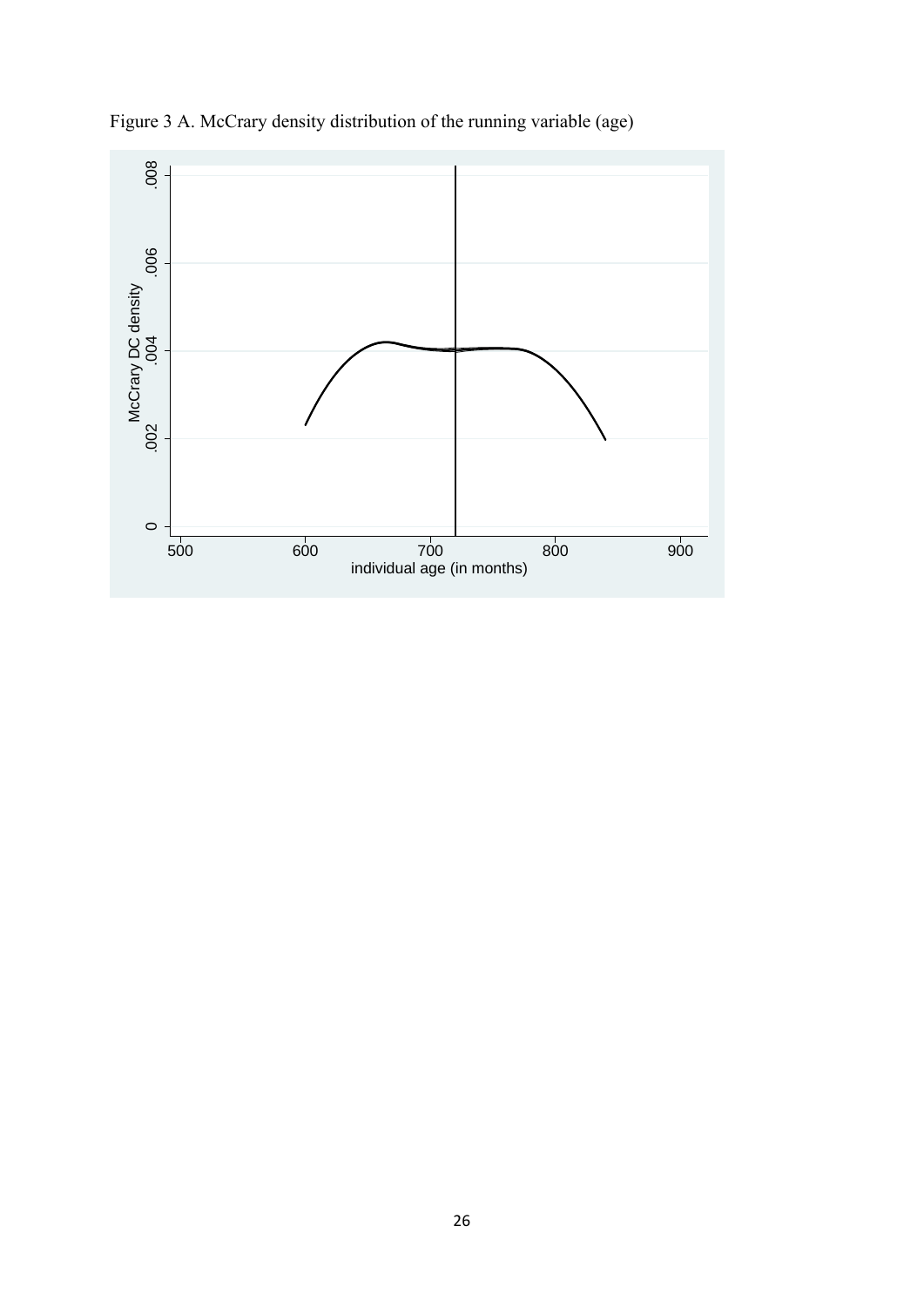Figure 3 A. McCrary density distribution of the running variable (age)

McCrary DC density

0

.002

.004

.006

.008

500

600

700

800

900

individual age (in months)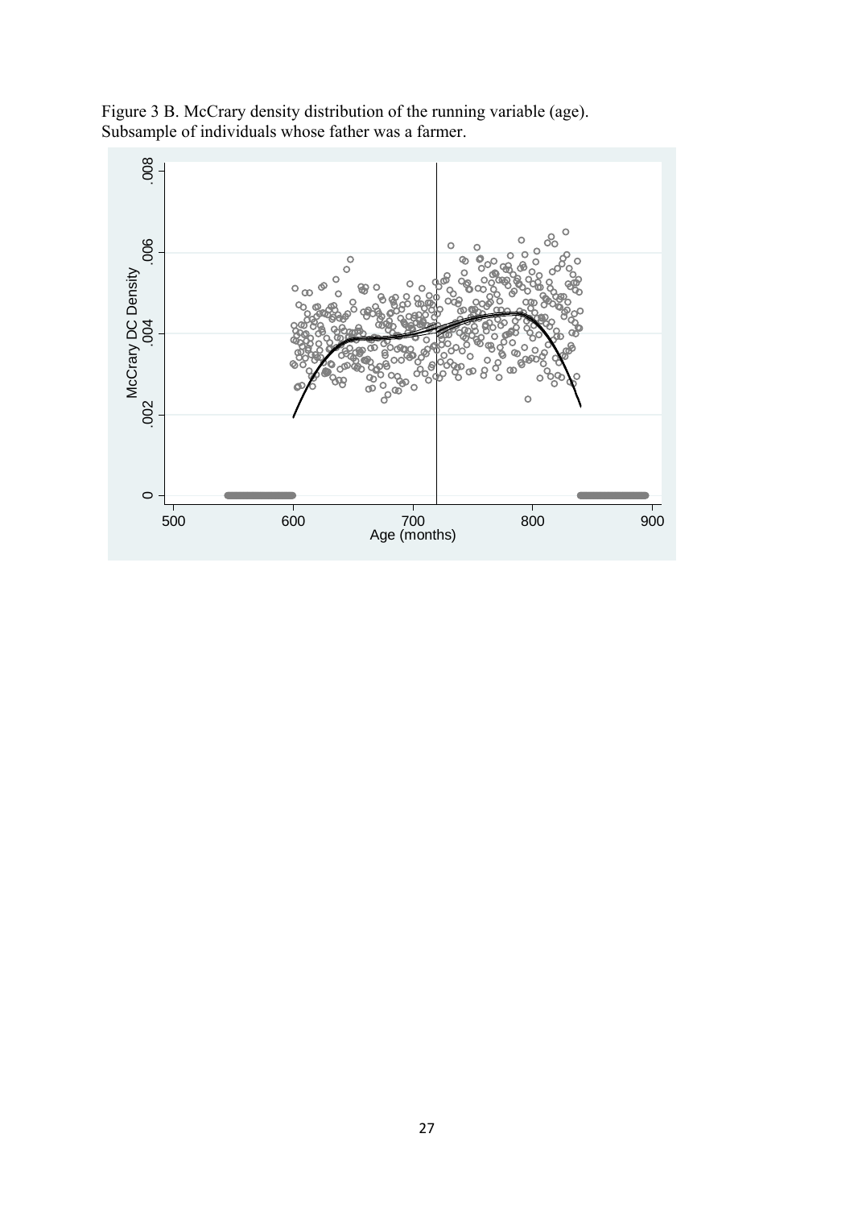Figure 3 B. McCrary density distribution of the running variable (age). Subsample of individuals whose father was a farmer.

McCrary DC Density

.008
.006
.004
.002
0

500
600
700
800
900

Age (months)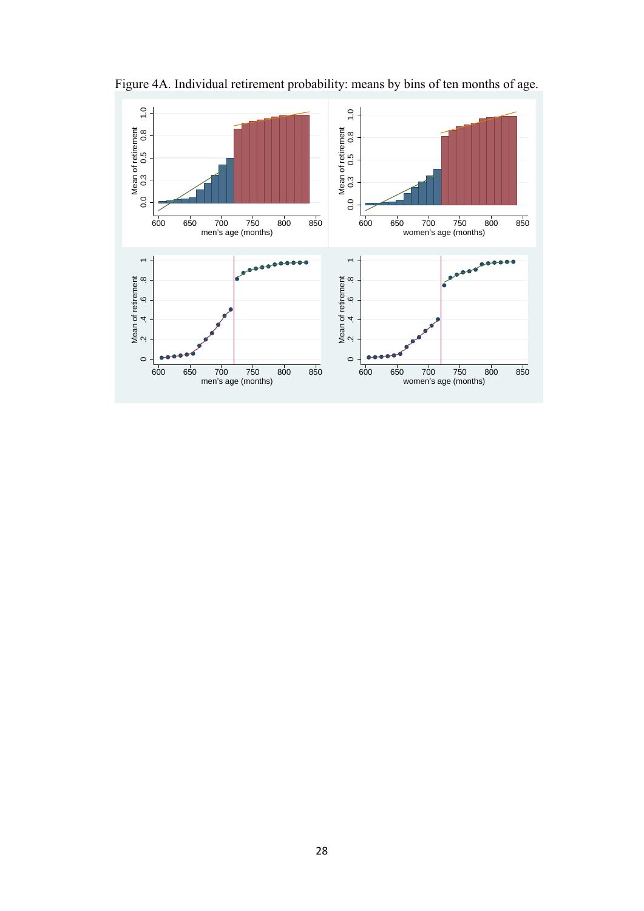Figure 4A. Individual retirement probability: means by bins of ten months of age.

Mean of retirement
1.0
0.8
0.5
0.3
0.0
600 650 700 750 800 850
men's age (months)

Mean of retirement
1.0
0.8
0.5
0.3
0.0
600 650 700 750 800 850
women's age (months)

Mean of retirement
1
.8
.6
.4
.2
0
600 650 700 750 800 850
men's age (months)

Mean of retirement
1
.8
.6
.4
.2
0
600 650 700 750 800 850
women's age (months)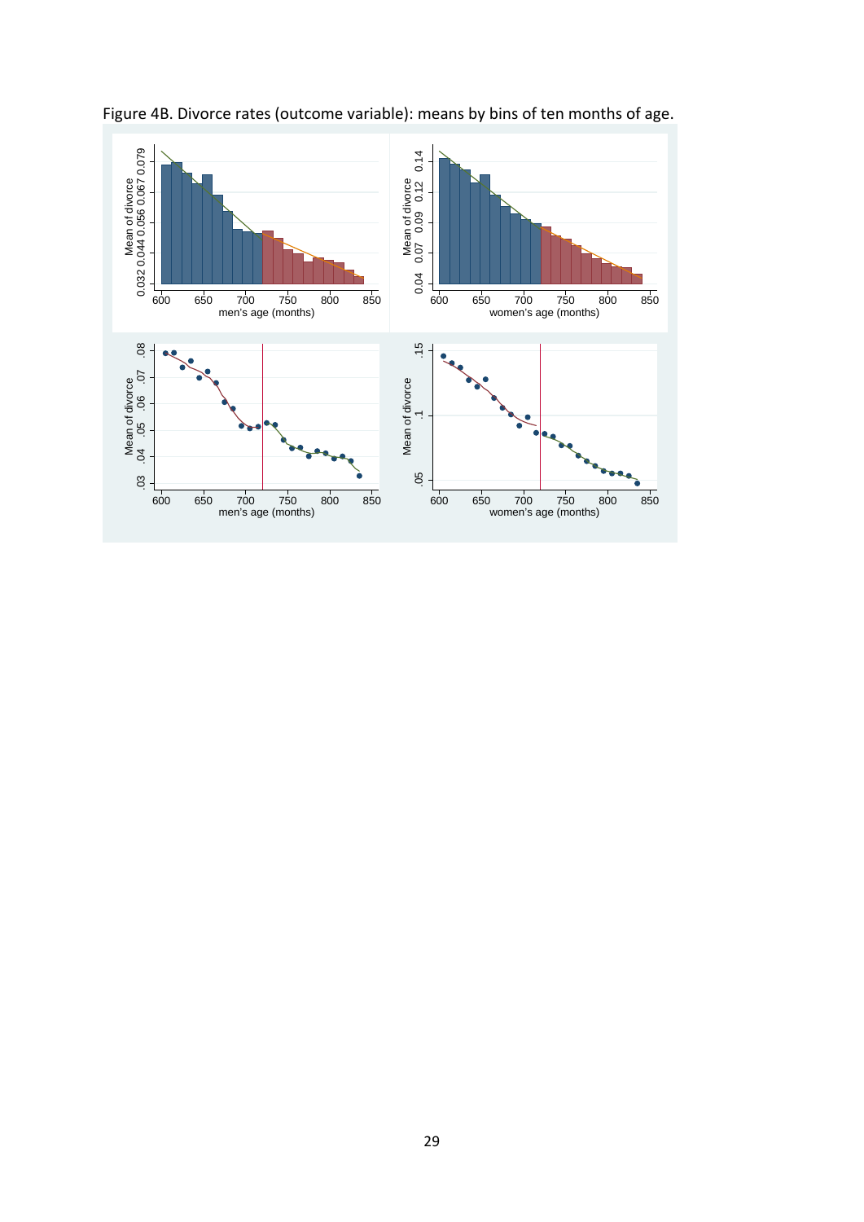Figure 4B. Divorce rates (outcome variable): means by bins of ten months of age.

Mean of divorce
0.032 0.044 0.056 0.067 0.079
600 650 700 750 800 850
men's age (months)

Mean of divorce
0.04 0.07 0.09 0.12 0.14
600 650 700 750 800 850
women's age (months)

Mean of divorce
.03 .04 .05 .06 .07 .08
600 650 700 750 800 850
men's age (months)

Mean of divorce
.05 .1 .15
600 650 700 750 800 850
women's age (months)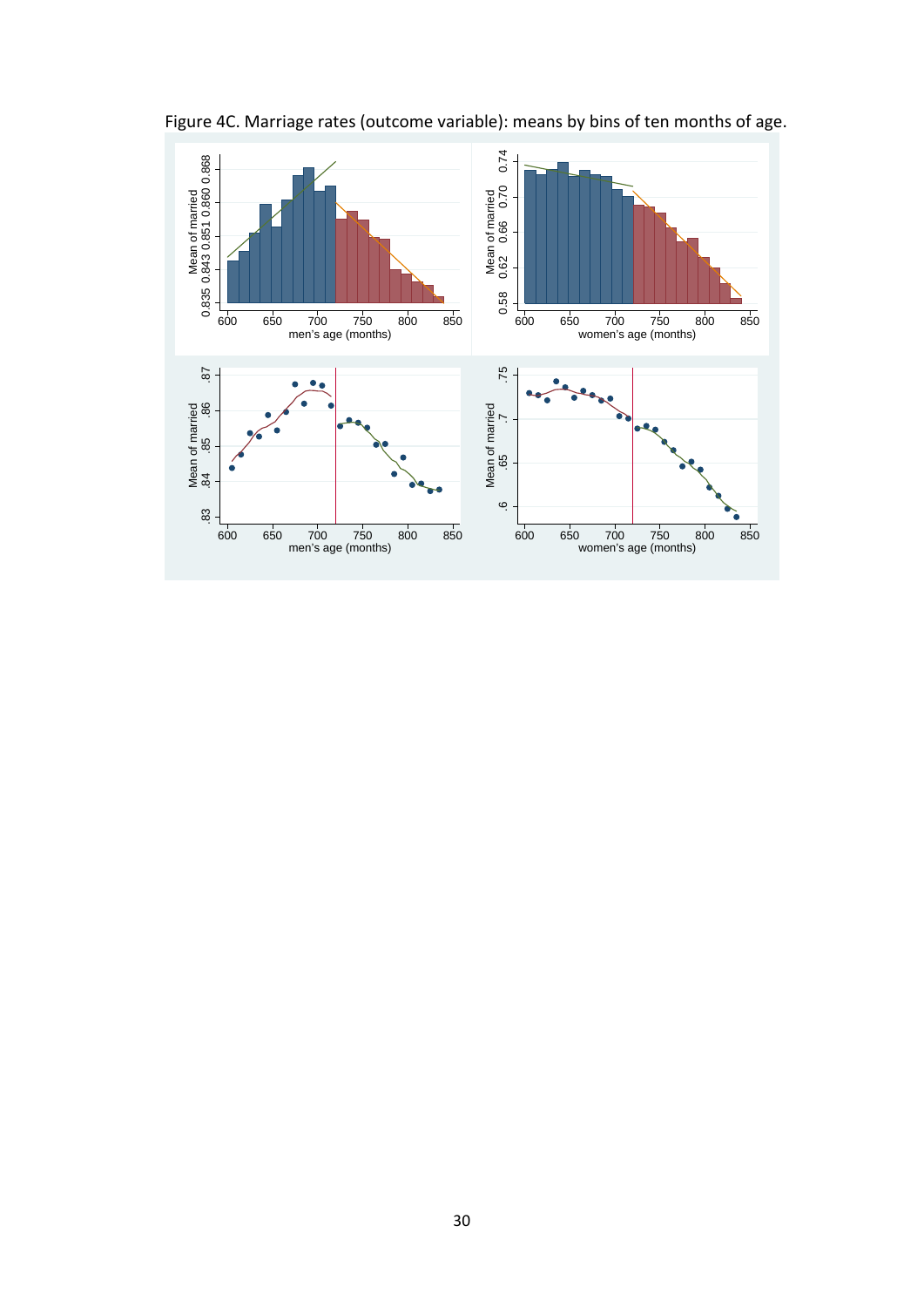Figure 4C. Marriage rates (outcome variable): means by bins of ten months of age.

Mean of married
0.835 0.843 0.851 0.860 0.868
600 650 700 750 800 850
men's age (months)

Mean of married
0.58 0.62 0.66 0.70 0.74
600 650 700 750 800 850
women's age (months)

Mean of married
.83 .84 .85 .86 .87
600 650 700 750 800 850
men's age (months)

Mean of married
.6 .65 .7 .75
600 650 700 750 800 850
women's age (months)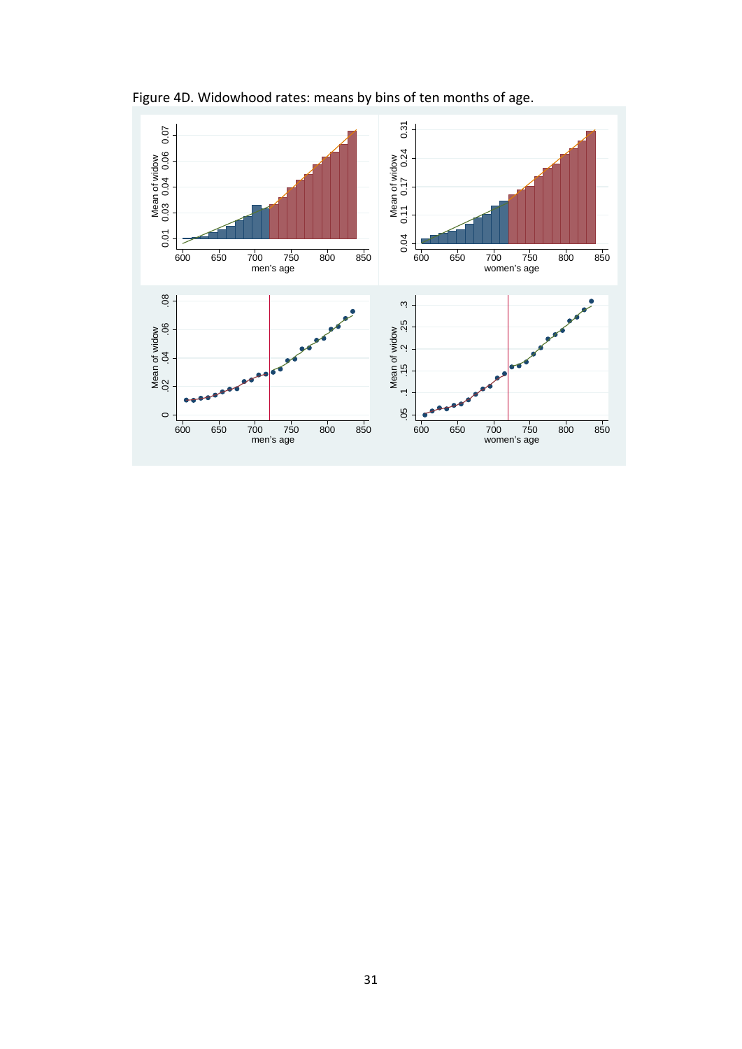Figure 4D. Widowhood rates: means by bins of ten months of age.

Mean of widow
0.01 0.03 0.04 0.06 0.07
600 650 700 750 800 850
men's age

Mean of widow
0.04 0.11 0.17 0.24 0.31
600 650 700 750 800 850
women's age

Mean of widow
0 .02 .04 .06 .08
600 650 700 750 800 850
men's age

Mean of widow
.05 .1 .15 .2 .25 .3
600 650 700 750 800 850
women's age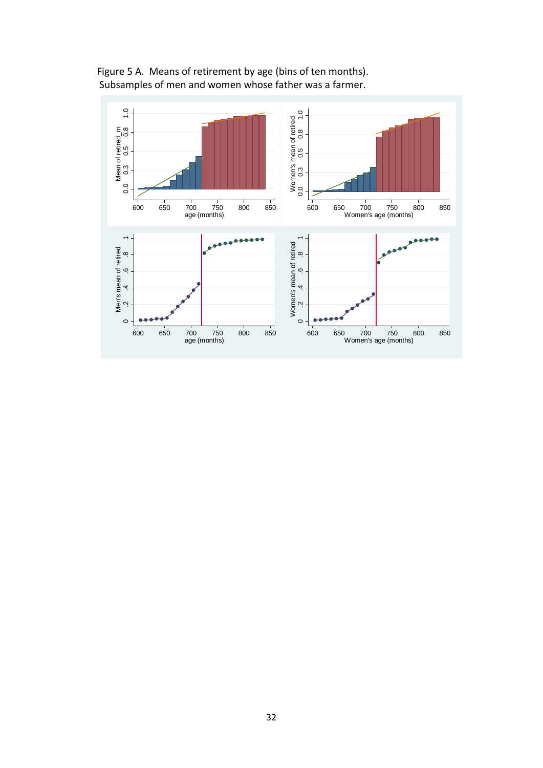Figure 5 A. Means of retirement by age (bins of ten months).
Subsamples of men and women whose father was a farmer.

Mean of retired_m
0.0
0.3
0.5
0.8
1.0
600
650
700
750
800
850
age (months)

Women's mean of retired
0.0
0.3
0.5
0.8
1.0
600
650
700
750
800
850
Women's age (months)

Men's mean of retired
0
.2
.4
.6
.8
1
600
650
700
750
800
850
age (months)

Women's mean of retired
0
.2
.4
.6
.8
1
600
650
700
750
800
850
Women's age (months)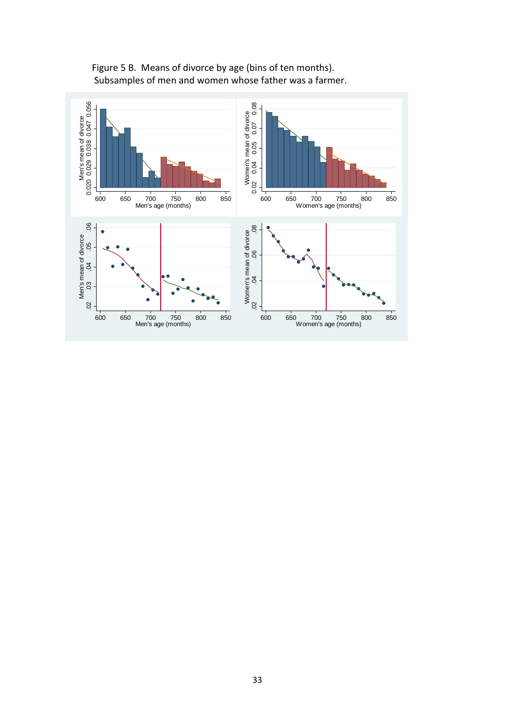Figure 5 B. Means of divorce by age (bins of ten months).
Subsamples of men and women whose father was a farmer.

Men's mean of divorce
0.020 0.029 0.038 0.047 0.056
600 650 700 750 800 850
Men's age (months)

Women's mean of divorce
0.02 0.03 0.04 0.05 0.07 0.08
600 650 700 750 800 850
Women's age (months)

Men's mean of divorce
.02 .03 .04 .05 .06
600 650 700 750 800 850
Men's age (months)

Women's mean of divorce
.02 .04 .06 .08
600 650 700 750 800 850
Women's age (months)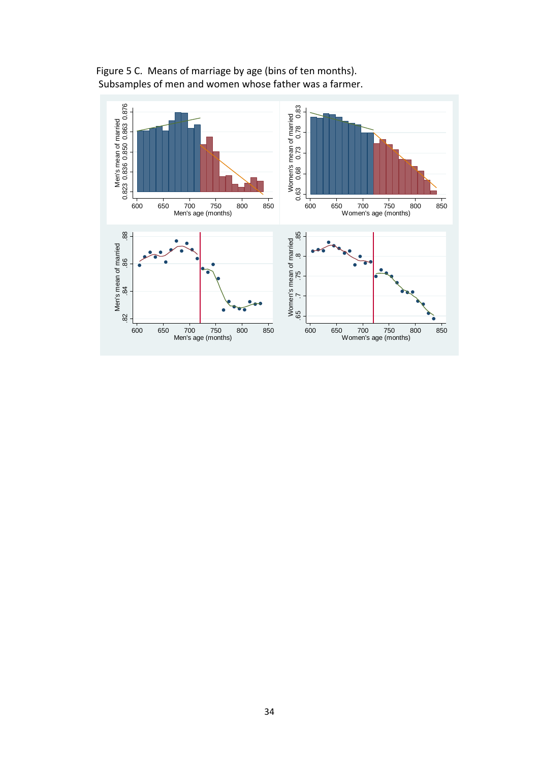Figure 5 C. Means of marriage by age (bins of ten months).
Subsamples of men and women whose father was a farmer.

Men's mean of married
0.823 0.836 0.850 0.863 0.876
600 650 700 750 800 850
Men's age (months)

Women's mean of married
0.63 0.68 0.73 0.78 0.83
600 650 700 750 800 850
Women's age (months)

Men's mean of married
.82 .84 .86 .88
600 650 700 750 800 850
Men's age (months)

Women's mean of married
.65 .7 .75 .8 .85
600 650 700 750 800 850
Women's age (months)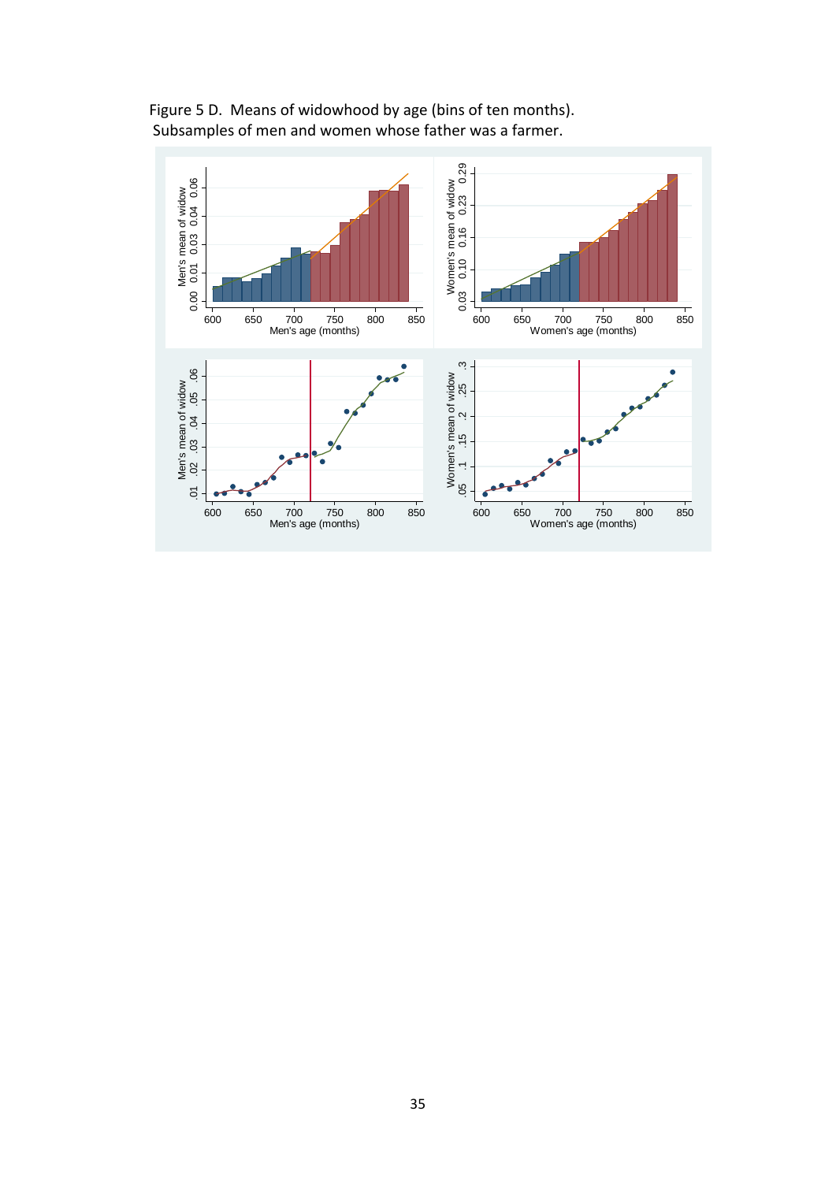Figure 5 D. Means of widowhood by age (bins of ten months). Subsamples of men and women whose father was a farmer.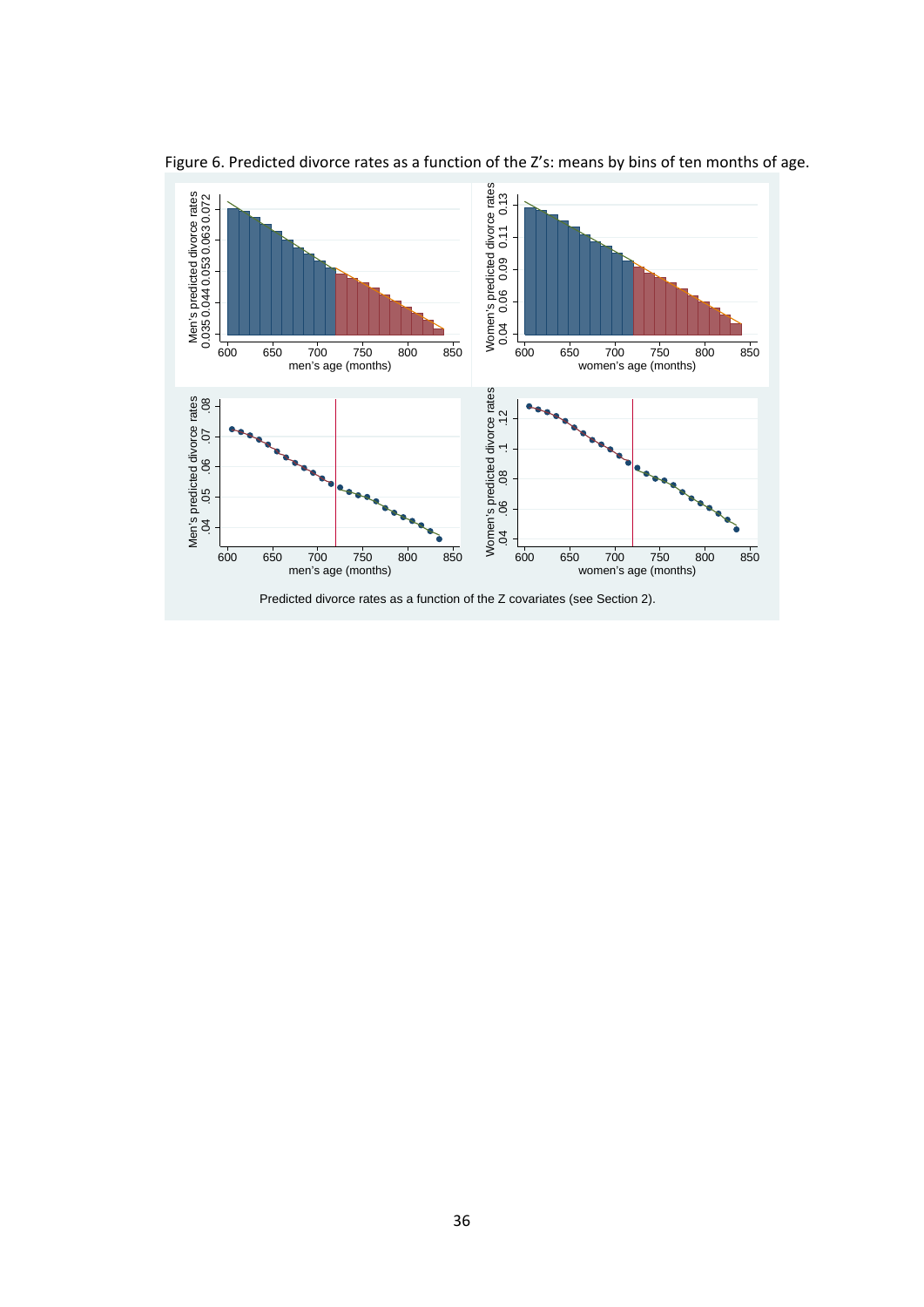Figure 6. Predicted divorce rates as a function of the Z's: means by bins of ten months of age.

Men's predicted divorce rates
0.035 0.044 0.053 0.063 0.072
600 650 700 750 800 850
men's age (months)

Women's predicted divorce rates
0.04 0.06 0.09 0.11 0.13
600 650 700 750 800 850
women's age (months)

Men's predicted divorce rates
.04 .05 .06 .07 .08
600 650 700 750 800 850
men's age (months)

Women's predicted divorce rates
.04 .06 .08 .1 .12
600 650 700 750 800 850
women's age (months)

Predicted divorce rates as a function of the Z covariates (see Section 2).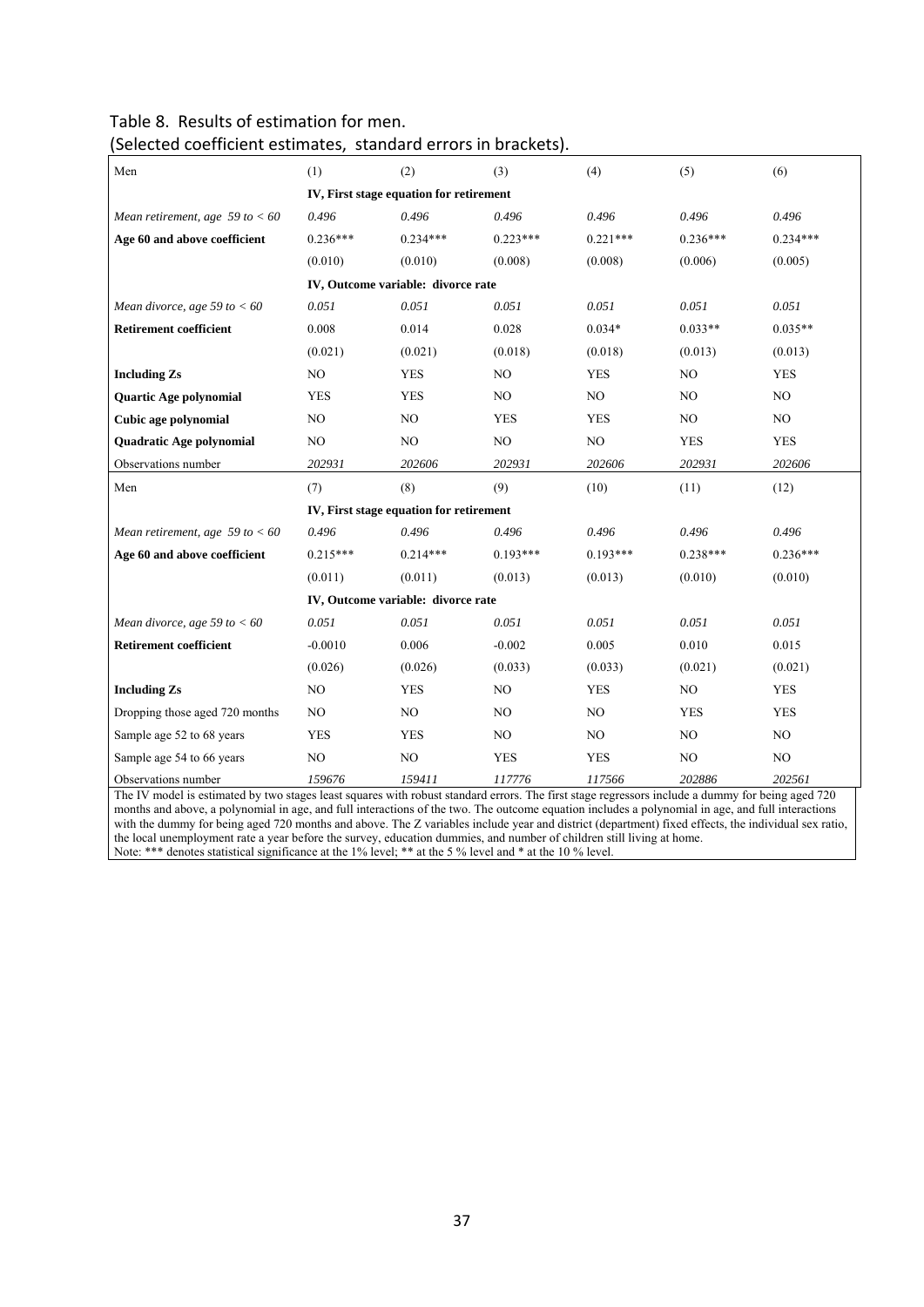Table 8. Results of estimation for men.
(Selected coefficient estimates, standard errors in brackets).

| Men | (1) | (2) | (3) | (4) | (5) | (6) |
|---|---|---|---|---|---|---|
| | IV, First stage equation for retirement | | | | | |
| *Mean retirement, age 59 to < 60* | *0.496* | *0.496* | *0.496* | *0.496* | *0.496* | *0.496* |
| **Age 60 and above coefficient** | 0.236*** | 0.234*** | 0.223*** | 0.221*** | 0.236*** | 0.234*** |
| | (0.010) | (0.010) | (0.008) | (0.008) | (0.006) | (0.005) |
| | IV, Outcome variable: divorce rate | | | | | |
| *Mean divorce, age 59 to < 60* | *0.051* | *0.051* | *0.051* | *0.051* | *0.051* | *0.051* |
| **Retirement coefficient** | 0.008 | 0.014 | 0.028 | 0.034* | 0.033** | 0.035** |
| | (0.021) | (0.021) | (0.018) | (0.018) | (0.013) | (0.013) |
| **Including Zs** | NO | YES | NO | YES | NO | YES |
| **Quartic Age polynomial** | YES | YES | NO | NO | NO | NO |
| **Cubic age polynomial** | NO | NO | YES | YES | NO | NO |
| **Quadratic Age polynomial** | NO | NO | NO | NO | YES | YES |
| Observations number | *202931* | *202606* | *202931* | *202606* | *202931* | *202606* |
| Men | (7) | (8) | (9) | (10) | (11) | (12) |
| | IV, First stage equation for retirement | | | | | |
| *Mean retirement, age 59 to < 60* | *0.496* | *0.496* | *0.496* | *0.496* | *0.496* | *0.496* |
| **Age 60 and above coefficient** | 0.215*** | 0.214*** | 0.193*** | 0.193*** | 0.238*** | 0.236*** |
| | (0.011) | (0.011) | (0.013) | (0.013) | (0.010) | (0.010) |
| | IV, Outcome variable: divorce rate | | | | | |
| *Mean divorce, age 59 to < 60* | *0.051* | *0.051* | *0.051* | *0.051* | *0.051* | *0.051* |
| **Retirement coefficient** | -0.0010 | 0.006 | -0.002 | 0.005 | 0.010 | 0.015 |
| | (0.026) | (0.026) | (0.033) | (0.033) | (0.021) | (0.021) |
| **Including Zs** | NO | YES | NO | YES | NO | YES |
| Dropping those aged 720 months | NO | NO | NO | NO | YES | YES |
| Sample age 52 to 68 years | YES | YES | NO | NO | NO | NO |
| Sample age 54 to 66 years | NO | NO | YES | YES | NO | NO |
| Observations number | *159676* | *159411* | *117776* | *117566* | *202886* | *202561* |

The IV model is estimated by two stages least squares with robust standard errors. The first stage regressors include a dummy for being aged 720 months and above, a polynomial in age, and full interactions of the two. The outcome equation includes a polynomial in age, and full interactions with the dummy for being aged 720 months and above. The Z variables include year and district (department) fixed effects, the individual sex ratio, the local unemployment rate a year before the survey, education dummies, and number of children still living at home.
Note: *** denotes statistical significance at the 1% level; ** at the 5 % level and * at the 10 % level.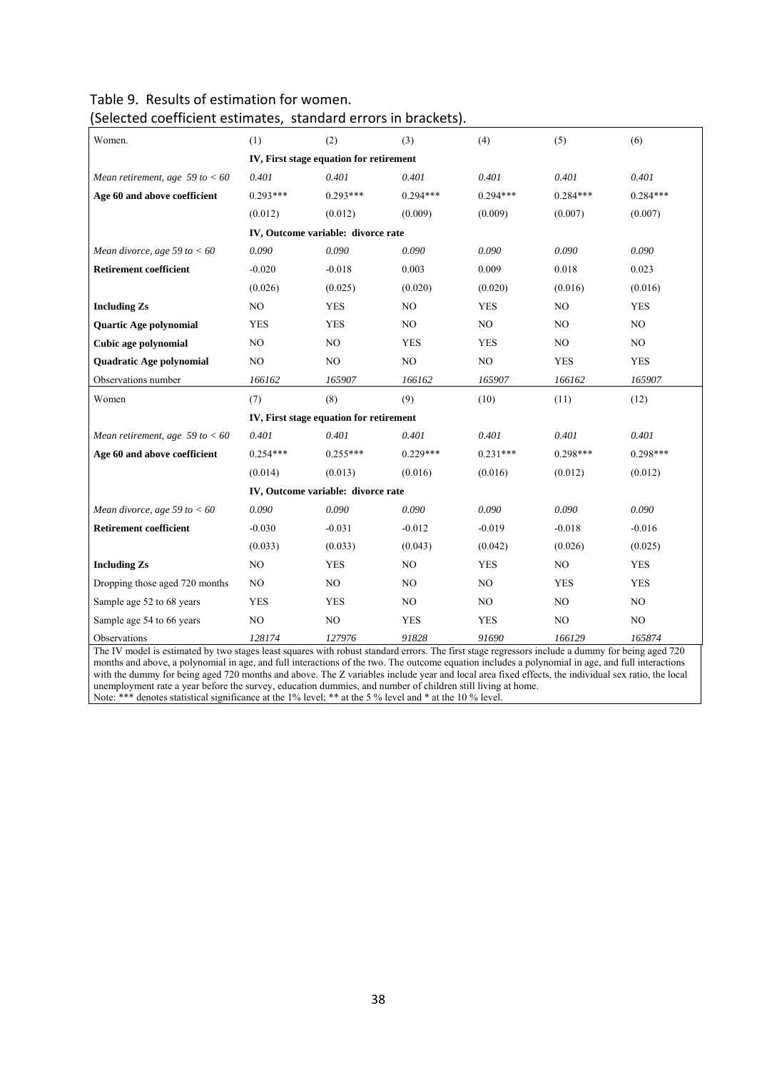Table 9. Results of estimation for women.
(Selected coefficient estimates, standard errors in brackets).

| Women. | (1) | (2) | (3) | (4) | (5) | (6) |
|---|---|---|---|---|---|---|
| | IV, First stage equation for retirement | | | | | |
| *Mean retirement, age 59 to < 60* | *0.401* | *0.401* | *0.401* | *0.401* | *0.401* | *0.401* |
| **Age 60 and above coefficient** | 0.293*** | 0.293*** | 0.294*** | 0.294*** | 0.284*** | 0.284*** |
| | (0.012) | (0.012) | (0.009) | (0.009) | (0.007) | (0.007) |
| | IV, Outcome variable: divorce rate | | | | | |
| *Mean divorce, age 59 to < 60* | *0.090* | *0.090* | *0.090* | *0.090* | *0.090* | *0.090* |
| **Retirement coefficient** | -0.020 | -0.018 | 0.003 | 0.009 | 0.018 | 0.023 |
| | (0.026) | (0.025) | (0.020) | (0.020) | (0.016) | (0.016) |
| **Including Zs** | NO | YES | NO | YES | NO | YES |
| **Quartic Age polynomial** | YES | YES | NO | NO | NO | NO |
| **Cubic age polynomial** | NO | NO | YES | YES | NO | NO |
| **Quadratic Age polynomial** | NO | NO | NO | NO | YES | YES |
| Observations number | *166162* | *165907* | *166162* | *165907* | *166162* | *165907* |
| Women | (7) | (8) | (9) | (10) | (11) | (12) |
| | IV, First stage equation for retirement | | | | | |
| *Mean retirement, age 59 to < 60* | *0.401* | *0.401* | *0.401* | *0.401* | *0.401* | *0.401* |
| **Age 60 and above coefficient** | 0.254*** | 0.255*** | 0.229*** | 0.231*** | 0.298*** | 0.298*** |
| | (0.014) | (0.013) | (0.016) | (0.016) | (0.012) | (0.012) |
| | IV, Outcome variable: divorce rate | | | | | |
| *Mean divorce, age 59 to < 60* | *0.090* | *0.090* | *0.090* | *0.090* | *0.090* | *0.090* |
| **Retirement coefficient** | -0.030 | -0.031 | -0.012 | -0.019 | -0.018 | -0.016 |
| | (0.033) | (0.033) | (0.043) | (0.042) | (0.026) | (0.025) |
| **Including Zs** | NO | YES | NO | YES | NO | YES |
| Dropping those aged 720 months | NO | NO | NO | NO | YES | YES |
| Sample age 52 to 68 years | YES | YES | NO | NO | NO | NO |
| Sample age 54 to 66 years | NO | NO | YES | YES | NO | NO |
| Observations | *128174* | *127976* | *91828* | *91690* | *166129* | *165874* |

The IV model is estimated by two stages least squares with robust standard errors. The first stage regressors include a dummy for being aged 720 months and above, a polynomial in age, and full interactions of the two. The outcome equation includes a polynomial in age, and full interactions with the dummy for being aged 720 months and above. The Z variables include year and local area fixed effects, the individual sex ratio, the local unemployment rate a year before the survey, education dummies, and number of children still living at home.
Note: *** denotes statistical significance at the 1% level; ** at the 5 % level and * at the 10 % level.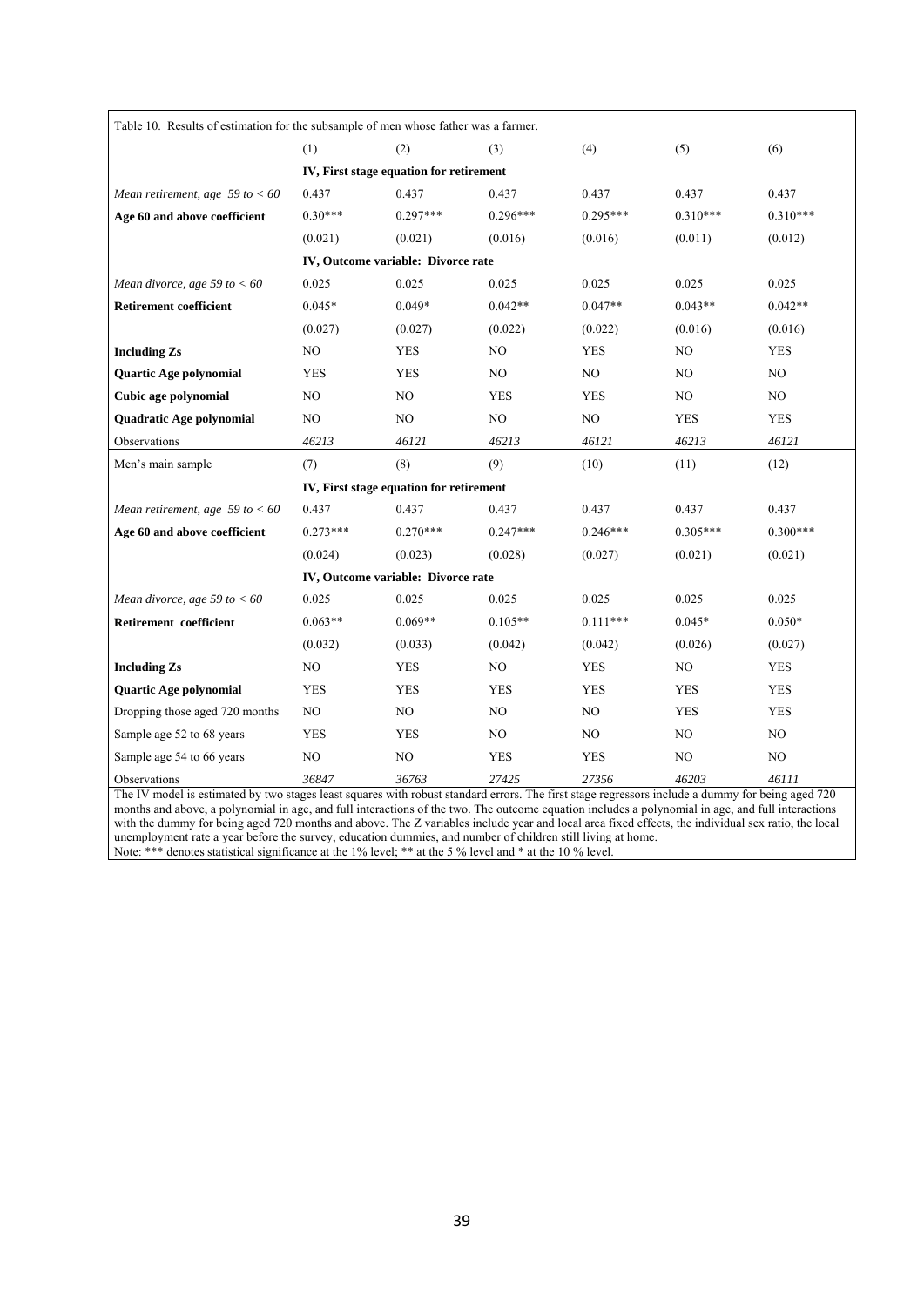Table 10. Results of estimation for the subsample of men whose father was a farmer.

| | (1) | (2) | (3) | (4) | (5) | (6) |
|---|---|---|---|---|---|---|
| | IV, First stage equation for retirement | | | | | |
| *Mean retirement, age 59 to < 60* | 0.437 | 0.437 | 0.437 | 0.437 | 0.437 | 0.437 |
| **Age 60 and above coefficient** | 0.30*** | 0.297*** | 0.296*** | 0.295*** | 0.310*** | 0.310*** |
| | (0.021) | (0.021) | (0.016) | (0.016) | (0.011) | (0.012) |
| | IV, Outcome variable: Divorce rate | | | | | |
| *Mean divorce, age 59 to < 60* | 0.025 | 0.025 | 0.025 | 0.025 | 0.025 | 0.025 |
| **Retirement coefficient** | 0.045* | 0.049* | 0.042** | 0.047** | 0.043** | 0.042** |
| | (0.027) | (0.027) | (0.022) | (0.022) | (0.016) | (0.016) |
| **Including Zs** | NO | YES | NO | YES | NO | YES |
| **Quartic Age polynomial** | YES | YES | NO | NO | NO | NO |
| **Cubic age polynomial** | NO | NO | YES | YES | NO | NO |
| **Quadratic Age polynomial** | NO | NO | NO | NO | YES | YES |
| Observations | *46213* | *46121* | *46213* | *46121* | *46213* | *46121* |
| Men's main sample | (7) | (8) | (9) | (10) | (11) | (12) |
| | IV, First stage equation for retirement | | | | | |
| *Mean retirement, age 59 to < 60* | 0.437 | 0.437 | 0.437 | 0.437 | 0.437 | 0.437 |
| **Age 60 and above coefficient** | 0.273*** | 0.270*** | 0.247*** | 0.246*** | 0.305*** | 0.300*** |
| | (0.024) | (0.023) | (0.028) | (0.027) | (0.021) | (0.021) |
| | IV, Outcome variable: Divorce rate | | | | | |
| *Mean divorce, age 59 to < 60* | 0.025 | 0.025 | 0.025 | 0.025 | 0.025 | 0.025 |
| **Retirement coefficient** | 0.063** | 0.069** | 0.105** | 0.111*** | 0.045* | 0.050* |
| | (0.032) | (0.033) | (0.042) | (0.042) | (0.026) | (0.027) |
| **Including Zs** | NO | YES | NO | YES | NO | YES |
| **Quartic Age polynomial** | YES | YES | YES | YES | YES | YES |
| Dropping those aged 720 months | NO | NO | NO | NO | YES | YES |
| Sample age 52 to 68 years | YES | YES | NO | NO | NO | NO |
| Sample age 54 to 66 years | NO | NO | YES | YES | NO | NO |
| Observations | *36847* | *36763* | *27425* | *27356* | *46203* | *46111* |

The IV model is estimated by two stages least squares with robust standard errors. The first stage regressors include a dummy for being aged 720 months and above, a polynomial in age, and full interactions of the two. The outcome equation includes a polynomial in age, and full interactions with the dummy for being aged 720 months and above. The Z variables include year and local area fixed effects, the individual sex ratio, the local unemployment rate a year before the survey, education dummies, and number of children still living at home.
Note: *** denotes statistical significance at the 1% level; ** at the 5 % level and * at the 10 % level.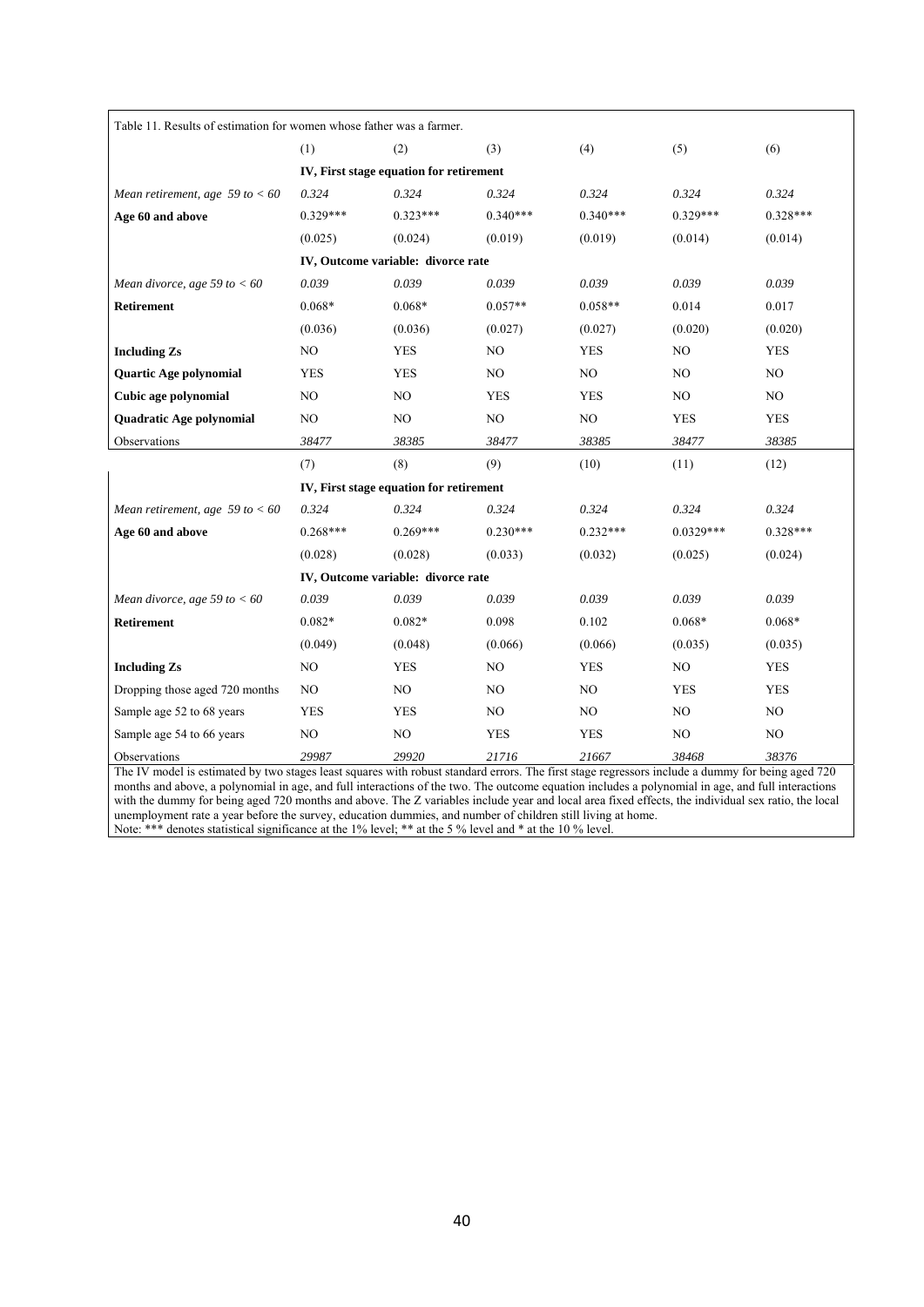Table 11. Results of estimation for women whose father was a farmer.

| | (1) | (2) | (3) | (4) | (5) | (6) |
|---|---|---|---|---|---|---|
| | **IV, First stage equation for retirement** | | | | | |
| *Mean retirement, age 59 to < 60* | *0.324* | *0.324* | *0.324* | *0.324* | *0.324* | *0.324* |
| **Age 60 and above** | 0.329*** | 0.323*** | 0.340*** | 0.340*** | 0.329*** | 0.328*** |
| | (0.025) | (0.024) | (0.019) | (0.019) | (0.014) | (0.014) |
| | **IV, Outcome variable: divorce rate** | | | | | |
| *Mean divorce, age 59 to < 60* | *0.039* | *0.039* | *0.039* | *0.039* | *0.039* | *0.039* |
| **Retirement** | 0.068* | 0.068* | 0.057** | 0.058** | 0.014 | 0.017 |
| | (0.036) | (0.036) | (0.027) | (0.027) | (0.020) | (0.020) |
| **Including Zs** | NO | YES | NO | YES | NO | YES |
| **Quartic Age polynomial** | YES | YES | NO | NO | NO | NO |
| **Cubic age polynomial** | NO | NO | YES | YES | NO | NO |
| **Quadratic Age polynomial** | NO | NO | NO | NO | YES | YES |
| Observations | *38477* | *38385* | *38477* | *38385* | *38477* | *38385* |
| | (7) | (8) | (9) | (10) | (11) | (12) |
| | **IV, First stage equation for retirement** | | | | | |
| *Mean retirement, age 59 to < 60* | *0.324* | *0.324* | *0.324* | *0.324* | *0.324* | *0.324* |
| **Age 60 and above** | 0.268*** | 0.269*** | 0.230*** | 0.232*** | 0.0329*** | 0.328*** |
| | (0.028) | (0.028) | (0.033) | (0.032) | (0.025) | (0.024) |
| | **IV, Outcome variable: divorce rate** | | | | | |
| *Mean divorce, age 59 to < 60* | *0.039* | *0.039* | *0.039* | *0.039* | *0.039* | *0.039* |
| **Retirement** | 0.082* | 0.082* | 0.098 | 0.102 | 0.068* | 0.068* |
| | (0.049) | (0.048) | (0.066) | (0.066) | (0.035) | (0.035) |
| **Including Zs** | NO | YES | NO | YES | NO | YES |
| Dropping those aged 720 months | NO | NO | NO | NO | YES | YES |
| Sample age 52 to 68 years | YES | YES | NO | NO | NO | NO |
| Sample age 54 to 66 years | NO | NO | YES | YES | NO | NO |
| Observations | *29987* | *29920* | *21716* | *21667* | *38468* | *38376* |

The IV model is estimated by two stages least squares with robust standard errors. The first stage regressors include a dummy for being aged 720 months and above, a polynomial in age, and full interactions of the two. The outcome equation includes a polynomial in age, and full interactions with the dummy for being aged 720 months and above. The Z variables include year and local area fixed effects, the individual sex ratio, the local unemployment rate a year before the survey, education dummies, and number of children still living at home.
Note: *** denotes statistical significance at the 1% level; ** at the 5 % level and * at the 10 % level.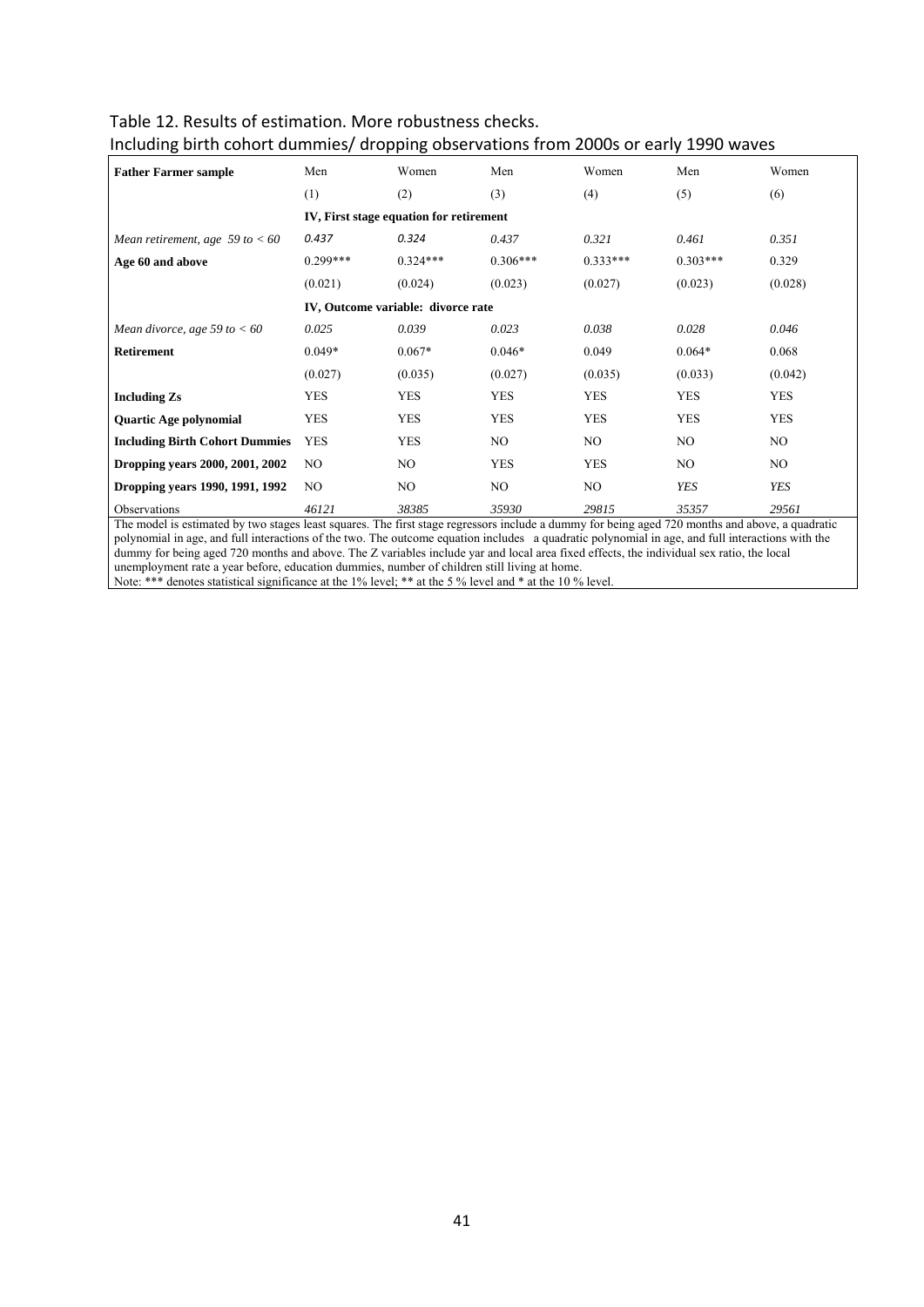Table 12. Results of estimation. More robustness checks.
Including birth cohort dummies/ dropping observations from 2000s or early 1990 waves

| **Father Farmer sample** | Men | Women | Men | Women | Men | Women |
|---|---|---|---|---|---|---|
| | (1) | (2) | (3) | (4) | (5) | (6) |
| | **IV, First stage equation for retirement** | | | | | |
| *Mean retirement, age 59 to < 60* | *0.437* | *0.324* | *0.437* | *0.321* | *0.461* | *0.351* |
| **Age 60 and above** | 0.299*** | 0.324*** | 0.306*** | 0.333*** | 0.303*** | 0.329 |
| | (0.021) | (0.024) | (0.023) | (0.027) | (0.023) | (0.028) |
| | **IV, Outcome variable: divorce rate** | | | | | |
| *Mean divorce, age 59 to < 60* | *0.025* | *0.039* | *0.023* | *0.038* | *0.028* | *0.046* |
| **Retirement** | 0.049* | 0.067* | 0.046* | 0.049 | 0.064* | 0.068 |
| | (0.027) | (0.035) | (0.027) | (0.035) | (0.033) | (0.042) |
| **Including Zs** | YES | YES | YES | YES | YES | YES |
| **Quartic Age polynomial** | YES | YES | YES | YES | YES | YES |
| **Including Birth Cohort Dummies** | YES | YES | NO | NO | NO | NO |
| **Dropping years 2000, 2001, 2002** | NO | NO | YES | YES | NO | NO |
| **Dropping years 1990, 1991, 1992** | NO | NO | NO | NO | *YES* | *YES* |
| Observations | *46121* | *38385* | *35930* | *29815* | *35357* | *29561* |

The model is estimated by two stages least squares. The first stage regressors include a dummy for being aged 720 months and above, a quadratic polynomial in age, and full interactions of the two. The outcome equation includes a quadratic polynomial in age, and full interactions with the dummy for being aged 720 months and above. The Z variables include yar and local area fixed effects, the individual sex ratio, the local unemployment rate a year before, education dummies, number of children still living at home.
Note: *** denotes statistical significance at the 1% level; ** at the 5 % level and * at the 10 % level.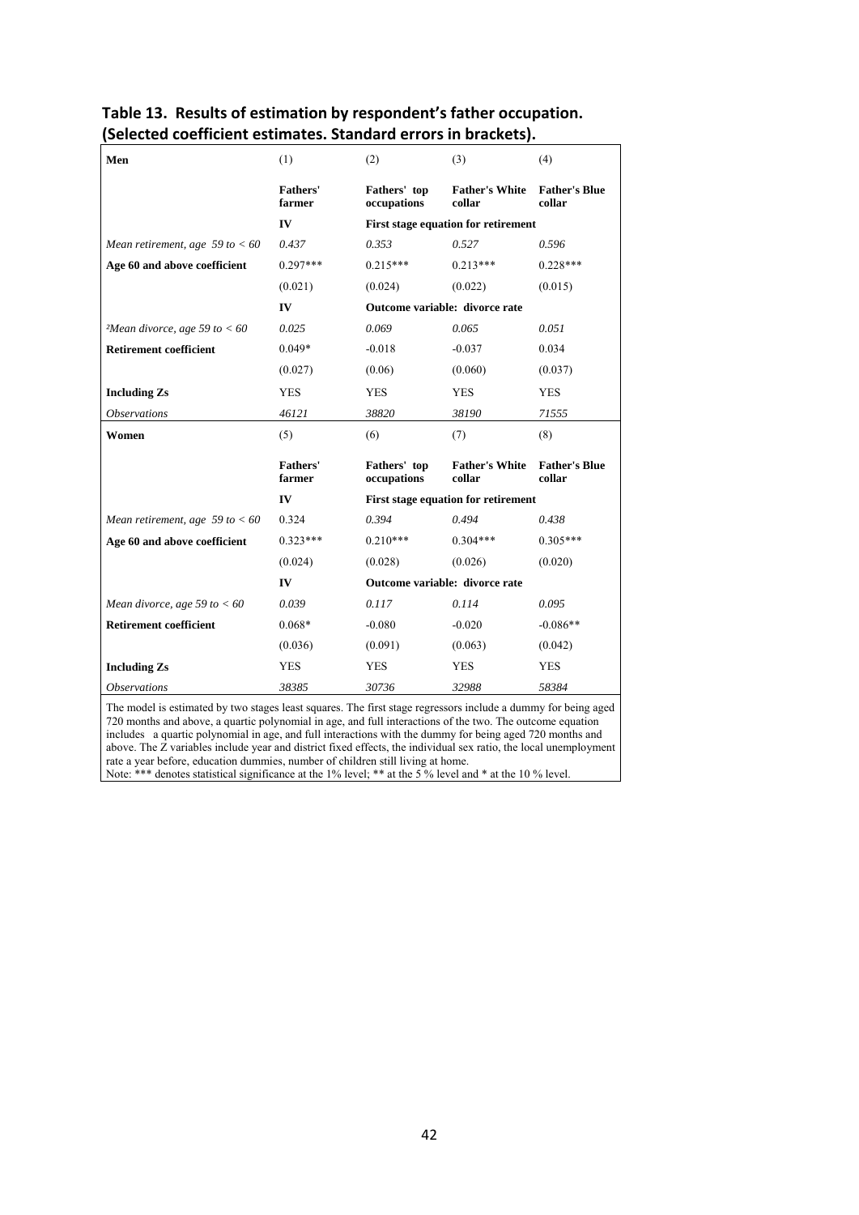**Table 13. Results of estimation by respondent's father occupation. (Selected coefficient estimates. Standard errors in brackets).**

| Men | (1) | (2) | (3) | (4) |
|---|---|---|---|---|
| | **Fathers' farmer** | **Fathers' top occupations** | **Father's White collar** | **Father's Blue collar** |
| | **IV** | **First stage equation for retirement** | | |
| *Mean retirement, age 59 to < 60* | *0.437* | *0.353* | *0.527* | *0.596* |
| **Age 60 and above coefficient** | 0.297*** | 0.215*** | 0.213*** | 0.228*** |
| | (0.021) | (0.024) | (0.022) | (0.015) |
| | **IV** | **Outcome variable: divorce rate** | | |
| *²Mean divorce, age 59 to < 60* | *0.025* | *0.069* | *0.065* | *0.051* |
| **Retirement coefficient** | 0.049* | -0.018 | -0.037 | 0.034 |
| | (0.027) | (0.06) | (0.060) | (0.037) |
| **Including Zs** | YES | YES | YES | YES |
| *Observations* | *46121* | *38820* | *38190* | *71555* |
| **Women** | (5) | (6) | (7) | (8) |
| | **Fathers' farmer** | **Fathers' top occupations** | **Father's White collar** | **Father's Blue collar** |
| | **IV** | **First stage equation for retirement** | | |
| *Mean retirement, age 59 to < 60* | 0.324 | *0.394* | *0.494* | *0.438* |
| **Age 60 and above coefficient** | 0.323*** | 0.210*** | 0.304*** | 0.305*** |
| | (0.024) | (0.028) | (0.026) | (0.020) |
| | **IV** | **Outcome variable: divorce rate** | | |
| *Mean divorce, age 59 to < 60* | *0.039* | *0.117* | *0.114* | *0.095* |
| **Retirement coefficient** | 0.068* | -0.080 | -0.020 | -0.086** |
| | (0.036) | (0.091) | (0.063) | (0.042) |
| **Including Zs** | YES | YES | YES | YES |
| *Observations* | *38385* | *30736* | *32988* | *58384* |

The model is estimated by two stages least squares. The first stage regressors include a dummy for being aged 720 months and above, a quartic polynomial in age, and full interactions of the two. The outcome equation includes a quartic polynomial in age, and full interactions with the dummy for being aged 720 months and above. The Z variables include year and district fixed effects, the individual sex ratio, the local unemployment rate a year before, education dummies, number of children still living at home.
Note: *** denotes statistical significance at the 1% level; ** at the 5 % level and * at the 10 % level.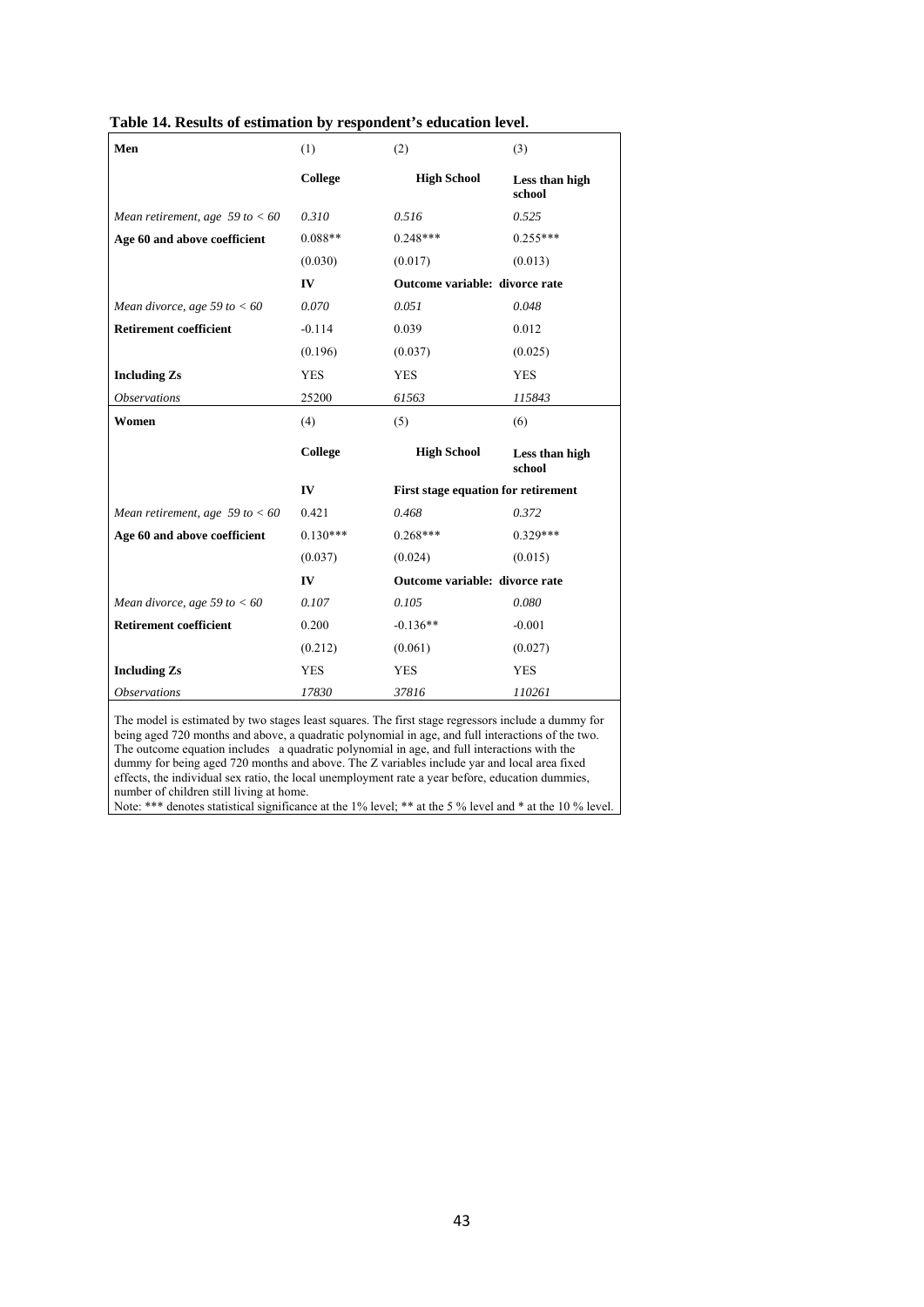**Table 14. Results of estimation by respondent's education level.**

| Men | (1) | (2) | (3) |
|---|---|---|---|
| | **College** | **High School** | **Less than high school** |
| *Mean retirement, age 59 to < 60* | *0.310* | *0.516* | *0.525* |
| **Age 60 and above coefficient** | 0.088** | 0.248*** | 0.255*** |
| | (0.030) | (0.017) | (0.013) |
| | **IV** | **Outcome variable: divorce rate** | |
| *Mean divorce, age 59 to < 60* | *0.070* | *0.051* | *0.048* |
| **Retirement coefficient** | -0.114 | 0.039 | 0.012 |
| | (0.196) | (0.037) | (0.025) |
| **Including Zs** | YES | YES | YES |
| *Observations* | 25200 | *61563* | *115843* |
| **Women** | (4) | (5) | (6) |
| | **College** | **High School** | **Less than high school** |
| | **IV** | **First stage equation for retirement** | |
| *Mean retirement, age 59 to < 60* | 0.421 | *0.468* | *0.372* |
| **Age 60 and above coefficient** | 0.130*** | 0.268*** | 0.329*** |
| | (0.037) | (0.024) | (0.015) |
| | **IV** | **Outcome variable: divorce rate** | |
| *Mean divorce, age 59 to < 60* | *0.107* | *0.105* | *0.080* |
| **Retirement coefficient** | 0.200 | -0.136** | -0.001 |
| | (0.212) | (0.061) | (0.027) |
| **Including Zs** | YES | YES | YES |
| *Observations* | *17830* | *37816* | *110261* |

The model is estimated by two stages least squares. The first stage regressors include a dummy for being aged 720 months and above, a quadratic polynomial in age, and full interactions of the two. The outcome equation includes a quadratic polynomial in age, and full interactions with the dummy for being aged 720 months and above. The Z variables include yar and local area fixed effects, the individual sex ratio, the local unemployment rate a year before, education dummies, number of children still living at home.

Note: *** denotes statistical significance at the 1% level; ** at the 5 % level and * at the 10 % level.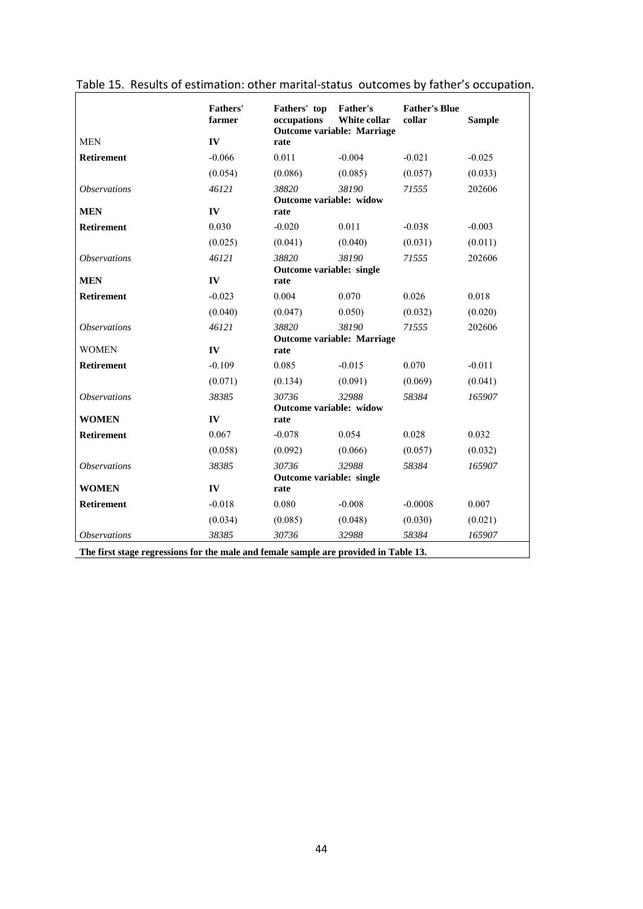Table 15. Results of estimation: other marital-status outcomes by father's occupation.

| | Fathers' farmer | Fathers' top occupations | Father's White collar | Father's Blue collar | Sample |
|---|---|---|---|---|---|
| | | **Outcome variable: Marriage rate** | | | |
| MEN | **IV** | | | | |
| **Retirement** | -0.066 | 0.011 | -0.004 | -0.021 | -0.025 |
| | (0.054) | (0.086) | (0.085) | (0.057) | (0.033) |
| *Observations* | *46121* | *38820* | *38190* | *71555* | 202606 |
| | | **Outcome variable: widow rate** | | | |
| **MEN** | **IV** | | | | |
| **Retirement** | 0.030 | -0.020 | 0.011 | -0.038 | -0.003 |
| | (0.025) | (0.041) | (0.040) | (0.031) | (0.011) |
| *Observations* | *46121* | *38820* | *38190* | *71555* | 202606 |
| | | **Outcome variable: single rate** | | | |
| **MEN** | **IV** | | | | |
| **Retirement** | -0.023 | 0.004 | 0.070 | 0.026 | 0.018 |
| | (0.040) | (0.047) | 0.050) | (0.032) | (0.020) |
| *Observations* | *46121* | *38820* | *38190* | *71555* | 202606 |
| | | **Outcome variable: Marriage rate** | | | |
| WOMEN | **IV** | | | | |
| **Retirement** | -0.109 | 0.085 | -0.015 | 0.070 | -0.011 |
| | (0.071) | (0.134) | (0.091) | (0.069) | (0.041) |
| *Observations* | *38385* | *30736* | *32988* | *58384* | *165907* |
| | | **Outcome variable: widow rate** | | | |
| **WOMEN** | **IV** | | | | |
| **Retirement** | 0.067 | -0.078 | 0.054 | 0.028 | 0.032 |
| | (0.058) | (0.092) | (0.066) | (0.057) | (0.032) |
| *Observations* | *38385* | *30736* | *32988* | *58384* | *165907* |
| | | **Outcome variable: single rate** | | | |
| **WOMEN** | **IV** | | | | |
| **Retirement** | -0.018 | 0.080 | -0.008 | -0.0008 | 0.007 |
| | (0.034) | (0.085) | (0.048) | (0.030) | (0.021) |
| *Observations* | *38385* | *30736* | *32988* | *58384* | *165907* |

**The first stage regressions for the male and female sample are provided in Table 13.**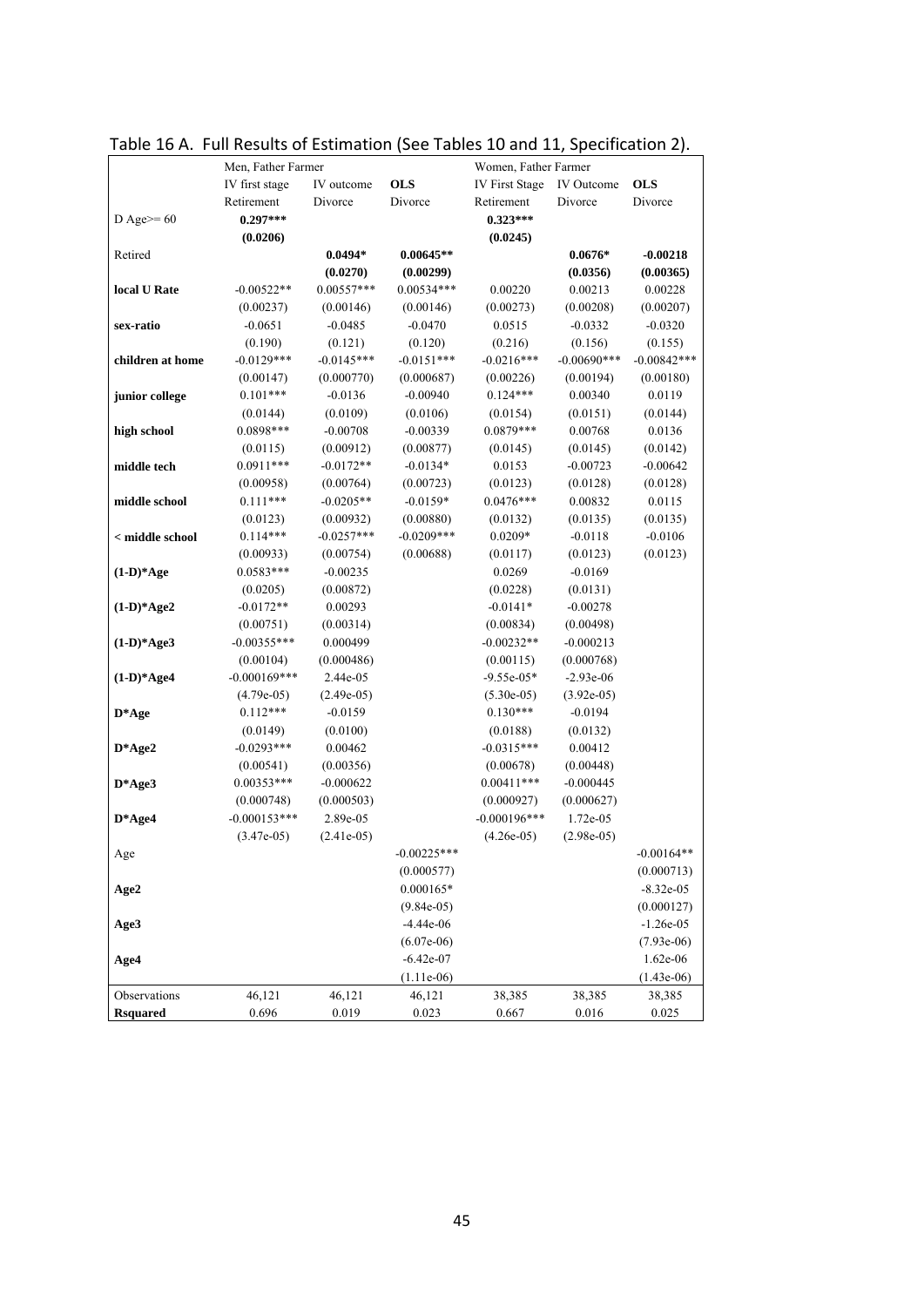Table 16 A. Full Results of Estimation (See Tables 10 and 11, Specification 2).

| | Men, Father Farmer | | | Women, Father Farmer | | |
|---|---|---|---|---|---|---|
| | IV first stage | IV outcome | **OLS** | IV First Stage | IV Outcome | **OLS** |
| | Retirement | Divorce | Divorce | Retirement | Divorce | Divorce |
| D Age>= 60 | **0.297*** ** | | | **0.323*** ** | | |
| | **(0.0206)** | | | **(0.0245)** | | |
| Retired | | **0.0494*** | **0.00645** ** | | **0.0676*** | **-0.00218** |
| | | **(0.0270)** | **(0.00299)** | | **(0.0356)** | **(0.00365)** |
| **local U Rate** | -0.00522** | 0.00557*** | 0.00534*** | 0.00220 | 0.00213 | 0.00228 |
| | (0.00237) | (0.00146) | (0.00146) | (0.00273) | (0.00208) | (0.00207) |
| **sex-ratio** | -0.0651 | -0.0485 | -0.0470 | 0.0515 | -0.0332 | -0.0320 |
| | (0.190) | (0.121) | (0.120) | (0.216) | (0.156) | (0.155) |
| **children at home** | -0.0129*** | -0.0145*** | -0.0151*** | -0.0216*** | -0.00690*** | -0.00842*** |
| | (0.00147) | (0.000770) | (0.000687) | (0.00226) | (0.00194) | (0.00180) |
| **junior college** | 0.101*** | -0.0136 | -0.00940 | 0.124*** | 0.00340 | 0.0119 |
| | (0.0144) | (0.0109) | (0.0106) | (0.0154) | (0.0151) | (0.0144) |
| **high school** | 0.0898*** | -0.00708 | -0.00339 | 0.0879*** | 0.00768 | 0.0136 |
| | (0.0115) | (0.00912) | (0.00877) | (0.0145) | (0.0145) | (0.0142) |
| **middle tech** | 0.0911*** | -0.0172** | -0.0134* | 0.0153 | -0.00723 | -0.00642 |
| | (0.00958) | (0.00764) | (0.00723) | (0.0123) | (0.0128) | (0.0128) |
| **middle school** | 0.111*** | -0.0205** | -0.0159* | 0.0476*** | 0.00832 | 0.0115 |
| | (0.0123) | (0.00932) | (0.00880) | (0.0132) | (0.0135) | (0.0135) |
| **< middle school** | 0.114*** | -0.0257*** | -0.0209*** | 0.0209* | -0.0118 | -0.0106 |
| | (0.00933) | (0.00754) | (0.00688) | (0.0117) | (0.0123) | (0.0123) |
| **(1-D)*Age** | 0.0583*** | -0.00235 | | 0.0269 | -0.0169 | |
| | (0.0205) | (0.00872) | | (0.0228) | (0.0131) | |
| **(1-D)*Age2** | -0.0172** | 0.00293 | | -0.0141* | -0.00278 | |
| | (0.00751) | (0.00314) | | (0.00834) | (0.00498) | |
| **(1-D)*Age3** | -0.00355*** | 0.000499 | | -0.00232** | -0.000213 | |
| | (0.00104) | (0.000486) | | (0.00115) | (0.000768) | |
| **(1-D)*Age4** | -0.000169*** | 2.44e-05 | | -9.55e-05* | -2.93e-06 | |
| | (4.79e-05) | (2.49e-05) | | (5.30e-05) | (3.92e-05) | |
| **D*Age** | 0.112*** | -0.0159 | | 0.130*** | -0.0194 | |
| | (0.0149) | (0.0100) | | (0.0188) | (0.0132) | |
| **D*Age2** | -0.0293*** | 0.00462 | | -0.0315*** | 0.00412 | |
| | (0.00541) | (0.00356) | | (0.00678) | (0.00448) | |
| **D*Age3** | 0.00353*** | -0.000622 | | 0.00411*** | -0.000445 | |
| | (0.000748) | (0.000503) | | (0.000927) | (0.000627) | |
| **D*Age4** | -0.000153*** | 2.89e-05 | | -0.000196*** | 1.72e-05 | |
| | (3.47e-05) | (2.41e-05) | | (4.26e-05) | (2.98e-05) | |
| Age | | | -0.00225*** | | | -0.00164** |
| | | | (0.000577) | | | (0.000713) |
| **Age2** | | | 0.000165* | | | -8.32e-05 |
| | | | (9.84e-05) | | | (0.000127) |
| **Age3** | | | -4.44e-06 | | | -1.26e-05 |
| | | | (6.07e-06) | | | (7.93e-06) |
| **Age4** | | | -6.42e-07 | | | 1.62e-06 |
| | | | (1.11e-06) | | | (1.43e-06) |
| Observations | 46,121 | 46,121 | 46,121 | 38,385 | 38,385 | 38,385 |
| **Rsquared** | 0.696 | 0.019 | 0.023 | 0.667 | 0.016 | 0.025 |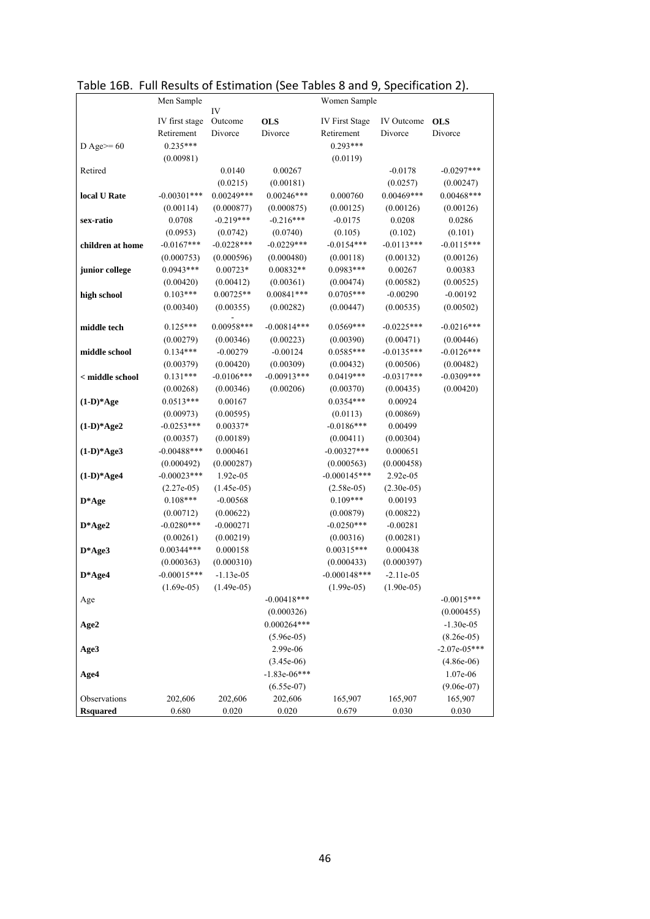Table 16B. Full Results of Estimation (See Tables 8 and 9, Specification 2).

| | Men Sample | | | Women Sample | | |
|---|---|---|---|---|---|---|
| | IV first stage | IV Outcome | **OLS** | IV First Stage | IV Outcome | **OLS** |
| | Retirement | Divorce | Divorce | Retirement | Divorce | Divorce |
| D Age>= 60 | 0.235*** | | | 0.293*** | | |
| | (0.00981) | | | (0.0119) | | |
| Retired | | 0.0140 | 0.00267 | | -0.0178 | -0.0297*** |
| | | (0.0215) | (0.00181) | | (0.0257) | (0.00247) |
| **local U Rate** | -0.00301*** | 0.00249*** | 0.00246*** | 0.000760 | 0.00469*** | 0.00468*** |
| | (0.00114) | (0.000877) | (0.000875) | (0.00125) | (0.00126) | (0.00126) |
| **sex-ratio** | 0.0708 | -0.219*** | -0.216*** | -0.0175 | 0.0208 | 0.0286 |
| | (0.0953) | (0.0742) | (0.0740) | (0.105) | (0.102) | (0.101) |
| **children at home** | -0.0167*** | -0.0228*** | -0.0229*** | -0.0154*** | -0.0113*** | -0.0115*** |
| | (0.000753) | (0.000596) | (0.000480) | (0.00118) | (0.00132) | (0.00126) |
| **junior college** | 0.0943*** | 0.00723* | 0.00832** | 0.0983*** | 0.00267 | 0.00383 |
| | (0.00420) | (0.00412) | (0.00361) | (0.00474) | (0.00582) | (0.00525) |
| **high school** | 0.103*** | 0.00725** | 0.00841*** | 0.0705*** | -0.00290 | -0.00192 |
| | (0.00340) | (0.00355) | (0.00282) | (0.00447) | (0.00535) | (0.00502) |
| **middle tech** | 0.125*** | -0.00958*** | -0.00814*** | 0.0569*** | -0.0225*** | -0.0216*** |
| | (0.00279) | (0.00346) | (0.00223) | (0.00390) | (0.00471) | (0.00446) |
| **middle school** | 0.134*** | -0.00279 | -0.00124 | 0.0585*** | -0.0135*** | -0.0126*** |
| | (0.00379) | (0.00420) | (0.00309) | (0.00432) | (0.00506) | (0.00482) |
| **< middle school** | 0.131*** | -0.0106*** | -0.00913*** | 0.0419*** | -0.0317*** | -0.0309*** |
| | (0.00268) | (0.00346) | (0.00206) | (0.00370) | (0.00435) | (0.00420) |
| **(1-D)*Age** | 0.0513*** | 0.00167 | | 0.0354*** | 0.00924 | |
| | (0.00973) | (0.00595) | | (0.0113) | (0.00869) | |
| **(1-D)*Age2** | -0.0253*** | 0.00337* | | -0.0186*** | 0.00499 | |
| | (0.00357) | (0.00189) | | (0.00411) | (0.00304) | |
| **(1-D)*Age3** | -0.00488*** | 0.000461 | | -0.00327*** | 0.000651 | |
| | (0.000492) | (0.000287) | | (0.000563) | (0.000458) | |
| **(1-D)*Age4** | -0.00023*** | 1.92e-05 | | -0.000145*** | 2.92e-05 | |
| | (2.27e-05) | (1.45e-05) | | (2.58e-05) | (2.30e-05) | |
| **D*Age** | 0.108*** | -0.00568 | | 0.109*** | 0.00193 | |
| | (0.00712) | (0.00622) | | (0.00879) | (0.00822) | |
| **D*Age2** | -0.0280*** | -0.000271 | | -0.0250*** | -0.00281 | |
| | (0.00261) | (0.00219) | | (0.00316) | (0.00281) | |
| **D*Age3** | 0.00344*** | 0.000158 | | 0.00315*** | 0.000438 | |
| | (0.000363) | (0.000310) | | (0.000433) | (0.000397) | |
| **D*Age4** | -0.00015*** | -1.13e-05 | | -0.000148*** | -2.11e-05 | |
| | (1.69e-05) | (1.49e-05) | | (1.99e-05) | (1.90e-05) | |
| Age | | | -0.00418*** | | | -0.0015*** |
| | | | (0.000326) | | | (0.000455) |
| **Age2** | | | 0.000264*** | | | -1.30e-05 |
| | | | (5.96e-05) | | | (8.26e-05) |
| **Age3** | | | 2.99e-06 | | | -2.07e-05*** |
| | | | (3.45e-06) | | | (4.86e-06) |
| **Age4** | | | -1.83e-06*** | | | 1.07e-06 |
| | | | (6.55e-07) | | | (9.06e-07) |
| Observations | 202,606 | 202,606 | 202,606 | 165,907 | 165,907 | 165,907 |
| **Rsquared** | 0.680 | 0.020 | 0.020 | 0.679 | 0.030 | 0.030 |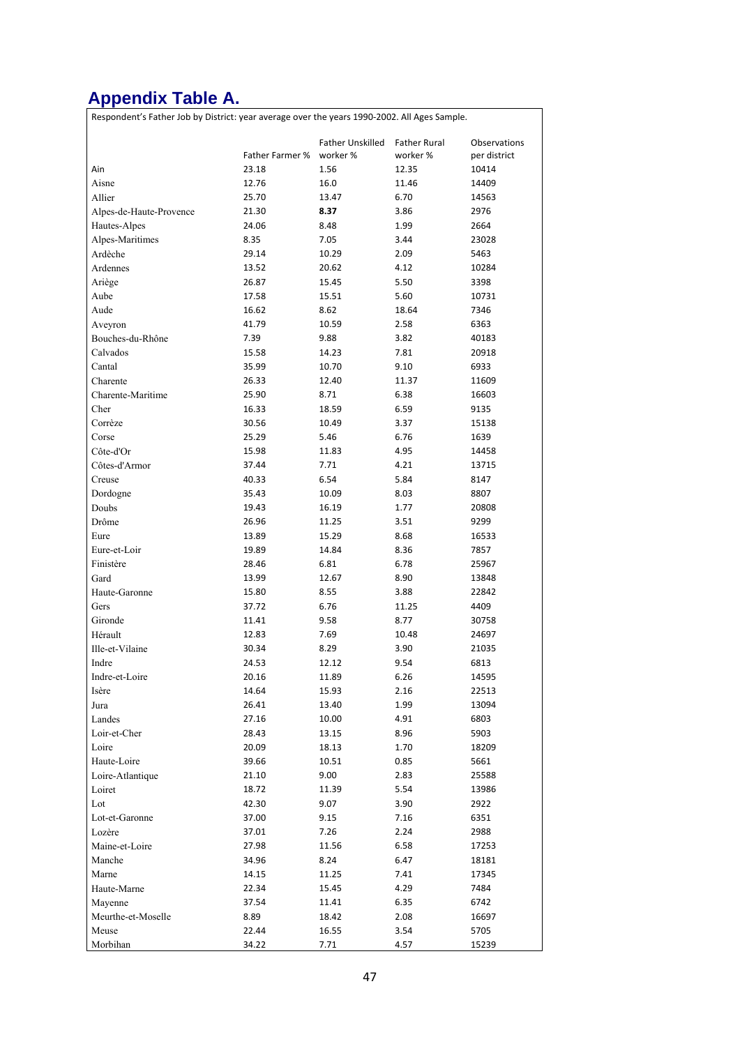## Appendix Table A.

Respondent's Father Job by District: year average over the years 1990-2002. All Ages Sample.

| | Father Farmer % | Father Unskilled worker % | Father Rural worker % | Observations per district |
|---|---|---|---|---|
| Ain | 23.18 | 1.56 | 12.35 | 10414 |
| Aisne | 12.76 | 16.0 | 11.46 | 14409 |
| Allier | 25.70 | 13.47 | 6.70 | 14563 |
| Alpes-de-Haute-Provence | 21.30 | **8.37** | 3.86 | 2976 |
| Hautes-Alpes | 24.06 | 8.48 | 1.99 | 2664 |
| Alpes-Maritimes | 8.35 | 7.05 | 3.44 | 23028 |
| Ardèche | 29.14 | 10.29 | 2.09 | 5463 |
| Ardennes | 13.52 | 20.62 | 4.12 | 10284 |
| Ariège | 26.87 | 15.45 | 5.50 | 3398 |
| Aube | 17.58 | 15.51 | 5.60 | 10731 |
| Aude | 16.62 | 8.62 | 18.64 | 7346 |
| Aveyron | 41.79 | 10.59 | 2.58 | 6363 |
| Bouches-du-Rhône | 7.39 | 9.88 | 3.82 | 40183 |
| Calvados | 15.58 | 14.23 | 7.81 | 20918 |
| Cantal | 35.99 | 10.70 | 9.10 | 6933 |
| Charente | 26.33 | 12.40 | 11.37 | 11609 |
| Charente-Maritime | 25.90 | 8.71 | 6.38 | 16603 |
| Cher | 16.33 | 18.59 | 6.59 | 9135 |
| Corrèze | 30.56 | 10.49 | 3.37 | 15138 |
| Corse | 25.29 | 5.46 | 6.76 | 1639 |
| Côte-d'Or | 15.98 | 11.83 | 4.95 | 14458 |
| Côtes-d'Armor | 37.44 | 7.71 | 4.21 | 13715 |
| Creuse | 40.33 | 6.54 | 5.84 | 8147 |
| Dordogne | 35.43 | 10.09 | 8.03 | 8807 |
| Doubs | 19.43 | 16.19 | 1.77 | 20808 |
| Drôme | 26.96 | 11.25 | 3.51 | 9299 |
| Eure | 13.89 | 15.29 | 8.68 | 16533 |
| Eure-et-Loir | 19.89 | 14.84 | 8.36 | 7857 |
| Finistère | 28.46 | 6.81 | 6.78 | 25967 |
| Gard | 13.99 | 12.67 | 8.90 | 13848 |
| Haute-Garonne | 15.80 | 8.55 | 3.88 | 22842 |
| Gers | 37.72 | 6.76 | 11.25 | 4409 |
| Gironde | 11.41 | 9.58 | 8.77 | 30758 |
| Hérault | 12.83 | 7.69 | 10.48 | 24697 |
| Ille-et-Vilaine | 30.34 | 8.29 | 3.90 | 21035 |
| Indre | 24.53 | 12.12 | 9.54 | 6813 |
| Indre-et-Loire | 20.16 | 11.89 | 6.26 | 14595 |
| Isère | 14.64 | 15.93 | 2.16 | 22513 |
| Jura | 26.41 | 13.40 | 1.99 | 13094 |
| Landes | 27.16 | 10.00 | 4.91 | 6803 |
| Loir-et-Cher | 28.43 | 13.15 | 8.96 | 5903 |
| Loire | 20.09 | 18.13 | 1.70 | 18209 |
| Haute-Loire | 39.66 | 10.51 | 0.85 | 5661 |
| Loire-Atlantique | 21.10 | 9.00 | 2.83 | 25588 |
| Loiret | 18.72 | 11.39 | 5.54 | 13986 |
| Lot | 42.30 | 9.07 | 3.90 | 2922 |
| Lot-et-Garonne | 37.00 | 9.15 | 7.16 | 6351 |
| Lozère | 37.01 | 7.26 | 2.24 | 2988 |
| Maine-et-Loire | 27.98 | 11.56 | 6.58 | 17253 |
| Manche | 34.96 | 8.24 | 6.47 | 18181 |
| Marne | 14.15 | 11.25 | 7.41 | 17345 |
| Haute-Marne | 22.34 | 15.45 | 4.29 | 7484 |
| Mayenne | 37.54 | 11.41 | 6.35 | 6742 |
| Meurthe-et-Moselle | 8.89 | 18.42 | 2.08 | 16697 |
| Meuse | 22.44 | 16.55 | 3.54 | 5705 |
| Morbihan | 34.22 | 7.71 | 4.57 | 15239 |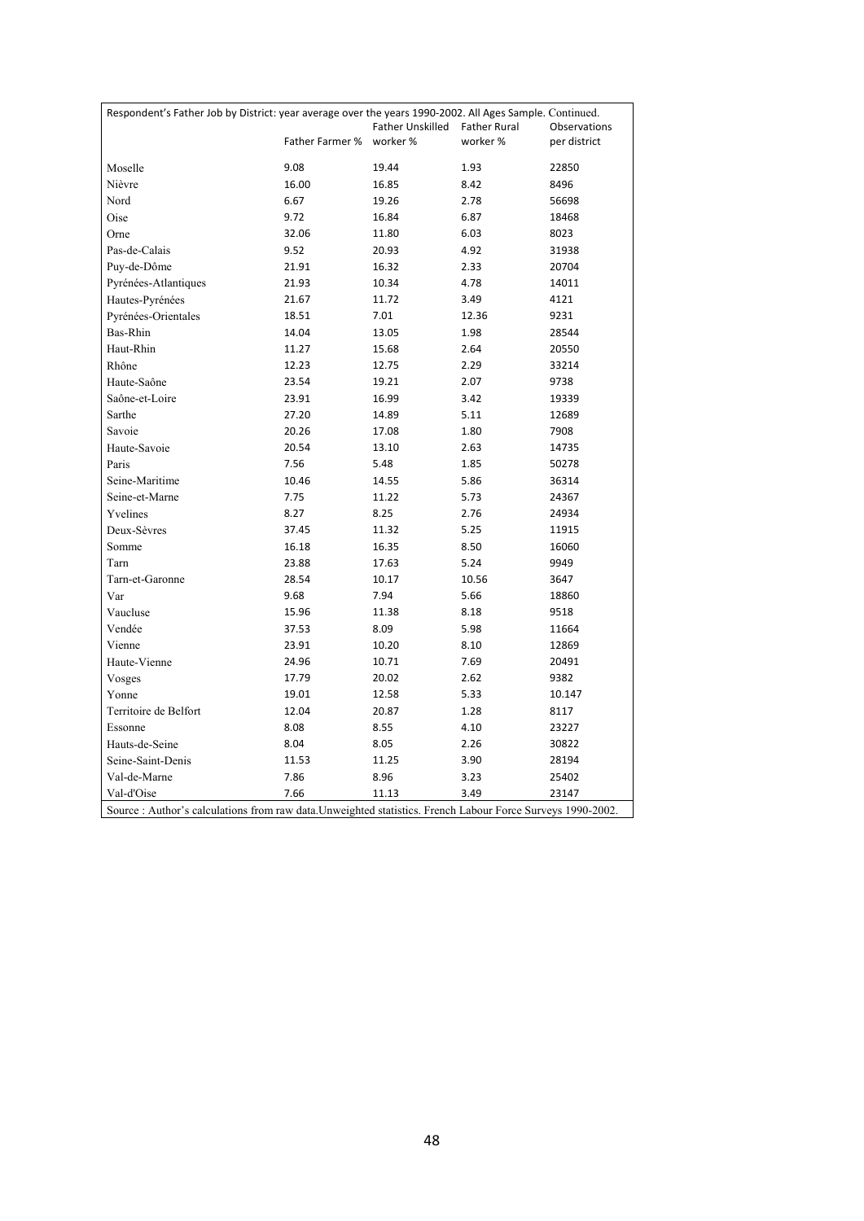Respondent's Father Job by District: year average over the years 1990-2002. All Ages Sample. Continued.

| | Father Farmer % | Father Unskilled worker % | Father Rural worker % | Observations per district |
|---|---|---|---|---|
| Moselle | 9.08 | 19.44 | 1.93 | 22850 |
| Nièvre | 16.00 | 16.85 | 8.42 | 8496 |
| Nord | 6.67 | 19.26 | 2.78 | 56698 |
| Oise | 9.72 | 16.84 | 6.87 | 18468 |
| Orne | 32.06 | 11.80 | 6.03 | 8023 |
| Pas-de-Calais | 9.52 | 20.93 | 4.92 | 31938 |
| Puy-de-Dôme | 21.91 | 16.32 | 2.33 | 20704 |
| Pyrénées-Atlantiques | 21.93 | 10.34 | 4.78 | 14011 |
| Hautes-Pyrénées | 21.67 | 11.72 | 3.49 | 4121 |
| Pyrénées-Orientales | 18.51 | 7.01 | 12.36 | 9231 |
| Bas-Rhin | 14.04 | 13.05 | 1.98 | 28544 |
| Haut-Rhin | 11.27 | 15.68 | 2.64 | 20550 |
| Rhône | 12.23 | 12.75 | 2.29 | 33214 |
| Haute-Saône | 23.54 | 19.21 | 2.07 | 9738 |
| Saône-et-Loire | 23.91 | 16.99 | 3.42 | 19339 |
| Sarthe | 27.20 | 14.89 | 5.11 | 12689 |
| Savoie | 20.26 | 17.08 | 1.80 | 7908 |
| Haute-Savoie | 20.54 | 13.10 | 2.63 | 14735 |
| Paris | 7.56 | 5.48 | 1.85 | 50278 |
| Seine-Maritime | 10.46 | 14.55 | 5.86 | 36314 |
| Seine-et-Marne | 7.75 | 11.22 | 5.73 | 24367 |
| Yvelines | 8.27 | 8.25 | 2.76 | 24934 |
| Deux-Sèvres | 37.45 | 11.32 | 5.25 | 11915 |
| Somme | 16.18 | 16.35 | 8.50 | 16060 |
| Tarn | 23.88 | 17.63 | 5.24 | 9949 |
| Tarn-et-Garonne | 28.54 | 10.17 | 10.56 | 3647 |
| Var | 9.68 | 7.94 | 5.66 | 18860 |
| Vaucluse | 15.96 | 11.38 | 8.18 | 9518 |
| Vendée | 37.53 | 8.09 | 5.98 | 11664 |
| Vienne | 23.91 | 10.20 | 8.10 | 12869 |
| Haute-Vienne | 24.96 | 10.71 | 7.69 | 20491 |
| Vosges | 17.79 | 20.02 | 2.62 | 9382 |
| Yonne | 19.01 | 12.58 | 5.33 | 10.147 |
| Territoire de Belfort | 12.04 | 20.87 | 1.28 | 8117 |
| Essonne | 8.08 | 8.55 | 4.10 | 23227 |
| Hauts-de-Seine | 8.04 | 8.05 | 2.26 | 30822 |
| Seine-Saint-Denis | 11.53 | 11.25 | 3.90 | 28194 |
| Val-de-Marne | 7.86 | 8.96 | 3.23 | 25402 |
| Val-d'Oise | 7.66 | 11.13 | 3.49 | 23147 |

Source : Author's calculations from raw data.Unweighted statistics. French Labour Force Surveys 1990-2002.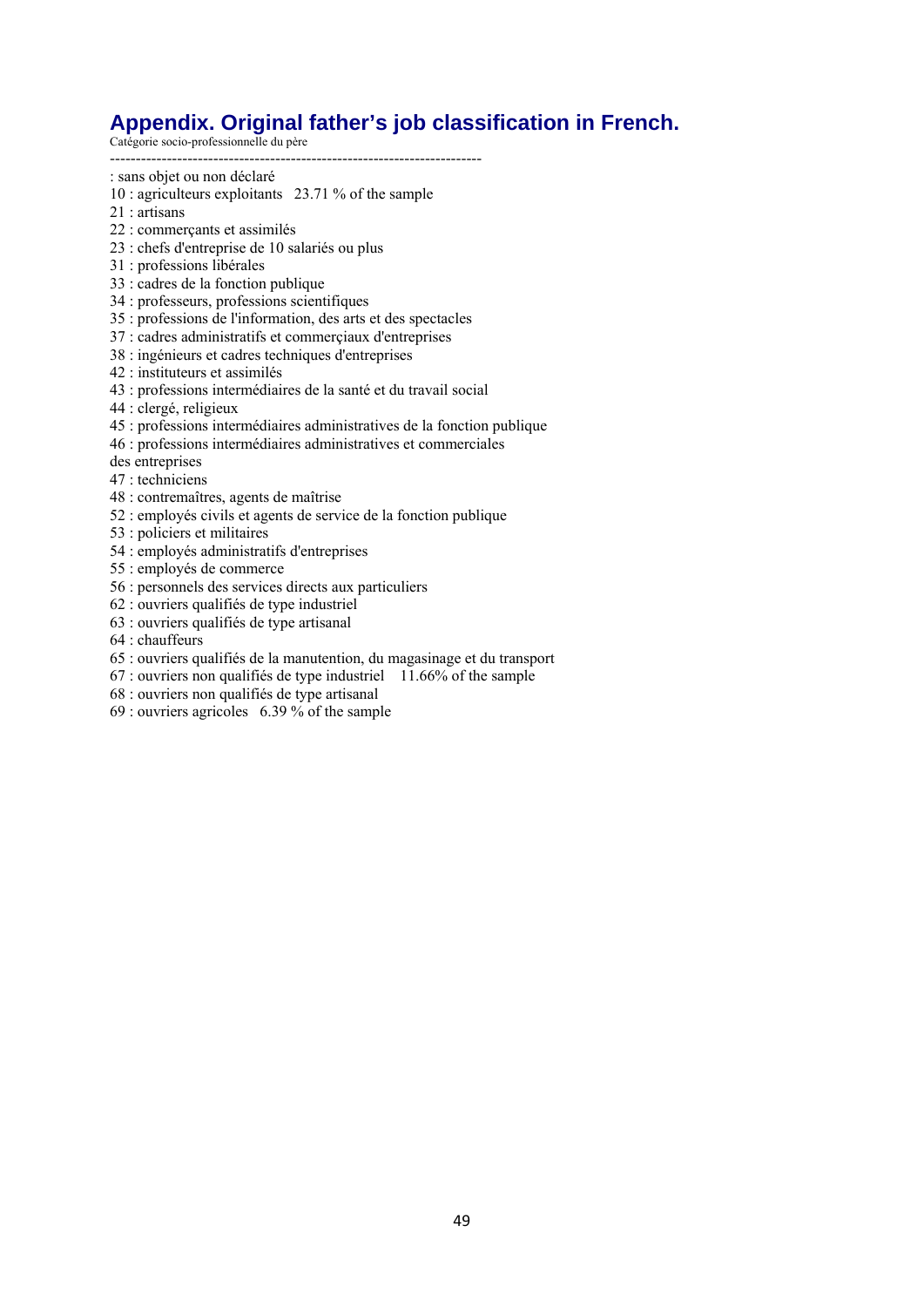## Appendix. Original father's job classification in French.

Catégorie socio-professionnelle du père

------------------------------------------------------------------------

: sans objet ou non déclaré  
10 : agriculteurs exploitants   23.71 % of the sample  
21 : artisans  
22 : commerçants et assimilés  
23 : chefs d'entreprise de 10 salariés ou plus  
31 : professions libérales  
33 : cadres de la fonction publique  
34 : professeurs, professions scientifiques  
35 : professions de l'information, des arts et des spectacles  
37 : cadres administratifs et commerçiaux d'entreprises  
38 : ingénieurs et cadres techniques d'entreprises  
42 : instituteurs et assimilés  
43 : professions intermédiaires de la santé et du travail social  
44 : clergé, religieux  
45 : professions intermédiaires administratives de la fonction publique  
46 : professions intermédiaires administratives et commerciales des entreprises  
47 : techniciens  
48 : contremaîtres, agents de maîtrise  
52 : employés civils et agents de service de la fonction publique  
53 : policiers et militaires  
54 : employés administratifs d'entreprises  
55 : employés de commerce  
56 : personnels des services directs aux particuliers  
62 : ouvriers qualifiés de type industriel  
63 : ouvriers qualifiés de type artisanal  
64 : chauffeurs  
65 : ouvriers qualifiés de la manutention, du magasinage et du transport  
67 : ouvriers non qualifiés de type industriel   11.66% of the sample  
68 : ouvriers non qualifiés de type artisanal  
69 : ouvriers agricoles   6.39 % of the sample